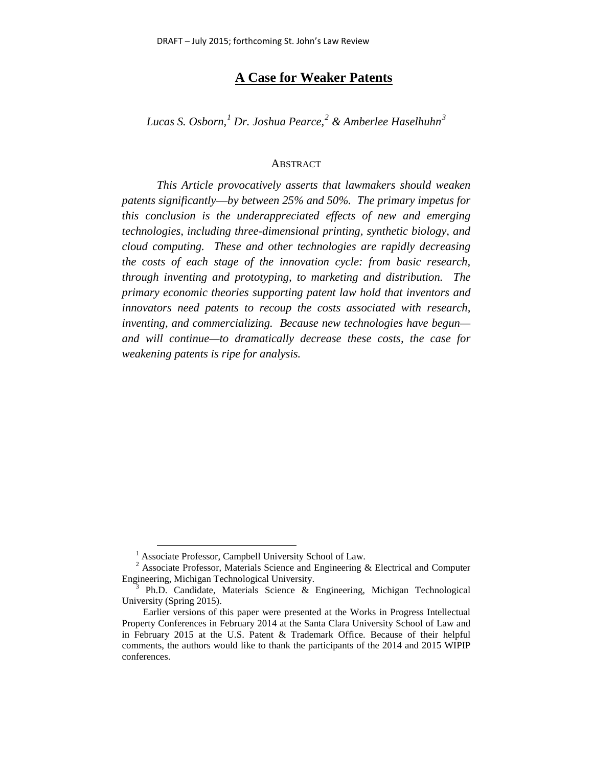DRAFT – July 2015; forthcoming St. John's Law Review

# A Case for Weaker Patents

*Lucas S. Osborn,[1] Dr. Joshua Pearce,[2] & Amberlee Haselhuhn[3]*

## ABSTRACT

*This Article provocatively asserts that lawmakers should weaken patents significantly—by between 25% and 50%. The primary impetus for this conclusion is the underappreciated effects of new and emerging technologies, including three-dimensional printing, synthetic biology, and cloud computing. These and other technologies are rapidly decreasing the costs of each stage of the innovation cycle: from basic research, through inventing and prototyping, to marketing and distribution. The primary economic theories supporting patent law hold that inventors and innovators need patents to recoup the costs associated with research, inventing, and commercializing. Because new technologies have begun—and will continue—to dramatically decrease these costs, the case for weakening patents is ripe for analysis.*

---

[1] Associate Professor, Campbell University School of Law.

[2] Associate Professor, Materials Science and Engineering & Electrical and Computer Engineering, Michigan Technological University.

[3] Ph.D. Candidate, Materials Science & Engineering, Michigan Technological University (Spring 2015).

Earlier versions of this paper were presented at the Works in Progress Intellectual Property Conferences in February 2014 at the Santa Clara University School of Law and in February 2015 at the U.S. Patent & Trademark Office. Because of their helpful comments, the authors would like to thank the participants of the 2014 and 2015 WIPIP conferences.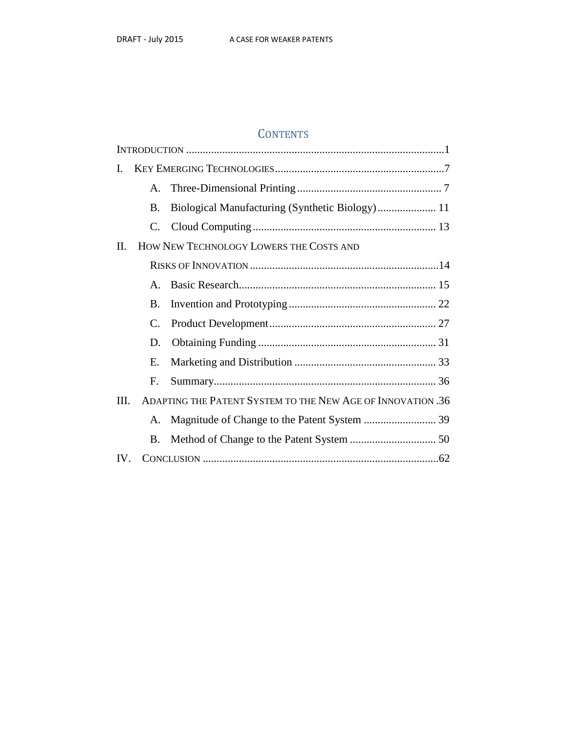## Contents

Introduction ............................................................................................1

I. Key Emerging Technologies.............................................................7

- A. Three-Dimensional Printing .................................................... 7
- B. Biological Manufacturing (Synthetic Biology)..................... 11
- C. Cloud Computing ................................................................. 13

II. How New Technology Lowers the Costs and Risks of Innovation ...................................................................14

- A. Basic Research....................................................................... 15
- B. Invention and Prototyping ..................................................... 22
- C. Product Development ............................................................ 27
- D. Obtaining Funding ................................................................ 31
- E. Marketing and Distribution ................................................... 33
- F. Summary................................................................................ 36

III. Adapting the Patent System to the New Age of Innovation .36

- A. Magnitude of Change to the Patent System .......................... 39
- B. Method of Change to the Patent System ............................... 50

IV. Conclusion ....................................................................................62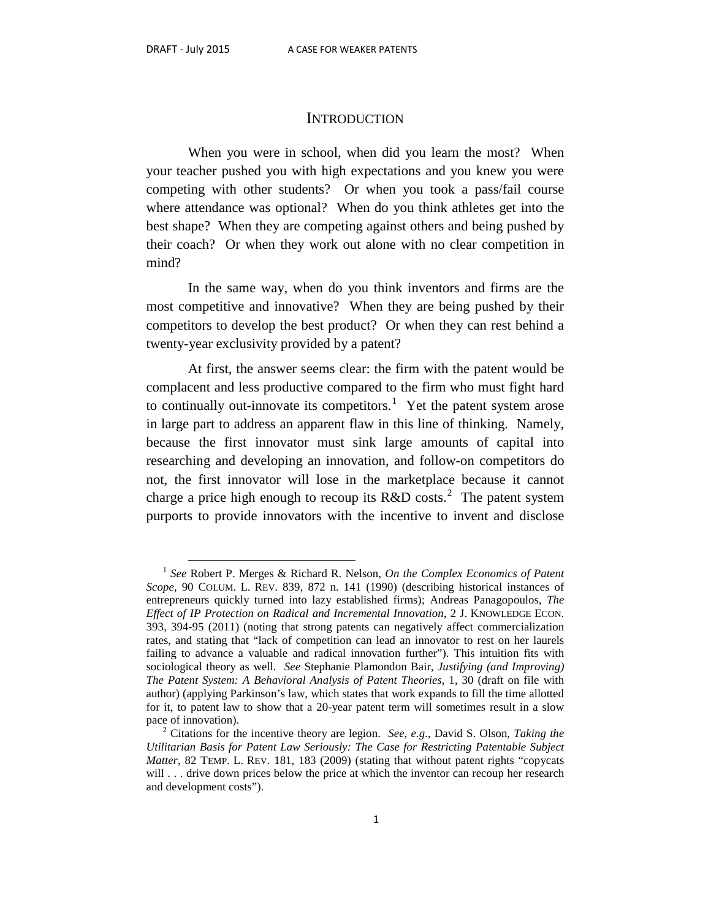# INTRODUCTION

When you were in school, when did you learn the most? When your teacher pushed you with high expectations and you knew you were competing with other students? Or when you took a pass/fail course where attendance was optional? When do you think athletes get into the best shape? When they are competing against others and being pushed by their coach? Or when they work out alone with no clear competition in mind?

In the same way, when do you think inventors and firms are the most competitive and innovative? When they are being pushed by their competitors to develop the best product? Or when they can rest behind a twenty-year exclusivity provided by a patent?

At first, the answer seems clear: the firm with the patent would be complacent and less productive compared to the firm who must fight hard to continually out-innovate its competitors.[1] Yet the patent system arose in large part to address an apparent flaw in this line of thinking. Namely, because the first innovator must sink large amounts of capital into researching and developing an innovation, and follow-on competitors do not, the first innovator will lose in the marketplace because it cannot charge a price high enough to recoup its R&D costs.[2] The patent system purports to provide innovators with the incentive to invent and disclose

---

[1] *See* Robert P. Merges & Richard R. Nelson, *On the Complex Economics of Patent Scope*, 90 COLUM. L. REV. 839, 872 n. 141 (1990) (describing historical instances of entrepreneurs quickly turned into lazy established firms); Andreas Panagopoulos, *The Effect of IP Protection on Radical and Incremental Innovation*, 2 J. KNOWLEDGE ECON. 393, 394-95 (2011) (noting that strong patents can negatively affect commercialization rates, and stating that "lack of competition can lead an innovator to rest on her laurels failing to advance a valuable and radical innovation further"). This intuition fits with sociological theory as well. *See* Stephanie Plamondon Bair, *Justifying (and Improving) The Patent System: A Behavioral Analysis of Patent Theories*, 1, 30 (draft on file with author) (applying Parkinson's law, which states that work expands to fill the time allotted for it, to patent law to show that a 20-year patent term will sometimes result in a slow pace of innovation).

[2] Citations for the incentive theory are legion. *See, e.g.*, David S. Olson, *Taking the Utilitarian Basis for Patent Law Seriously: The Case for Restricting Patentable Subject Matter*, 82 TEMP. L. REV. 181, 183 (2009) (stating that without patent rights "copycats will . . . drive down prices below the price at which the inventor can recoup her research and development costs").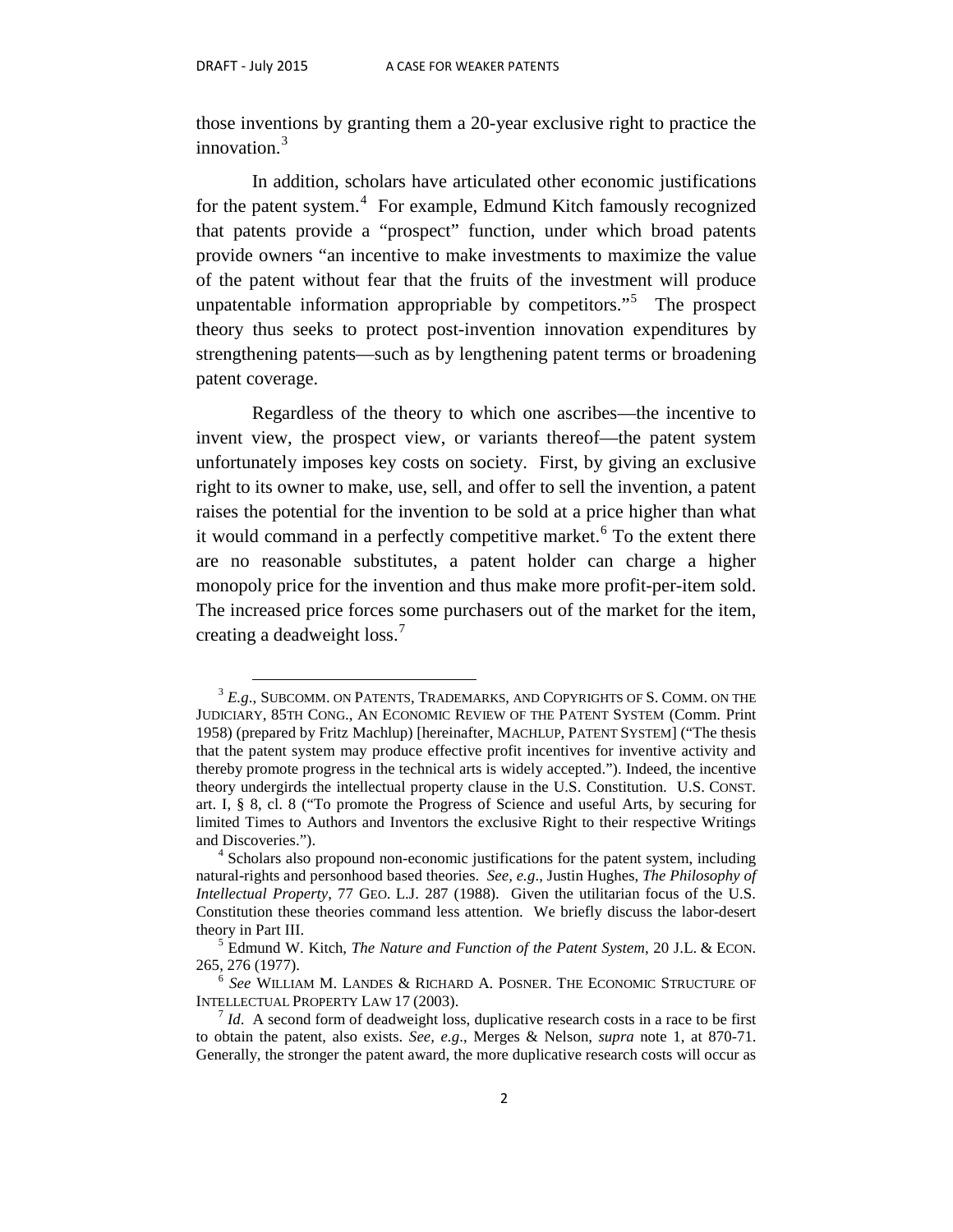those inventions by granting them a 20-year exclusive right to practice the innovation.[3]

In addition, scholars have articulated other economic justifications for the patent system.[4] For example, Edmund Kitch famously recognized that patents provide a "prospect" function, under which broad patents provide owners "an incentive to make investments to maximize the value of the patent without fear that the fruits of the investment will produce unpatentable information appropriable by competitors."[5] The prospect theory thus seeks to protect post-invention innovation expenditures by strengthening patents—such as by lengthening patent terms or broadening patent coverage.

Regardless of the theory to which one ascribes—the incentive to invent view, the prospect view, or variants thereof—the patent system unfortunately imposes key costs on society. First, by giving an exclusive right to its owner to make, use, sell, and offer to sell the invention, a patent raises the potential for the invention to be sold at a price higher than what it would command in a perfectly competitive market.[6] To the extent there are no reasonable substitutes, a patent holder can charge a higher monopoly price for the invention and thus make more profit-per-item sold. The increased price forces some purchasers out of the market for the item, creating a deadweight loss.[7]

---

[3] *E.g.*, SUBCOMM. ON PATENTS, TRADEMARKS, AND COPYRIGHTS OF S. COMM. ON THE JUDICIARY, 85TH CONG., AN ECONOMIC REVIEW OF THE PATENT SYSTEM (Comm. Print 1958) (prepared by Fritz Machlup) [hereinafter, MACHLUP, PATENT SYSTEM] ("The thesis that the patent system may produce effective profit incentives for inventive activity and thereby promote progress in the technical arts is widely accepted."). Indeed, the incentive theory undergirds the intellectual property clause in the U.S. Constitution. U.S. CONST. art. I, § 8, cl. 8 ("To promote the Progress of Science and useful Arts, by securing for limited Times to Authors and Inventors the exclusive Right to their respective Writings and Discoveries.").

[4] Scholars also propound non-economic justifications for the patent system, including natural-rights and personhood based theories. *See, e.g.*, Justin Hughes, *The Philosophy of Intellectual Property*, 77 GEO. L.J. 287 (1988). Given the utilitarian focus of the U.S. Constitution these theories command less attention. We briefly discuss the labor-desert theory in Part III.

[5] Edmund W. Kitch, *The Nature and Function of the Patent System*, 20 J.L. & ECON. 265, 276 (1977).

[6] *See* WILLIAM M. LANDES & RICHARD A. POSNER. THE ECONOMIC STRUCTURE OF INTELLECTUAL PROPERTY LAW 17 (2003).

[7] *Id*. A second form of deadweight loss, duplicative research costs in a race to be first to obtain the patent, also exists. *See, e.g*., Merges & Nelson, *supra* note 1, at 870-71. Generally, the stronger the patent award, the more duplicative research costs will occur as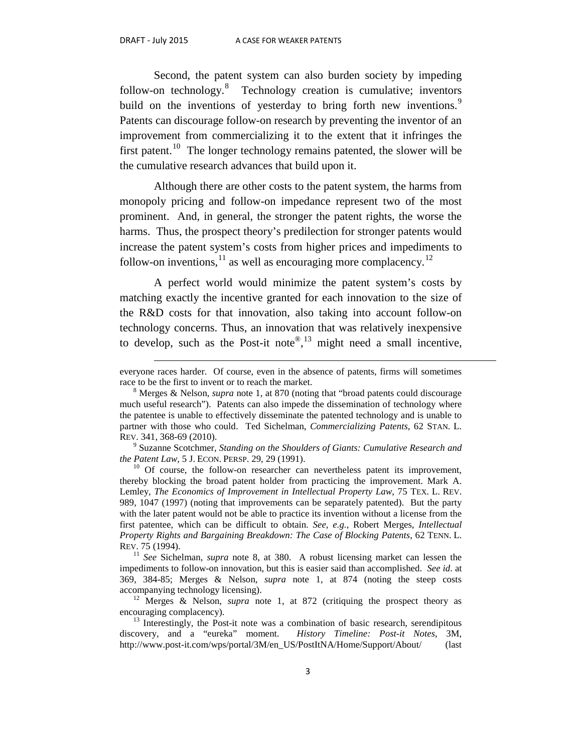Second, the patent system can also burden society by impeding follow-on technology.[8] Technology creation is cumulative; inventors build on the inventions of yesterday to bring forth new inventions.[9] Patents can discourage follow-on research by preventing the inventor of an improvement from commercializing it to the extent that it infringes the first patent.[10] The longer technology remains patented, the slower will be the cumulative research advances that build upon it.

Although there are other costs to the patent system, the harms from monopoly pricing and follow-on impedance represent two of the most prominent. And, in general, the stronger the patent rights, the worse the harms. Thus, the prospect theory's predilection for stronger patents would increase the patent system's costs from higher prices and impediments to follow-on inventions,[11] as well as encouraging more complacency.[12]

A perfect world would minimize the patent system's costs by matching exactly the incentive granted for each innovation to the size of the R&D costs for that innovation, also taking into account follow-on technology concerns. Thus, an innovation that was relatively inexpensive to develop, such as the Post-it note®,[13] might need a small incentive,

---

everyone races harder. Of course, even in the absence of patents, firms will sometimes race to be the first to invent or to reach the market.

[8] Merges & Nelson, *supra* note 1, at 870 (noting that "broad patents could discourage much useful research"). Patents can also impede the dissemination of technology where the patentee is unable to effectively disseminate the patented technology and is unable to partner with those who could. Ted Sichelman, *Commercializing Patents*, 62 STAN. L. REV. 341, 368-69 (2010).

[9] Suzanne Scotchmer, *Standing on the Shoulders of Giants: Cumulative Research and the Patent Law*, 5 J. ECON. PERSP. 29, 29 (1991).

[10] Of course, the follow-on researcher can nevertheless patent its improvement, thereby blocking the broad patent holder from practicing the improvement. Mark A. Lemley, *The Economics of Improvement in Intellectual Property Law*, 75 TEX. L. REV. 989, 1047 (1997) (noting that improvements can be separately patented). But the party with the later patent would not be able to practice its invention without a license from the first patentee, which can be difficult to obtain. *See, e.g.*, Robert Merges, *Intellectual Property Rights and Bargaining Breakdown: The Case of Blocking Patents*, 62 TENN. L. REV. 75 (1994).

[11] *See* Sichelman, *supra* note 8, at 380. A robust licensing market can lessen the impediments to follow-on innovation, but this is easier said than accomplished. *See id*. at 369, 384-85; Merges & Nelson, *supra* note 1, at 874 (noting the steep costs accompanying technology licensing).

[12] Merges & Nelson, *supra* note 1, at 872 (critiquing the prospect theory as encouraging complacency).

[13] Interestingly, the Post-it note was a combination of basic research, serendipitous discovery, and a "eureka" moment. *History Timeline: Post-it Notes*, 3M, http://www.post-it.com/wps/portal/3M/en_US/PostItNA/Home/Support/About/ (last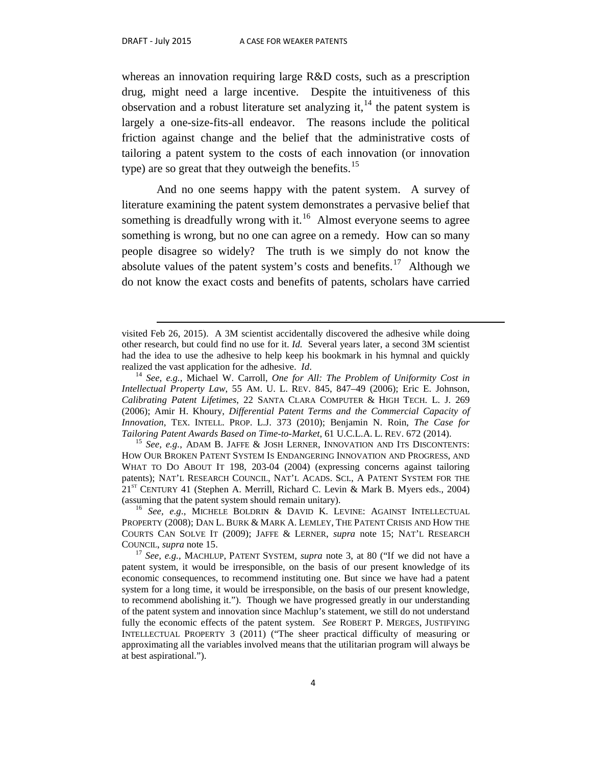whereas an innovation requiring large R&D costs, such as a prescription drug, might need a large incentive. Despite the intuitiveness of this observation and a robust literature set analyzing it,[14] the patent system is largely a one-size-fits-all endeavor. The reasons include the political friction against change and the belief that the administrative costs of tailoring a patent system to the costs of each innovation (or innovation type) are so great that they outweigh the benefits.[15]

And no one seems happy with the patent system. A survey of literature examining the patent system demonstrates a pervasive belief that something is dreadfully wrong with it.[16] Almost everyone seems to agree something is wrong, but no one can agree on a remedy. How can so many people disagree so widely? The truth is we simply do not know the absolute values of the patent system's costs and benefits.[17] Although we do not know the exact costs and benefits of patents, scholars have carried

---

visited Feb 26, 2015). A 3M scientist accidentally discovered the adhesive while doing other research, but could find no use for it. *Id.* Several years later, a second 3M scientist had the idea to use the adhesive to help keep his bookmark in his hymnal and quickly realized the vast application for the adhesive. *Id*.

[14] *See, e.g.*, Michael W. Carroll, *One for All: The Problem of Uniformity Cost in Intellectual Property Law*, 55 AM. U. L. REV. 845, 847–49 (2006); Eric E. Johnson, *Calibrating Patent Lifetimes*, 22 SANTA CLARA COMPUTER & HIGH TECH. L. J. 269 (2006); Amir H. Khoury, *Differential Patent Terms and the Commercial Capacity of Innovation*, TEX. INTELL. PROP. L.J. 373 (2010); Benjamin N. Roin, *The Case for Tailoring Patent Awards Based on Time-to-Market*, 61 U.C.L.A. L. REV. 672 (2014).

[15] *See, e.g.*, ADAM B. JAFFE & JOSH LERNER, INNOVATION AND ITS DISCONTENTS: HOW OUR BROKEN PATENT SYSTEM IS ENDANGERING INNOVATION AND PROGRESS, AND WHAT TO DO ABOUT IT 198, 203-04 (2004) (expressing concerns against tailoring patents); NAT'L RESEARCH COUNCIL, NAT'L ACADS. SCI., A PATENT SYSTEM FOR THE 21ST CENTURY 41 (Stephen A. Merrill, Richard C. Levin & Mark B. Myers eds., 2004) (assuming that the patent system should remain unitary).

[16] *See, e.g.*, MICHELE BOLDRIN & DAVID K. LEVINE: AGAINST INTELLECTUAL PROPERTY (2008); DAN L. BURK & MARK A. LEMLEY, THE PATENT CRISIS AND HOW THE COURTS CAN SOLVE IT (2009); JAFFE & LERNER, *supra* note 15; NAT'L RESEARCH COUNCIL, *supra* note 15.

[17] *See, e.g.*, MACHLUP, PATENT SYSTEM, *supra* note 3, at 80 ("If we did not have a patent system, it would be irresponsible, on the basis of our present knowledge of its economic consequences, to recommend instituting one. But since we have had a patent system for a long time, it would be irresponsible, on the basis of our present knowledge, to recommend abolishing it."). Though we have progressed greatly in our understanding of the patent system and innovation since Machlup's statement, we still do not understand fully the economic effects of the patent system. *See* ROBERT P. MERGES, JUSTIFYING INTELLECTUAL PROPERTY 3 (2011) ("The sheer practical difficulty of measuring or approximating all the variables involved means that the utilitarian program will always be at best aspirational.").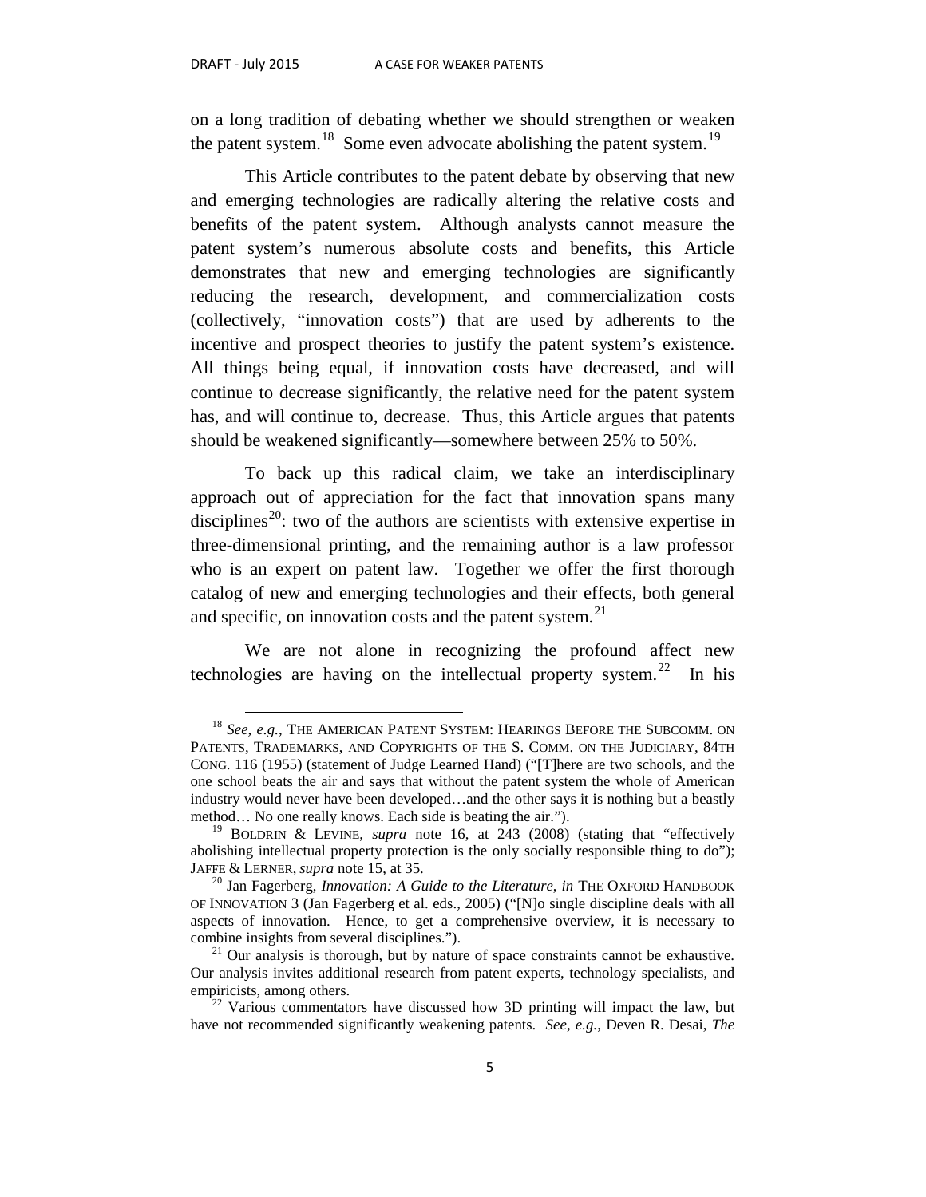on a long tradition of debating whether we should strengthen or weaken the patent system.[18] Some even advocate abolishing the patent system.[19]

This Article contributes to the patent debate by observing that new and emerging technologies are radically altering the relative costs and benefits of the patent system. Although analysts cannot measure the patent system's numerous absolute costs and benefits, this Article demonstrates that new and emerging technologies are significantly reducing the research, development, and commercialization costs (collectively, "innovation costs") that are used by adherents to the incentive and prospect theories to justify the patent system's existence. All things being equal, if innovation costs have decreased, and will continue to decrease significantly, the relative need for the patent system has, and will continue to, decrease. Thus, this Article argues that patents should be weakened significantly—somewhere between 25% to 50%.

To back up this radical claim, we take an interdisciplinary approach out of appreciation for the fact that innovation spans many disciplines[20]: two of the authors are scientists with extensive expertise in three-dimensional printing, and the remaining author is a law professor who is an expert on patent law. Together we offer the first thorough catalog of new and emerging technologies and their effects, both general and specific, on innovation costs and the patent system.[21]

We are not alone in recognizing the profound affect new technologies are having on the intellectual property system.[22] In his

---

[18] *See, e.g.*, THE AMERICAN PATENT SYSTEM: HEARINGS BEFORE THE SUBCOMM. ON PATENTS, TRADEMARKS, AND COPYRIGHTS OF THE S. COMM. ON THE JUDICIARY, 84TH CONG. 116 (1955) (statement of Judge Learned Hand) ("[T]here are two schools, and the one school beats the air and says that without the patent system the whole of American industry would never have been developed…and the other says it is nothing but a beastly method… No one really knows. Each side is beating the air.").

[19] BOLDRIN & LEVINE, *supra* note 16, at 243 (2008) (stating that "effectively abolishing intellectual property protection is the only socially responsible thing to do"); JAFFE & LERNER, *supra* note 15, at 35.

[20] Jan Fagerberg, *Innovation: A Guide to the Literature*, *in* THE OXFORD HANDBOOK OF INNOVATION 3 (Jan Fagerberg et al. eds., 2005) ("[N]o single discipline deals with all aspects of innovation. Hence, to get a comprehensive overview, it is necessary to combine insights from several disciplines.").

[21] Our analysis is thorough, but by nature of space constraints cannot be exhaustive. Our analysis invites additional research from patent experts, technology specialists, and empiricists, among others.

[22] Various commentators have discussed how 3D printing will impact the law, but have not recommended significantly weakening patents. *See, e.g.*, Deven R. Desai, *The*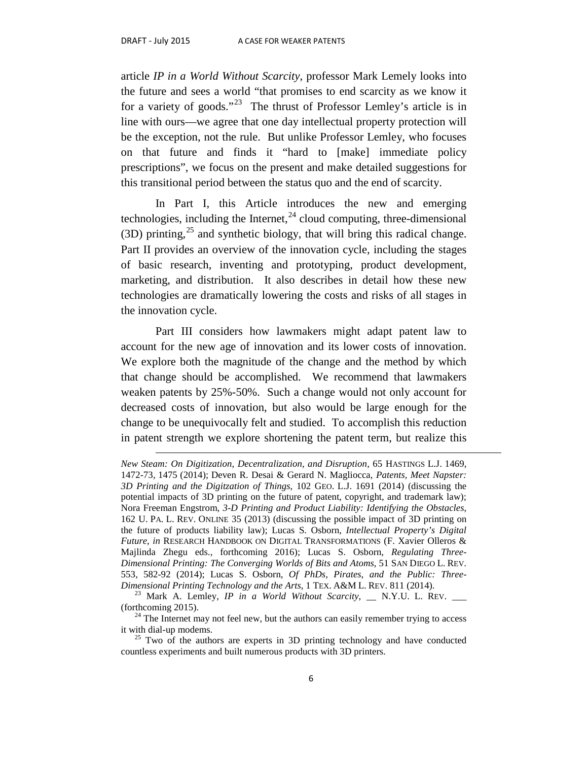article *IP in a World Without Scarcity*, professor Mark Lemely looks into the future and sees a world "that promises to end scarcity as we know it for a variety of goods."[23] The thrust of Professor Lemley's article is in line with ours—we agree that one day intellectual property protection will be the exception, not the rule. But unlike Professor Lemley, who focuses on that future and finds it "hard to [make] immediate policy prescriptions", we focus on the present and make detailed suggestions for this transitional period between the status quo and the end of scarcity.

In Part I, this Article introduces the new and emerging technologies, including the Internet,[24] cloud computing, three-dimensional (3D) printing,[25] and synthetic biology, that will bring this radical change. Part II provides an overview of the innovation cycle, including the stages of basic research, inventing and prototyping, product development, marketing, and distribution. It also describes in detail how these new technologies are dramatically lowering the costs and risks of all stages in the innovation cycle.

Part III considers how lawmakers might adapt patent law to account for the new age of innovation and its lower costs of innovation. We explore both the magnitude of the change and the method by which that change should be accomplished. We recommend that lawmakers weaken patents by 25%-50%. Such a change would not only account for decreased costs of innovation, but also would be large enough for the change to be unequivocally felt and studied. To accomplish this reduction in patent strength we explore shortening the patent term, but realize this

---

*New Steam: On Digitization, Decentralization, and Disruption*, 65 HASTINGS L.J. 1469, 1472-73, 1475 (2014); Deven R. Desai & Gerard N. Magliocca, *Patents, Meet Napster: 3D Printing and the Digitzation of Things*, 102 GEO. L.J. 1691 (2014) (discussing the potential impacts of 3D printing on the future of patent, copyright, and trademark law); Nora Freeman Engstrom, *3-D Printing and Product Liability: Identifying the Obstacles*, 162 U. PA. L. REV. ONLINE 35 (2013) (discussing the possible impact of 3D printing on the future of products liability law); Lucas S. Osborn, *Intellectual Property's Digital Future*, *in* RESEARCH HANDBOOK ON DIGITAL TRANSFORMATIONS (F. Xavier Olleros & Majlinda Zhegu eds., forthcoming 2016); Lucas S. Osborn, *Regulating Three-Dimensional Printing: The Converging Worlds of Bits and Atoms*, 51 SAN DIEGO L. REV. 553, 582-92 (2014); Lucas S. Osborn, *Of PhDs, Pirates, and the Public: Three-Dimensional Printing Technology and the Arts*, 1 TEX. A&M L. REV. 811 (2014).

[23] Mark A. Lemley, *IP in a World Without Scarcity*, __ N.Y.U. L. REV. ___ (forthcoming 2015).

[24] The Internet may not feel new, but the authors can easily remember trying to access it with dial-up modems.

[25] Two of the authors are experts in 3D printing technology and have conducted countless experiments and built numerous products with 3D printers.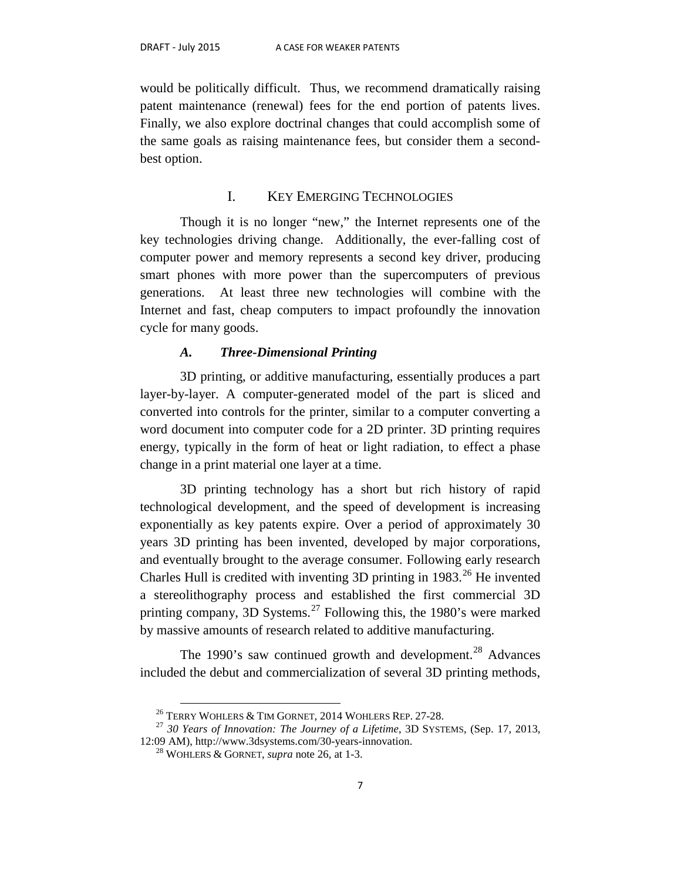would be politically difficult. Thus, we recommend dramatically raising patent maintenance (renewal) fees for the end portion of patents lives. Finally, we also explore doctrinal changes that could accomplish some of the same goals as raising maintenance fees, but consider them a second-best option.

## I. KEY EMERGING TECHNOLOGIES

Though it is no longer "new," the Internet represents one of the key technologies driving change. Additionally, the ever-falling cost of computer power and memory represents a second key driver, producing smart phones with more power than the supercomputers of previous generations. At least three new technologies will combine with the Internet and fast, cheap computers to impact profoundly the innovation cycle for many goods.

### *A. Three-Dimensional Printing*

3D printing, or additive manufacturing, essentially produces a part layer-by-layer. A computer-generated model of the part is sliced and converted into controls for the printer, similar to a computer converting a word document into computer code for a 2D printer. 3D printing requires energy, typically in the form of heat or light radiation, to effect a phase change in a print material one layer at a time.

3D printing technology has a short but rich history of rapid technological development, and the speed of development is increasing exponentially as key patents expire. Over a period of approximately 30 years 3D printing has been invented, developed by major corporations, and eventually brought to the average consumer. Following early research Charles Hull is credited with inventing 3D printing in 1983.[26] He invented a stereolithography process and established the first commercial 3D printing company, 3D Systems.[27] Following this, the 1980's were marked by massive amounts of research related to additive manufacturing.

The 1990's saw continued growth and development.[28] Advances included the debut and commercialization of several 3D printing methods,

---

[26] TERRY WOHLERS & TIM GORNET, 2014 WOHLERS REP. 27-28.

[27] *30 Years of Innovation: The Journey of a Lifetime*, 3D SYSTEMS, (Sep. 17, 2013, 12:09 AM), http://www.3dsystems.com/30-years-innovation.

[28] WOHLERS & GORNET, *supra* note 26, at 1-3.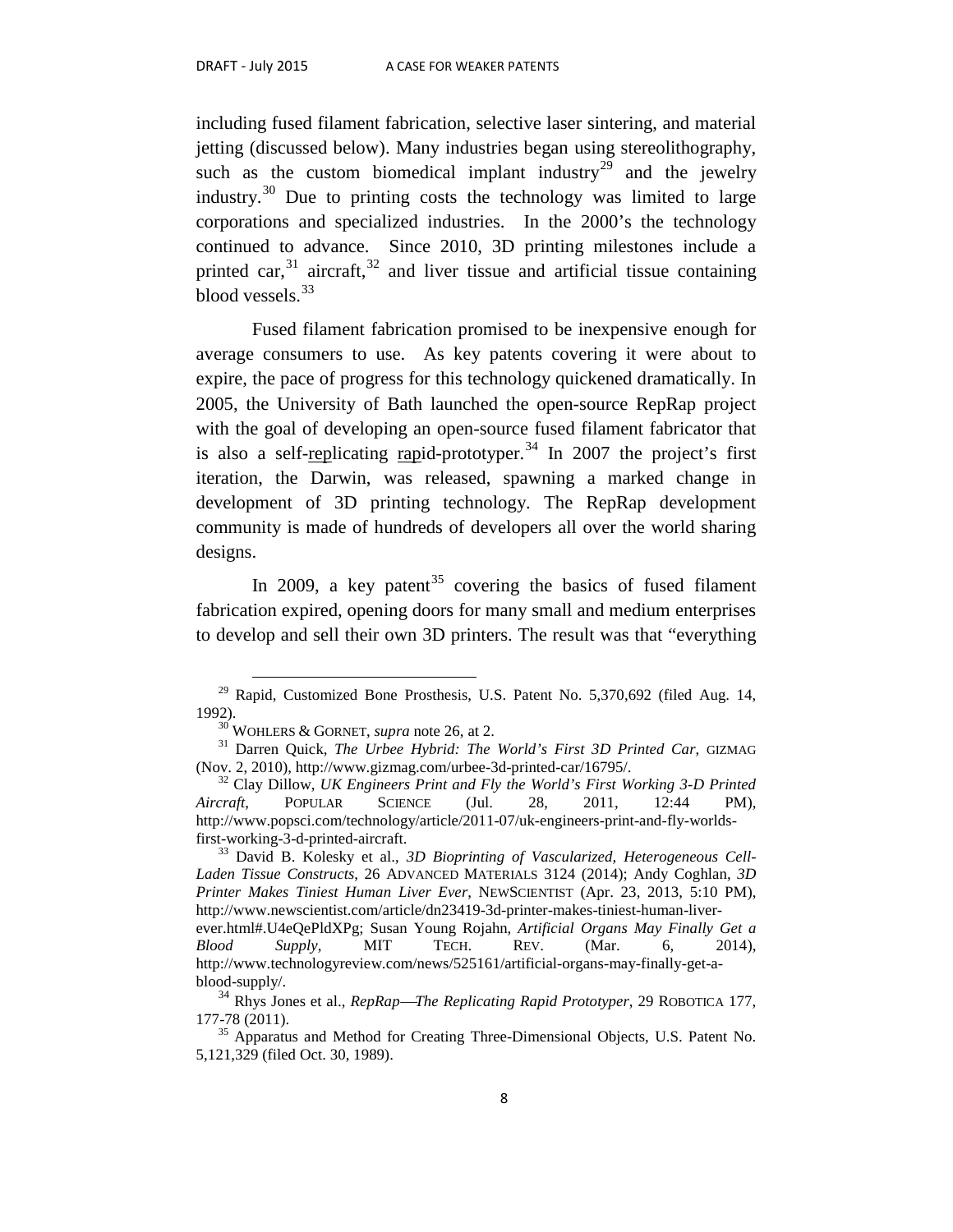including fused filament fabrication, selective laser sintering, and material jetting (discussed below). Many industries began using stereolithography, such as the custom biomedical implant industry[29] and the jewelry industry.[30] Due to printing costs the technology was limited to large corporations and specialized industries. In the 2000's the technology continued to advance. Since 2010, 3D printing milestones include a printed car,[31] aircraft,[32] and liver tissue and artificial tissue containing blood vessels.[33]

Fused filament fabrication promised to be inexpensive enough for average consumers to use. As key patents covering it were about to expire, the pace of progress for this technology quickened dramatically. In 2005, the University of Bath launched the open-source RepRap project with the goal of developing an open-source fused filament fabricator that is also a self-replicating rapid-prototyper.[34] In 2007 the project's first iteration, the Darwin, was released, spawning a marked change in development of 3D printing technology. The RepRap development community is made of hundreds of developers all over the world sharing designs.

In 2009, a key patent[35] covering the basics of fused filament fabrication expired, opening doors for many small and medium enterprises to develop and sell their own 3D printers. The result was that "everything

---

[29] Rapid, Customized Bone Prosthesis, U.S. Patent No. 5,370,692 (filed Aug. 14, 1992).

[30] WOHLERS & GORNET, *supra* note 26, at 2.

[31] Darren Quick, *The Urbee Hybrid: The World's First 3D Printed Car*, GIZMAG (Nov. 2, 2010), http://www.gizmag.com/urbee-3d-printed-car/16795/.

[32] Clay Dillow, *UK Engineers Print and Fly the World's First Working 3-D Printed Aircraft*, POPULAR SCIENCE (Jul. 28, 2011, 12:44 PM), http://www.popsci.com/technology/article/2011-07/uk-engineers-print-and-fly-worlds-first-working-3-d-printed-aircraft.

[33] David B. Kolesky et al., *3D Bioprinting of Vascularized, Heterogeneous Cell-Laden Tissue Constructs*, 26 ADVANCED MATERIALS 3124 (2014); Andy Coghlan, *3D Printer Makes Tiniest Human Liver Ever*, NEWSCIENTIST (Apr. 23, 2013, 5:10 PM), http://www.newscientist.com/article/dn23419-3d-printer-makes-tiniest-human-liver-ever.html#.U4eQePldXPg; Susan Young Rojahn, *Artificial Organs May Finally Get a Blood Supply*, MIT TECH. REV. (Mar. 6, 2014), http://www.technologyreview.com/news/525161/artificial-organs-may-finally-get-a-blood-supply/.

[34] Rhys Jones et al., *RepRap—The Replicating Rapid Prototyper*, 29 ROBOTICA 177, 177-78 (2011).

[35] Apparatus and Method for Creating Three-Dimensional Objects, U.S. Patent No. 5,121,329 (filed Oct. 30, 1989).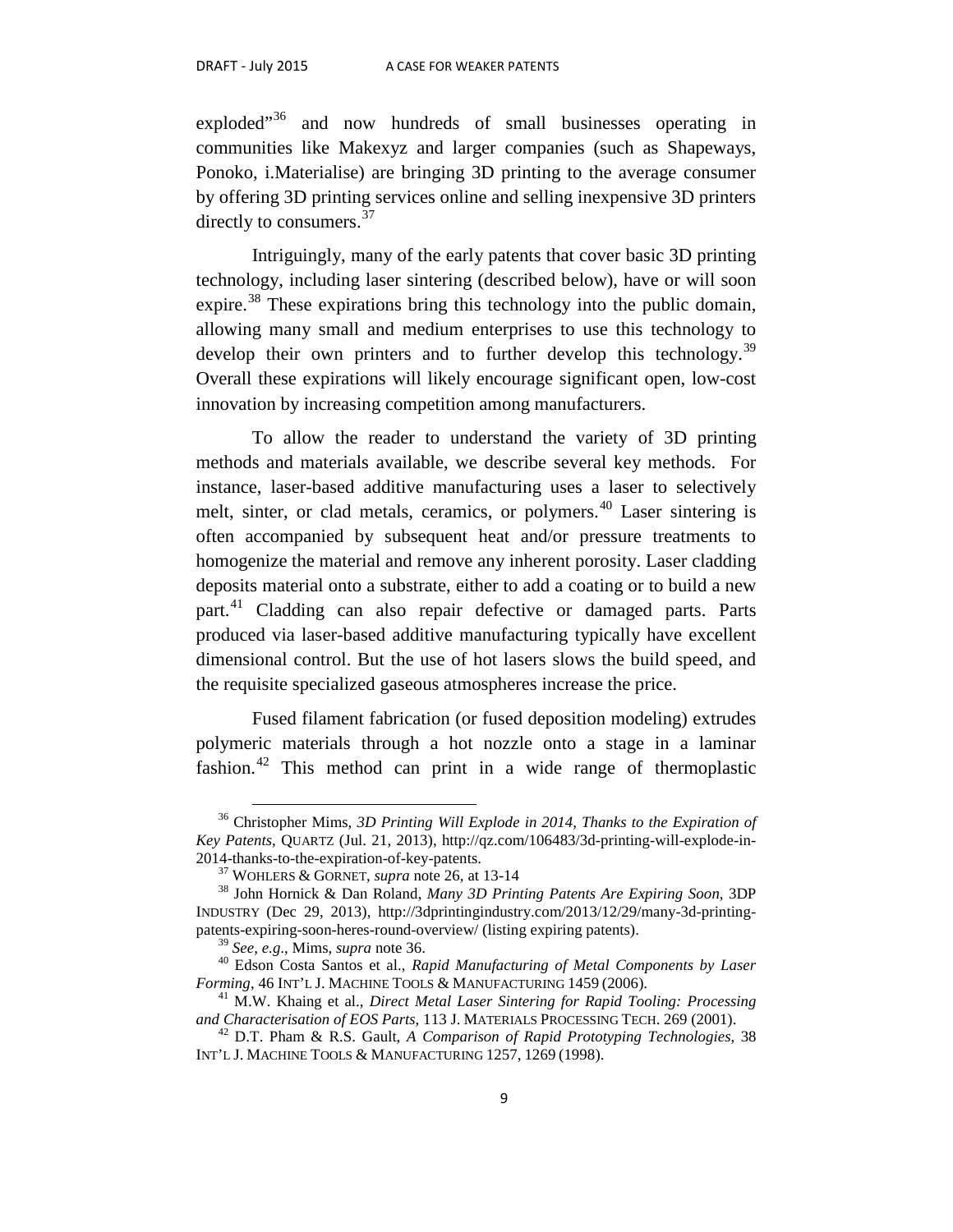exploded"[36] and now hundreds of small businesses operating in communities like Makexyz and larger companies (such as Shapeways, Ponoko, i.Materialise) are bringing 3D printing to the average consumer by offering 3D printing services online and selling inexpensive 3D printers directly to consumers.[37]

Intriguingly, many of the early patents that cover basic 3D printing technology, including laser sintering (described below), have or will soon expire.[38] These expirations bring this technology into the public domain, allowing many small and medium enterprises to use this technology to develop their own printers and to further develop this technology.[39] Overall these expirations will likely encourage significant open, low-cost innovation by increasing competition among manufacturers.

To allow the reader to understand the variety of 3D printing methods and materials available, we describe several key methods. For instance, laser-based additive manufacturing uses a laser to selectively melt, sinter, or clad metals, ceramics, or polymers.[40] Laser sintering is often accompanied by subsequent heat and/or pressure treatments to homogenize the material and remove any inherent porosity. Laser cladding deposits material onto a substrate, either to add a coating or to build a new part.[41] Cladding can also repair defective or damaged parts. Parts produced via laser-based additive manufacturing typically have excellent dimensional control. But the use of hot lasers slows the build speed, and the requisite specialized gaseous atmospheres increase the price.

Fused filament fabrication (or fused deposition modeling) extrudes polymeric materials through a hot nozzle onto a stage in a laminar fashion.[42] This method can print in a wide range of thermoplastic

---

[36] Christopher Mims, *3D Printing Will Explode in 2014, Thanks to the Expiration of Key Patents*, QUARTZ (Jul. 21, 2013), http://qz.com/106483/3d-printing-will-explode-in-2014-thanks-to-the-expiration-of-key-patents.

[37] WOHLERS & GORNET, *supra* note 26, at 13-14

[38] John Hornick & Dan Roland, *Many 3D Printing Patents Are Expiring Soon*, 3DP INDUSTRY (Dec 29, 2013), http://3dprintingindustry.com/2013/12/29/many-3d-printing-patents-expiring-soon-heres-round-overview/ (listing expiring patents).

[39] *See, e.g.*, Mims, *supra* note 36.

[40] Edson Costa Santos et al., *Rapid Manufacturing of Metal Components by Laser Forming*, 46 INT'L J. MACHINE TOOLS & MANUFACTURING 1459 (2006).

[41] M.W. Khaing et al., *Direct Metal Laser Sintering for Rapid Tooling: Processing and Characterisation of EOS Parts*, 113 J. MATERIALS PROCESSING TECH. 269 (2001).

[42] D.T. Pham & R.S. Gault, *A Comparison of Rapid Prototyping Technologies*, 38 INT'L J. MACHINE TOOLS & MANUFACTURING 1257, 1269 (1998).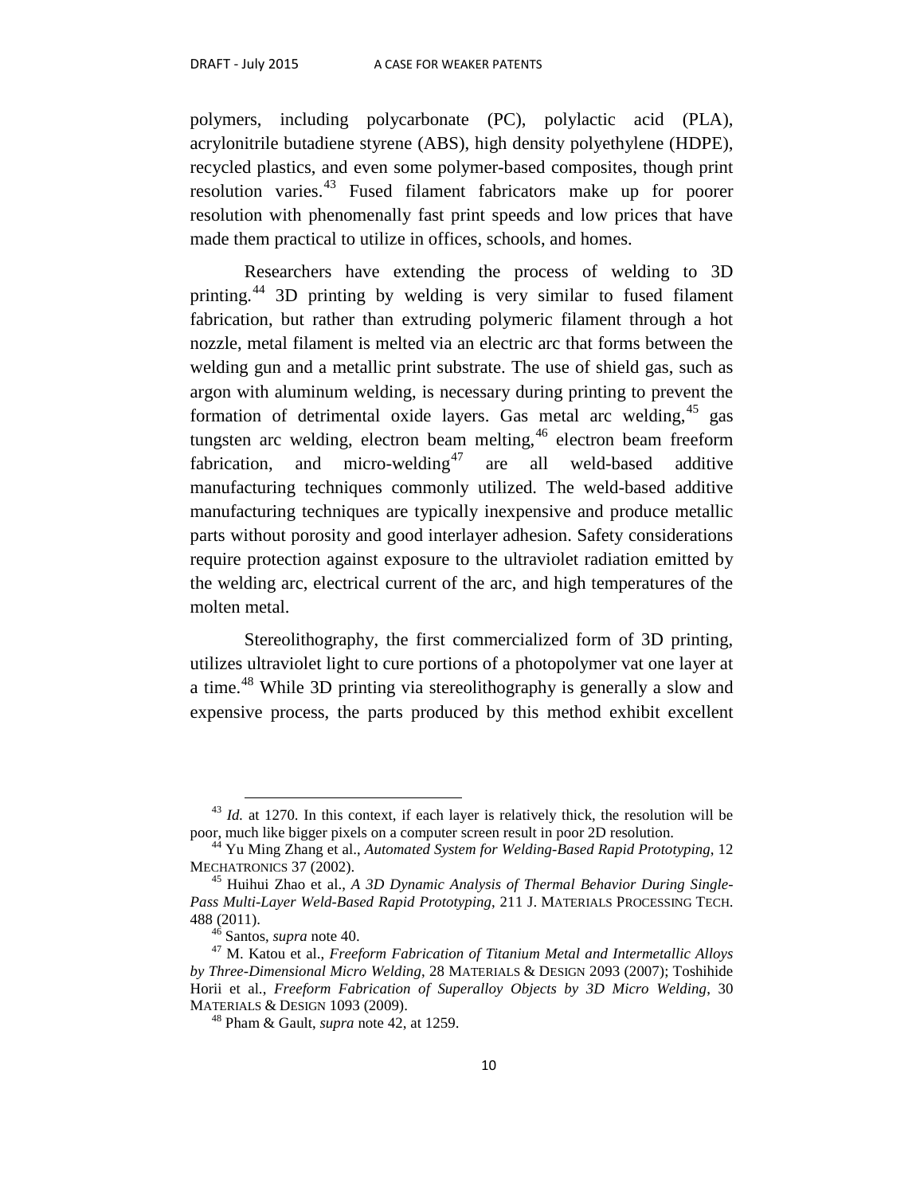polymers, including polycarbonate (PC), polylactic acid (PLA), acrylonitrile butadiene styrene (ABS), high density polyethylene (HDPE), recycled plastics, and even some polymer-based composites, though print resolution varies.[43] Fused filament fabricators make up for poorer resolution with phenomenally fast print speeds and low prices that have made them practical to utilize in offices, schools, and homes.

Researchers have extending the process of welding to 3D printing.[44] 3D printing by welding is very similar to fused filament fabrication, but rather than extruding polymeric filament through a hot nozzle, metal filament is melted via an electric arc that forms between the welding gun and a metallic print substrate. The use of shield gas, such as argon with aluminum welding, is necessary during printing to prevent the formation of detrimental oxide layers. Gas metal arc welding,[45] gas tungsten arc welding, electron beam melting,[46] electron beam freeform fabrication, and micro-welding[47] are all weld-based additive manufacturing techniques commonly utilized. The weld-based additive manufacturing techniques are typically inexpensive and produce metallic parts without porosity and good interlayer adhesion. Safety considerations require protection against exposure to the ultraviolet radiation emitted by the welding arc, electrical current of the arc, and high temperatures of the molten metal.

Stereolithography, the first commercialized form of 3D printing, utilizes ultraviolet light to cure portions of a photopolymer vat one layer at a time.[48] While 3D printing via stereolithography is generally a slow and expensive process, the parts produced by this method exhibit excellent

---

[43] *Id.* at 1270. In this context, if each layer is relatively thick, the resolution will be poor, much like bigger pixels on a computer screen result in poor 2D resolution.

[44] Yu Ming Zhang et al., *Automated System for Welding-Based Rapid Prototyping*, 12 MECHATRONICS 37 (2002).

[45] Huihui Zhao et al., *A 3D Dynamic Analysis of Thermal Behavior During Single-Pass Multi-Layer Weld-Based Rapid Prototyping*, 211 J. MATERIALS PROCESSING TECH. 488 (2011).

[46] Santos, *supra* note 40.

[47] M. Katou et al., *Freeform Fabrication of Titanium Metal and Intermetallic Alloys by Three-Dimensional Micro Welding*, 28 MATERIALS & DESIGN 2093 (2007); Toshihide Horii et al., *Freeform Fabrication of Superalloy Objects by 3D Micro Welding*, 30 MATERIALS & DESIGN 1093 (2009).

[48] Pham & Gault, *supra* note 42, at 1259.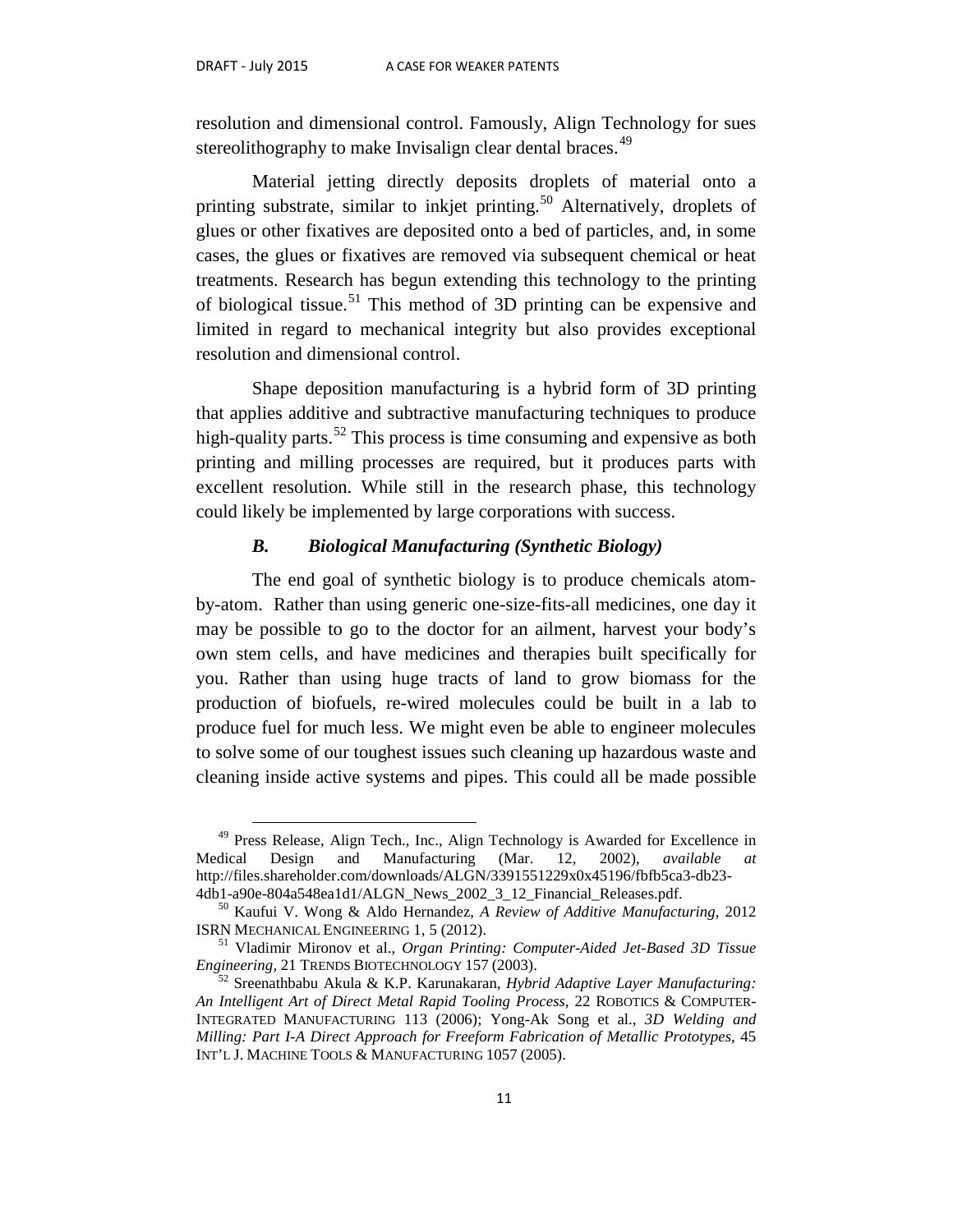resolution and dimensional control. Famously, Align Technology for sues stereolithography to make Invisalign clear dental braces.[49]

Material jetting directly deposits droplets of material onto a printing substrate, similar to inkjet printing.[50] Alternatively, droplets of glues or other fixatives are deposited onto a bed of particles, and, in some cases, the glues or fixatives are removed via subsequent chemical or heat treatments. Research has begun extending this technology to the printing of biological tissue.[51] This method of 3D printing can be expensive and limited in regard to mechanical integrity but also provides exceptional resolution and dimensional control.

Shape deposition manufacturing is a hybrid form of 3D printing that applies additive and subtractive manufacturing techniques to produce high-quality parts.[52] This process is time consuming and expensive as both printing and milling processes are required, but it produces parts with excellent resolution. While still in the research phase, this technology could likely be implemented by large corporations with success.

### *B. Biological Manufacturing (Synthetic Biology)*

The end goal of synthetic biology is to produce chemicals atom-by-atom. Rather than using generic one-size-fits-all medicines, one day it may be possible to go to the doctor for an ailment, harvest your body's own stem cells, and have medicines and therapies built specifically for you. Rather than using huge tracts of land to grow biomass for the production of biofuels, re-wired molecules could be built in a lab to produce fuel for much less. We might even be able to engineer molecules to solve some of our toughest issues such cleaning up hazardous waste and cleaning inside active systems and pipes. This could all be made possible

---

[49] Press Release, Align Tech., Inc., Align Technology is Awarded for Excellence in Medical Design and Manufacturing (Mar. 12, 2002), *available at* http://files.shareholder.com/downloads/ALGN/3391551229x0x45196/fbfb5ca3-db23-4db1-a90e-804a548ea1d1/ALGN_News_2002_3_12_Financial_Releases.pdf.

[50] Kaufui V. Wong & Aldo Hernandez, *A Review of Additive Manufacturing*, 2012 ISRN MECHANICAL ENGINEERING 1, 5 (2012).

[51] Vladimir Mironov et al., *Organ Printing: Computer-Aided Jet-Based 3D Tissue Engineering*, 21 TRENDS BIOTECHNOLOGY 157 (2003).

[52] Sreenathbabu Akula & K.P. Karunakaran, *Hybrid Adaptive Layer Manufacturing: An Intelligent Art of Direct Metal Rapid Tooling Process*, 22 ROBOTICS & COMPUTER-INTEGRATED MANUFACTURING 113 (2006); Yong-Ak Song et al., *3D Welding and Milling: Part I-A Direct Approach for Freeform Fabrication of Metallic Prototypes*, 45 INT'L J. MACHINE TOOLS & MANUFACTURING 1057 (2005).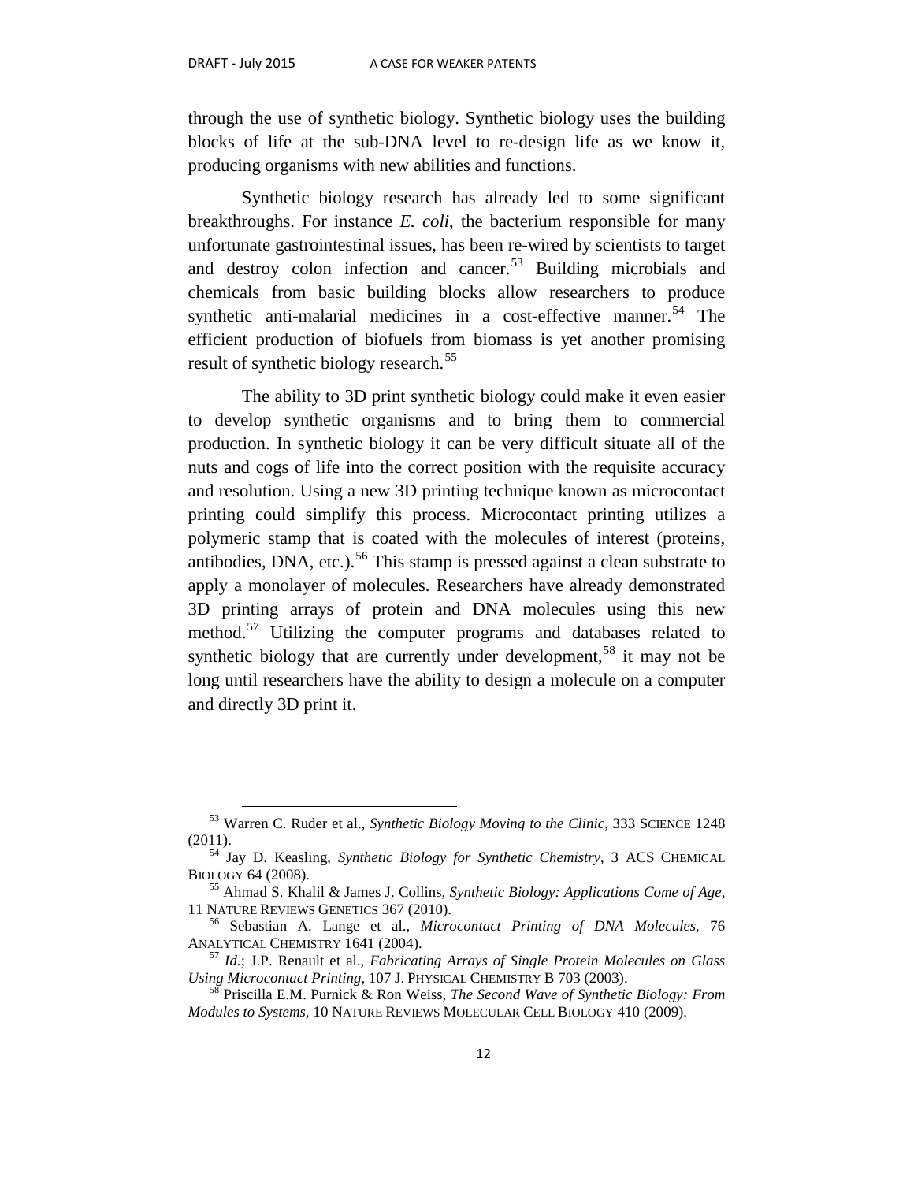through the use of synthetic biology. Synthetic biology uses the building blocks of life at the sub-DNA level to re-design life as we know it, producing organisms with new abilities and functions.

Synthetic biology research has already led to some significant breakthroughs. For instance *E. coli*, the bacterium responsible for many unfortunate gastrointestinal issues, has been re-wired by scientists to target and destroy colon infection and cancer.[53] Building microbials and chemicals from basic building blocks allow researchers to produce synthetic anti-malarial medicines in a cost-effective manner.[54] The efficient production of biofuels from biomass is yet another promising result of synthetic biology research.[55]

The ability to 3D print synthetic biology could make it even easier to develop synthetic organisms and to bring them to commercial production. In synthetic biology it can be very difficult situate all of the nuts and cogs of life into the correct position with the requisite accuracy and resolution. Using a new 3D printing technique known as microcontact printing could simplify this process. Microcontact printing utilizes a polymeric stamp that is coated with the molecules of interest (proteins, antibodies, DNA, etc.).[56] This stamp is pressed against a clean substrate to apply a monolayer of molecules. Researchers have already demonstrated 3D printing arrays of protein and DNA molecules using this new method.[57] Utilizing the computer programs and databases related to synthetic biology that are currently under development,[58] it may not be long until researchers have the ability to design a molecule on a computer and directly 3D print it.

---

[53] Warren C. Ruder et al., *Synthetic Biology Moving to the Clinic*, 333 SCIENCE 1248 (2011).

[54] Jay D. Keasling, *Synthetic Biology for Synthetic Chemistry*, 3 ACS CHEMICAL BIOLOGY 64 (2008).

[55] Ahmad S. Khalil & James J. Collins, *Synthetic Biology: Applications Come of Age*, 11 NATURE REVIEWS GENETICS 367 (2010).

[56] Sebastian A. Lange et al., *Microcontact Printing of DNA Molecules*, 76 ANALYTICAL CHEMISTRY 1641 (2004).

[57] *Id.*; J.P. Renault et al., *Fabricating Arrays of Single Protein Molecules on Glass Using Microcontact Printing*, 107 J. PHYSICAL CHEMISTRY B 703 (2003).

[58] Priscilla E.M. Purnick & Ron Weiss, *The Second Wave of Synthetic Biology: From Modules to Systems*, 10 NATURE REVIEWS MOLECULAR CELL BIOLOGY 410 (2009).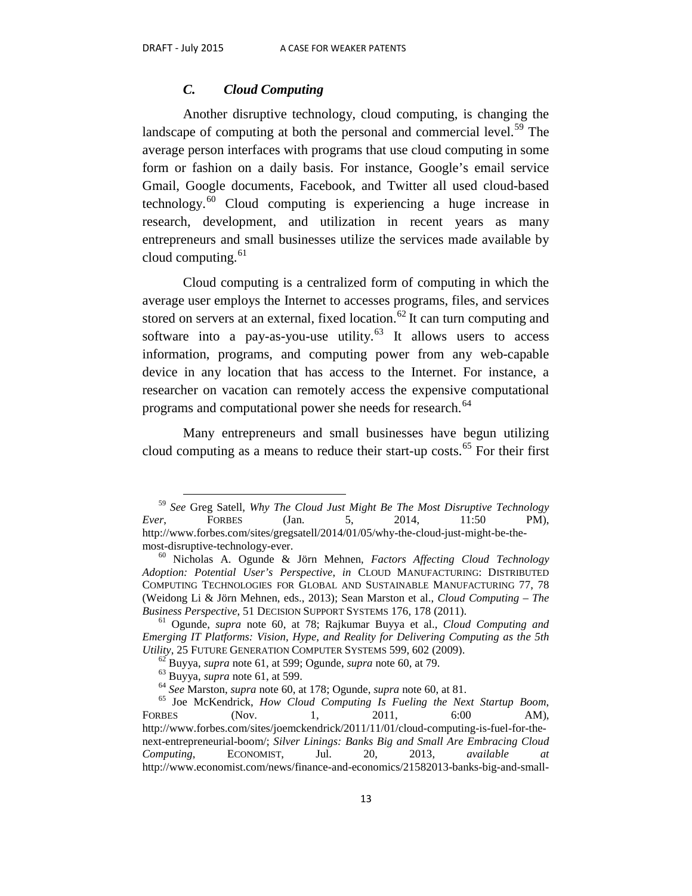### *C. Cloud Computing*

Another disruptive technology, cloud computing, is changing the landscape of computing at both the personal and commercial level.[59] The average person interfaces with programs that use cloud computing in some form or fashion on a daily basis. For instance, Google's email service Gmail, Google documents, Facebook, and Twitter all used cloud-based technology.[60] Cloud computing is experiencing a huge increase in research, development, and utilization in recent years as many entrepreneurs and small businesses utilize the services made available by cloud computing.[61]

Cloud computing is a centralized form of computing in which the average user employs the Internet to accesses programs, files, and services stored on servers at an external, fixed location.[62] It can turn computing and software into a pay-as-you-use utility.[63] It allows users to access information, programs, and computing power from any web-capable device in any location that has access to the Internet. For instance, a researcher on vacation can remotely access the expensive computational programs and computational power she needs for research.[64]

Many entrepreneurs and small businesses have begun utilizing cloud computing as a means to reduce their start-up costs.[65] For their first

---

[59] *See* Greg Satell, *Why The Cloud Just Might Be The Most Disruptive Technology Ever*, FORBES (Jan. 5, 2014, 11:50 PM), http://www.forbes.com/sites/gregsatell/2014/01/05/why-the-cloud-just-might-be-the-most-disruptive-technology-ever.

[60] Nicholas A. Ogunde & Jörn Mehnen, *Factors Affecting Cloud Technology Adoption: Potential User's Perspective*, *in* CLOUD MANUFACTURING: DISTRIBUTED COMPUTING TECHNOLOGIES FOR GLOBAL AND SUSTAINABLE MANUFACTURING 77, 78 (Weidong Li & Jörn Mehnen, eds., 2013); Sean Marston et al., *Cloud Computing – The Business Perspective*, 51 DECISION SUPPORT SYSTEMS 176, 178 (2011).

[61] Ogunde, *supra* note 60, at 78; Rajkumar Buyya et al., *Cloud Computing and Emerging IT Platforms: Vision, Hype, and Reality for Delivering Computing as the 5th Utility*, 25 FUTURE GENERATION COMPUTER SYSTEMS 599, 602 (2009).

[62] Buyya, *supra* note 61, at 599; Ogunde, *supra* note 60, at 79.

[63] Buyya, *supra* note 61, at 599.

[64] *See* Marston, *supra* note 60, at 178; Ogunde, *supra* note 60, at 81.

[65] Joe McKendrick, *How Cloud Computing Is Fueling the Next Startup Boom*, FORBES (Nov. 1, 2011, 6:00 AM), http://www.forbes.com/sites/joemckendrick/2011/11/01/cloud-computing-is-fuel-for-the-next-entrepreneurial-boom/; *Silver Linings: Banks Big and Small Are Embracing Cloud Computing*, ECONOMIST, Jul. 20, 2013, *available at* http://www.economist.com/news/finance-and-economics/21582013-banks-big-and-small-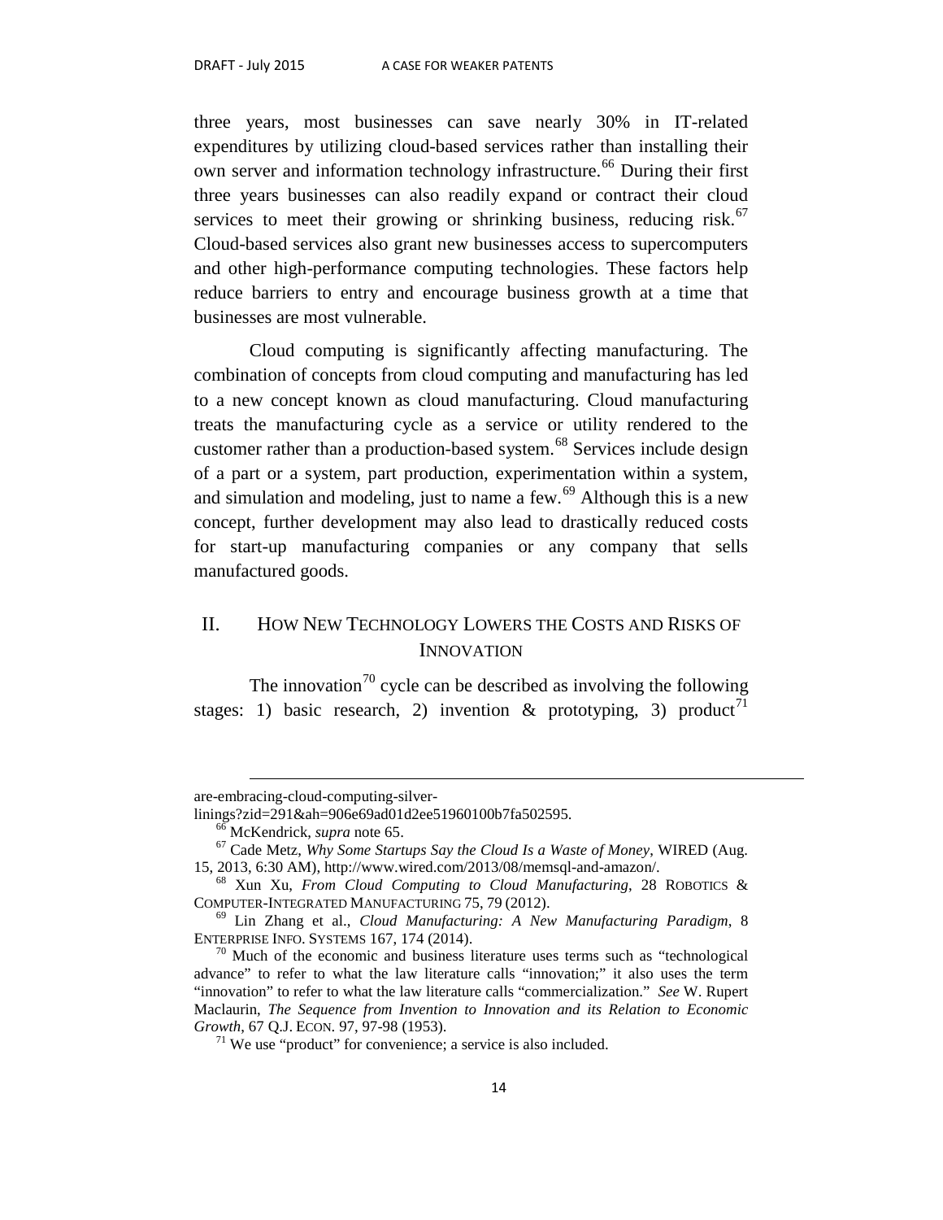three years, most businesses can save nearly 30% in IT-related expenditures by utilizing cloud-based services rather than installing their own server and information technology infrastructure.[66] During their first three years businesses can also readily expand or contract their cloud services to meet their growing or shrinking business, reducing risk.[67] Cloud-based services also grant new businesses access to supercomputers and other high-performance computing technologies. These factors help reduce barriers to entry and encourage business growth at a time that businesses are most vulnerable.

Cloud computing is significantly affecting manufacturing. The combination of concepts from cloud computing and manufacturing has led to a new concept known as cloud manufacturing. Cloud manufacturing treats the manufacturing cycle as a service or utility rendered to the customer rather than a production-based system.[68] Services include design of a part or a system, part production, experimentation within a system, and simulation and modeling, just to name a few.[69] Although this is a new concept, further development may also lead to drastically reduced costs for start-up manufacturing companies or any company that sells manufactured goods.

## II. How New Technology Lowers the Costs and Risks of Innovation

The innovation[70] cycle can be described as involving the following stages: 1) basic research, 2) invention & prototyping, 3) product[71]

---

are-embracing-cloud-computing-silver-linings?zid=291&ah=906e69ad01d2ee51960100b7fa502595.

[66] McKendrick, *supra* note 65.

[67] Cade Metz, *Why Some Startups Say the Cloud Is a Waste of Money*, WIRED (Aug. 15, 2013, 6:30 AM), http://www.wired.com/2013/08/memsql-and-amazon/.

[68] Xun Xu, *From Cloud Computing to Cloud Manufacturing*, 28 ROBOTICS & COMPUTER-INTEGRATED MANUFACTURING 75, 79 (2012).

[69] Lin Zhang et al., *Cloud Manufacturing: A New Manufacturing Paradigm*, 8 ENTERPRISE INFO. SYSTEMS 167, 174 (2014).

[70] Much of the economic and business literature uses terms such as "technological advance" to refer to what the law literature calls "innovation;" it also uses the term "innovation" to refer to what the law literature calls "commercialization." *See* W. Rupert Maclaurin, *The Sequence from Invention to Innovation and its Relation to Economic Growth*, 67 Q.J. ECON. 97, 97-98 (1953).

[71] We use "product" for convenience; a service is also included.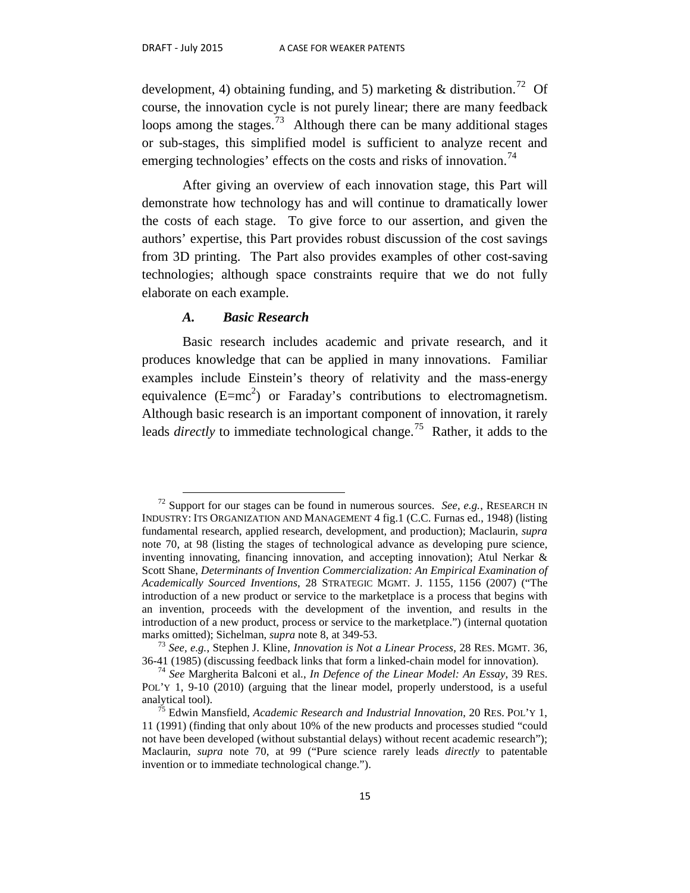development, 4) obtaining funding, and 5) marketing & distribution.[72] Of course, the innovation cycle is not purely linear; there are many feedback loops among the stages.[73] Although there can be many additional stages or sub-stages, this simplified model is sufficient to analyze recent and emerging technologies' effects on the costs and risks of innovation.[74]

After giving an overview of each innovation stage, this Part will demonstrate how technology has and will continue to dramatically lower the costs of each stage. To give force to our assertion, and given the authors' expertise, this Part provides robust discussion of the cost savings from 3D printing. The Part also provides examples of other cost-saving technologies; although space constraints require that we do not fully elaborate on each example.

### *A. Basic Research*

Basic research includes academic and private research, and it produces knowledge that can be applied in many innovations. Familiar examples include Einstein's theory of relativity and the mass-energy equivalence ($E=mc^2$) or Faraday's contributions to electromagnetism. Although basic research is an important component of innovation, it rarely leads *directly* to immediate technological change.[75] Rather, it adds to the

---

[72] Support for our stages can be found in numerous sources. *See, e.g.*, RESEARCH IN INDUSTRY: ITS ORGANIZATION AND MANAGEMENT 4 fig.1 (C.C. Furnas ed., 1948) (listing fundamental research, applied research, development, and production); Maclaurin, *supra* note 70, at 98 (listing the stages of technological advance as developing pure science, inventing innovating, financing innovation, and accepting innovation); Atul Nerkar & Scott Shane, *Determinants of Invention Commercialization: An Empirical Examination of Academically Sourced Inventions*, 28 STRATEGIC MGMT. J. 1155, 1156 (2007) ("The introduction of a new product or service to the marketplace is a process that begins with an invention, proceeds with the development of the invention, and results in the introduction of a new product, process or service to the marketplace.") (internal quotation marks omitted); Sichelman, *supra* note 8, at 349-53.

[73] *See, e.g.*, Stephen J. Kline, *Innovation is Not a Linear Process*, 28 RES. MGMT. 36, 36-41 (1985) (discussing feedback links that form a linked-chain model for innovation).

[74] *See* Margherita Balconi et al., *In Defence of the Linear Model: An Essay*, 39 RES. POL'Y 1, 9-10 (2010) (arguing that the linear model, properly understood, is a useful analytical tool).

[75] Edwin Mansfield, *Academic Research and Industrial Innovation*, 20 RES. POL'Y 1, 11 (1991) (finding that only about 10% of the new products and processes studied "could not have been developed (without substantial delays) without recent academic research"); Maclaurin, *supra* note 70, at 99 ("Pure science rarely leads *directly* to patentable invention or to immediate technological change.").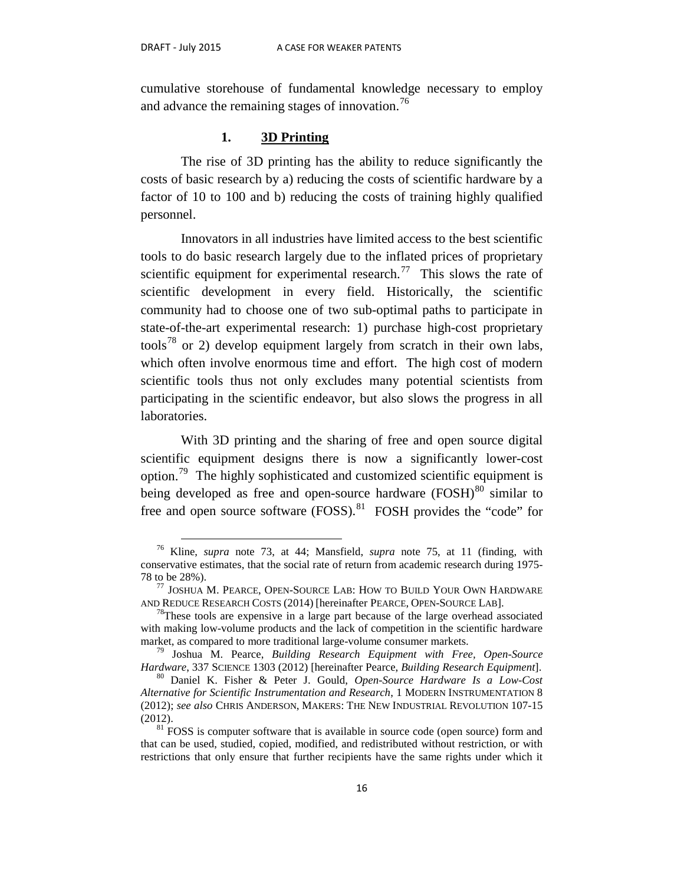cumulative storehouse of fundamental knowledge necessary to employ and advance the remaining stages of innovation.[76]

### 1. 3D Printing

The rise of 3D printing has the ability to reduce significantly the costs of basic research by a) reducing the costs of scientific hardware by a factor of 10 to 100 and b) reducing the costs of training highly qualified personnel.

Innovators in all industries have limited access to the best scientific tools to do basic research largely due to the inflated prices of proprietary scientific equipment for experimental research.[77] This slows the rate of scientific development in every field. Historically, the scientific community had to choose one of two sub-optimal paths to participate in state-of-the-art experimental research: 1) purchase high-cost proprietary tools[78] or 2) develop equipment largely from scratch in their own labs, which often involve enormous time and effort. The high cost of modern scientific tools thus not only excludes many potential scientists from participating in the scientific endeavor, but also slows the progress in all laboratories.

With 3D printing and the sharing of free and open source digital scientific equipment designs there is now a significantly lower-cost option.[79] The highly sophisticated and customized scientific equipment is being developed as free and open-source hardware (FOSH)[80] similar to free and open source software (FOSS).[81] FOSH provides the "code" for

---

[76] Kline, *supra* note 73, at 44; Mansfield, *supra* note 75, at 11 (finding, with conservative estimates, that the social rate of return from academic research during 1975-78 to be 28%).

[77] JOSHUA M. PEARCE, OPEN-SOURCE LAB: HOW TO BUILD YOUR OWN HARDWARE AND REDUCE RESEARCH COSTS (2014) [hereinafter PEARCE, OPEN-SOURCE LAB].

[78] These tools are expensive in a large part because of the large overhead associated with making low-volume products and the lack of competition in the scientific hardware market, as compared to more traditional large-volume consumer markets.

[79] Joshua M. Pearce, *Building Research Equipment with Free, Open-Source Hardware*, 337 SCIENCE 1303 (2012) [hereinafter Pearce, *Building Research Equipment*].

[80] Daniel K. Fisher & Peter J. Gould, *Open-Source Hardware Is a Low-Cost Alternative for Scientific Instrumentation and Research*, 1 MODERN INSTRUMENTATION 8 (2012); *see also* CHRIS ANDERSON, MAKERS: THE NEW INDUSTRIAL REVOLUTION 107-15 (2012).

[81] FOSS is computer software that is available in source code (open source) form and that can be used, studied, copied, modified, and redistributed without restriction, or with restrictions that only ensure that further recipients have the same rights under which it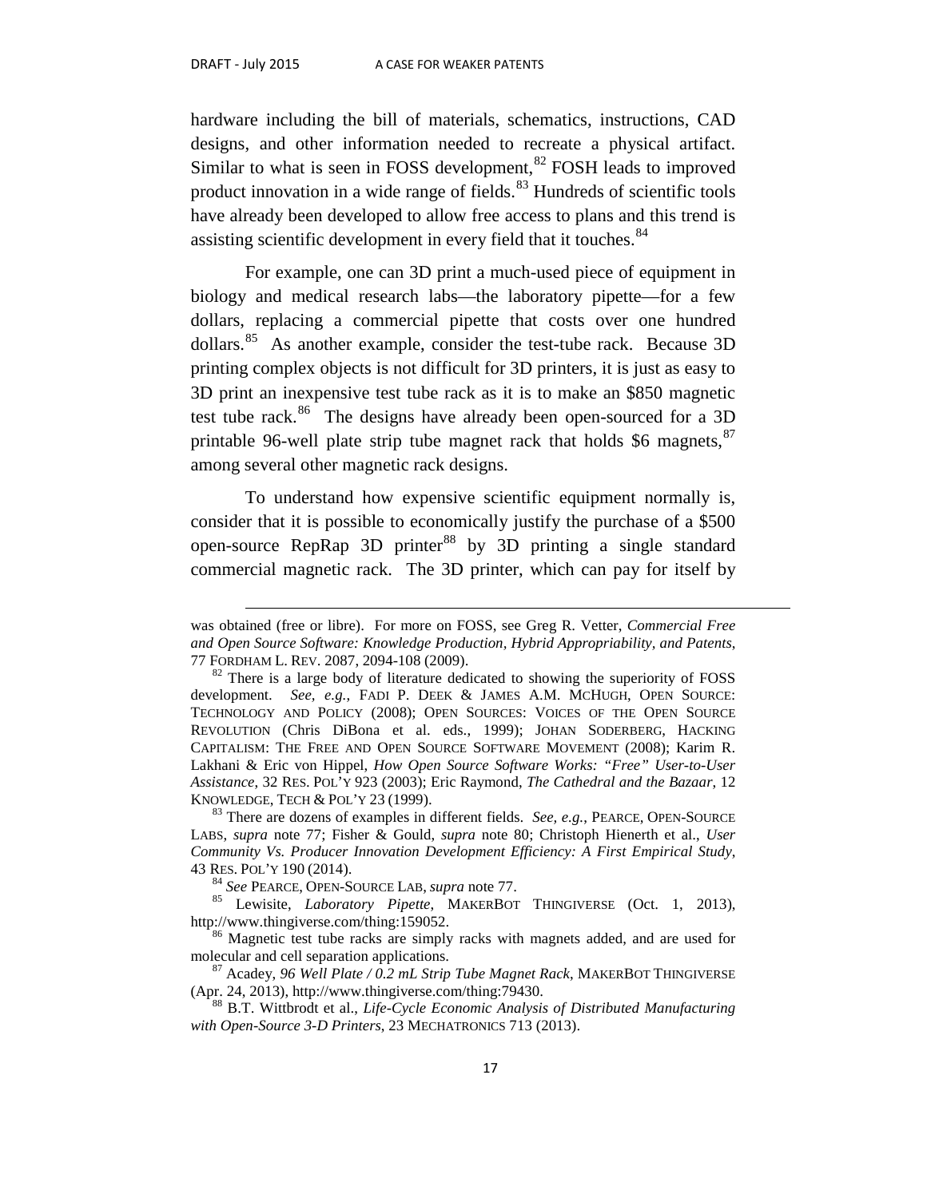hardware including the bill of materials, schematics, instructions, CAD designs, and other information needed to recreate a physical artifact. Similar to what is seen in FOSS development,[82] FOSH leads to improved product innovation in a wide range of fields.[83] Hundreds of scientific tools have already been developed to allow free access to plans and this trend is assisting scientific development in every field that it touches.[84]

For example, one can 3D print a much-used piece of equipment in biology and medical research labs—the laboratory pipette—for a few dollars, replacing a commercial pipette that costs over one hundred dollars.[85] As another example, consider the test-tube rack. Because 3D printing complex objects is not difficult for 3D printers, it is just as easy to 3D print an inexpensive test tube rack as it is to make an \$850 magnetic test tube rack.[86] The designs have already been open-sourced for a 3D printable 96-well plate strip tube magnet rack that holds \$6 magnets,[87] among several other magnetic rack designs.

To understand how expensive scientific equipment normally is, consider that it is possible to economically justify the purchase of a \$500 open-source RepRap 3D printer[88] by 3D printing a single standard commercial magnetic rack. The 3D printer, which can pay for itself by

---

was obtained (free or libre). For more on FOSS, see Greg R. Vetter, *Commercial Free and Open Source Software: Knowledge Production, Hybrid Appropriability, and Patents*, 77 FORDHAM L. REV. 2087, 2094-108 (2009).

[82] There is a large body of literature dedicated to showing the superiority of FOSS development. *See, e.g.*, FADI P. DEEK & JAMES A.M. MCHUGH, OPEN SOURCE: TECHNOLOGY AND POLICY (2008); OPEN SOURCES: VOICES OF THE OPEN SOURCE REVOLUTION (Chris DiBona et al. eds., 1999); JOHAN SODERBERG, HACKING CAPITALISM: THE FREE AND OPEN SOURCE SOFTWARE MOVEMENT (2008); Karim R. Lakhani & Eric von Hippel, *How Open Source Software Works: "Free" User-to-User Assistance*, 32 RES. POL'Y 923 (2003); Eric Raymond, *The Cathedral and the Bazaar*, 12 KNOWLEDGE, TECH & POL'Y 23 (1999).

[83] There are dozens of examples in different fields. *See, e.g.*, PEARCE, OPEN-SOURCE LABS, *supra* note 77; Fisher & Gould, *supra* note 80; Christoph Hienerth et al., *User Community Vs. Producer Innovation Development Efficiency: A First Empirical Study*, 43 RES. POL'Y 190 (2014).

[84] *See* PEARCE, OPEN-SOURCE LAB, *supra* note 77.

[85] Lewisite, *Laboratory Pipette*, MAKERBOT THINGIVERSE (Oct. 1, 2013), http://www.thingiverse.com/thing:159052.

[86] Magnetic test tube racks are simply racks with magnets added, and are used for molecular and cell separation applications.

[87] Acadey, *96 Well Plate / 0.2 mL Strip Tube Magnet Rack*, MAKERBOT THINGIVERSE (Apr. 24, 2013), http://www.thingiverse.com/thing:79430.

[88] B.T. Wittbrodt et al., *Life-Cycle Economic Analysis of Distributed Manufacturing with Open-Source 3-D Printers*, 23 MECHATRONICS 713 (2013).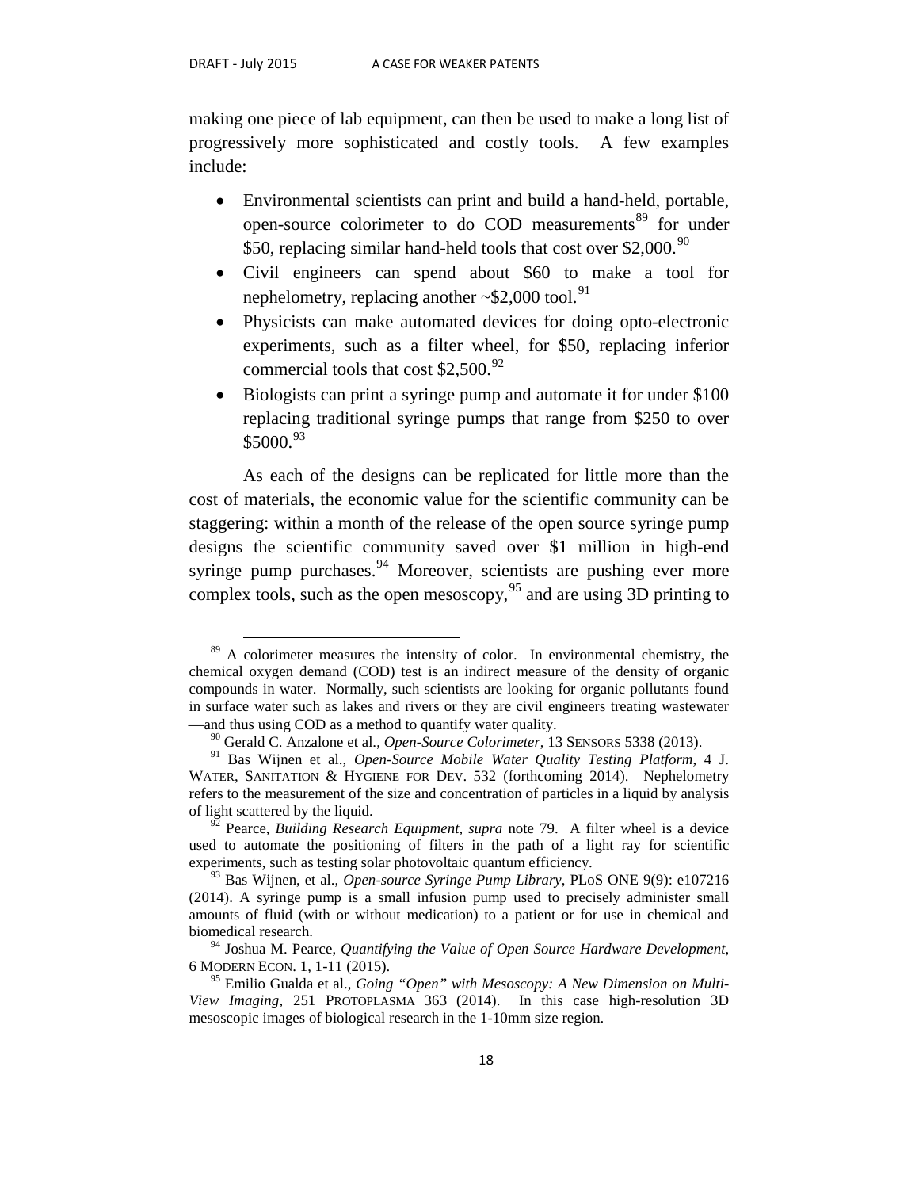making one piece of lab equipment, can then be used to make a long list of progressively more sophisticated and costly tools. A few examples include:

- Environmental scientists can print and build a hand-held, portable, open-source colorimeter to do COD measurements[89] for under \$50, replacing similar hand-held tools that cost over \$2,000.[90]
- Civil engineers can spend about \$60 to make a tool for nephelometry, replacing another ~\$2,000 tool.[91]
- Physicists can make automated devices for doing opto-electronic experiments, such as a filter wheel, for \$50, replacing inferior commercial tools that cost \$2,500.[92]
- Biologists can print a syringe pump and automate it for under \$100 replacing traditional syringe pumps that range from \$250 to over \$5000.[93]

As each of the designs can be replicated for little more than the cost of materials, the economic value for the scientific community can be staggering: within a month of the release of the open source syringe pump designs the scientific community saved over \$1 million in high-end syringe pump purchases.[94] Moreover, scientists are pushing ever more complex tools, such as the open mesoscopy,[95] and are using 3D printing to

---

[89] A colorimeter measures the intensity of color. In environmental chemistry, the chemical oxygen demand (COD) test is an indirect measure of the density of organic compounds in water. Normally, such scientists are looking for organic pollutants found in surface water such as lakes and rivers or they are civil engineers treating wastewater—and thus using COD as a method to quantify water quality.

[90] Gerald C. Anzalone et al., *Open-Source Colorimeter*, 13 SENSORS 5338 (2013).

[91] Bas Wijnen et al., *Open-Source Mobile Water Quality Testing Platform*, 4 J. WATER, SANITATION & HYGIENE FOR DEV. 532 (forthcoming 2014). Nephelometry refers to the measurement of the size and concentration of particles in a liquid by analysis of light scattered by the liquid.

[92] Pearce, *Building Research Equipment*, *supra* note 79. A filter wheel is a device used to automate the positioning of filters in the path of a light ray for scientific experiments, such as testing solar photovoltaic quantum efficiency.

[93] Bas Wijnen, et al., *Open-source Syringe Pump Library*, PLoS ONE 9(9): e107216 (2014). A syringe pump is a small infusion pump used to precisely administer small amounts of fluid (with or without medication) to a patient or for use in chemical and biomedical research.

[94] Joshua M. Pearce, *Quantifying the Value of Open Source Hardware Development*, 6 MODERN ECON. 1, 1-11 (2015).

[95] Emilio Gualda et al., *Going "Open" with Mesoscopy: A New Dimension on Multi-View Imaging*, 251 PROTOPLASMA 363 (2014). In this case high-resolution 3D mesoscopic images of biological research in the 1-10mm size region.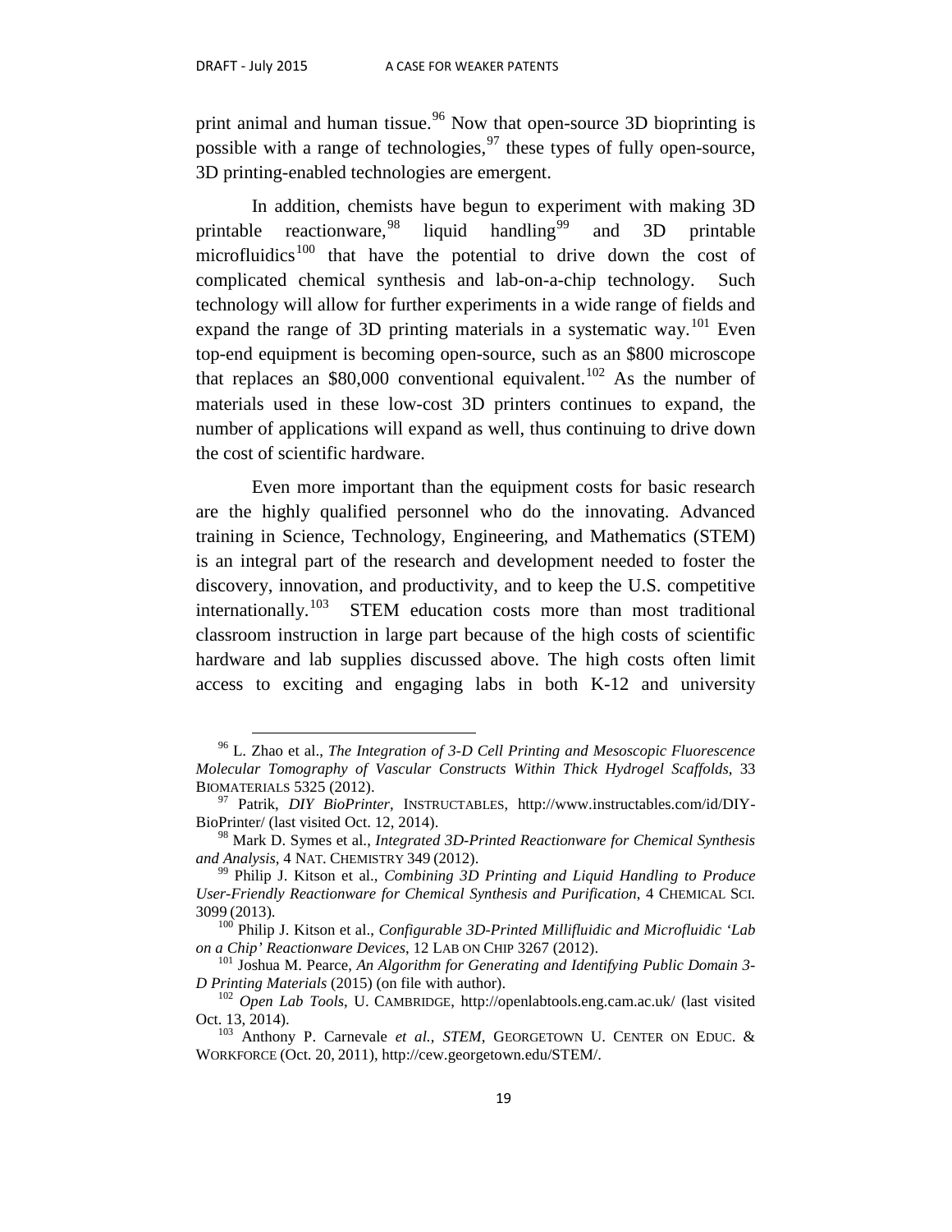print animal and human tissue.[96] Now that open-source 3D bioprinting is possible with a range of technologies,[97] these types of fully open-source, 3D printing-enabled technologies are emergent.

In addition, chemists have begun to experiment with making 3D printable reactionware,[98] liquid handling[99] and 3D printable microfluidics[100] that have the potential to drive down the cost of complicated chemical synthesis and lab-on-a-chip technology. Such technology will allow for further experiments in a wide range of fields and expand the range of 3D printing materials in a systematic way.[101] Even top-end equipment is becoming open-source, such as an $800 microscope that replaces an $80,000 conventional equivalent.[102] As the number of materials used in these low-cost 3D printers continues to expand, the number of applications will expand as well, thus continuing to drive down the cost of scientific hardware.

Even more important than the equipment costs for basic research are the highly qualified personnel who do the innovating. Advanced training in Science, Technology, Engineering, and Mathematics (STEM) is an integral part of the research and development needed to foster the discovery, innovation, and productivity, and to keep the U.S. competitive internationally.[103] STEM education costs more than most traditional classroom instruction in large part because of the high costs of scientific hardware and lab supplies discussed above. The high costs often limit access to exciting and engaging labs in both K-12 and university

---

[96] L. Zhao et al., *The Integration of 3-D Cell Printing and Mesoscopic Fluorescence Molecular Tomography of Vascular Constructs Within Thick Hydrogel Scaffolds*, 33 BIOMATERIALS 5325 (2012).

[97] Patrik, *DIY BioPrinter*, INSTRUCTABLES, http://www.instructables.com/id/DIY-BioPrinter/ (last visited Oct. 12, 2014).

[98] Mark D. Symes et al., *Integrated 3D-Printed Reactionware for Chemical Synthesis and Analysis*, 4 NAT. CHEMISTRY 349 (2012).

[99] Philip J. Kitson et al., *Combining 3D Printing and Liquid Handling to Produce User-Friendly Reactionware for Chemical Synthesis and Purification*, 4 CHEMICAL SCI. 3099 (2013).

[100] Philip J. Kitson et al., *Configurable 3D-Printed Millifluidic and Microfluidic 'Lab on a Chip' Reactionware Devices*, 12 LAB ON CHIP 3267 (2012).

[101] Joshua M. Pearce, *An Algorithm for Generating and Identifying Public Domain 3-D Printing Materials* (2015) (on file with author).

[102] *Open Lab Tools*, U. CAMBRIDGE, http://openlabtools.eng.cam.ac.uk/ (last visited Oct. 13, 2014).

[103] Anthony P. Carnevale *et al.*, *STEM*, GEORGETOWN U. CENTER ON EDUC. & WORKFORCE (Oct. 20, 2011), http://cew.georgetown.edu/STEM/.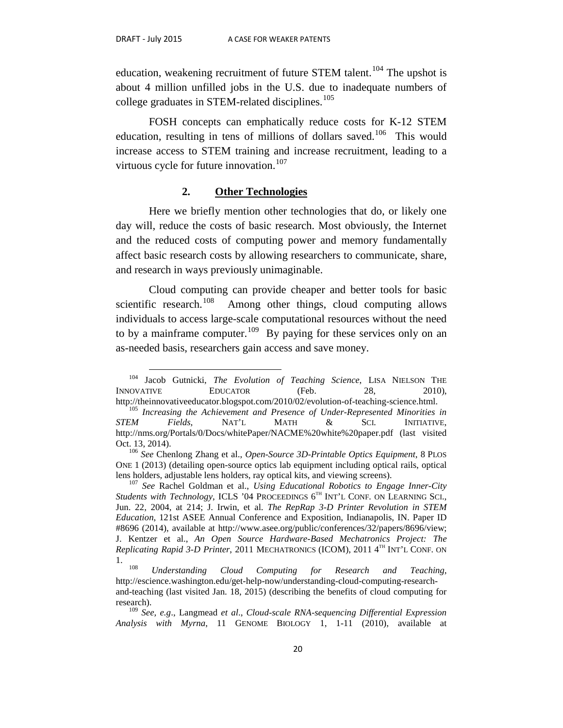education, weakening recruitment of future STEM talent.[104] The upshot is about 4 million unfilled jobs in the U.S. due to inadequate numbers of college graduates in STEM-related disciplines.[105]

FOSH concepts can emphatically reduce costs for K-12 STEM education, resulting in tens of millions of dollars saved.[106] This would increase access to STEM training and increase recruitment, leading to a virtuous cycle for future innovation.[107]

### 2. Other Technologies

Here we briefly mention other technologies that do, or likely one day will, reduce the costs of basic research. Most obviously, the Internet and the reduced costs of computing power and memory fundamentally affect basic research costs by allowing researchers to communicate, share, and research in ways previously unimaginable.

Cloud computing can provide cheaper and better tools for basic scientific research.[108] Among other things, cloud computing allows individuals to access large-scale computational resources without the need to by a mainframe computer.[109] By paying for these services only on an as-needed basis, researchers gain access and save money.

---

[104] Jacob Gutnicki, *The Evolution of Teaching Science*, LISA NIELSON THE INNOVATIVE EDUCATOR (Feb. 28, 2010), http://theinnovativeeducator.blogspot.com/2010/02/evolution-of-teaching-science.html.

[105] *Increasing the Achievement and Presence of Under-Represented Minorities in STEM Fields*, NAT'L MATH & SCI. INITIATIVE, http://nms.org/Portals/0/Docs/whitePaper/NACME%20white%20paper.pdf (last visited Oct. 13, 2014).

[106] *See* Chenlong Zhang et al., *Open-Source 3D-Printable Optics Equipment*, 8 PLOS ONE 1 (2013) (detailing open-source optics lab equipment including optical rails, optical lens holders, adjustable lens holders, ray optical kits, and viewing screens).

[107] *See* Rachel Goldman et al., *Using Educational Robotics to Engage Inner-City Students with Technology*, ICLS '04 PROCEEDINGS 6TH INT'L CONF. ON LEARNING SCI., Jun. 22, 2004, at 214; J. Irwin, et al. *The RepRap 3-D Printer Revolution in STEM Education*, 121st ASEE Annual Conference and Exposition, Indianapolis, IN. Paper ID #8696 (2014), available at http://www.asee.org/public/conferences/32/papers/8696/view; J. Kentzer et al., *An Open Source Hardware-Based Mechatronics Project: The Replicating Rapid 3-D Printer*, 2011 MECHATRONICS (ICOM), 2011 4TH INT'L CONF. ON 1.

[108] *Understanding Cloud Computing for Research and Teaching*, http://escience.washington.edu/get-help-now/understanding-cloud-computing-research-and-teaching (last visited Jan. 18, 2015) (describing the benefits of cloud computing for research).

[109] *See, e.g*., Langmead *et al*., *Cloud-scale RNA-sequencing Differential Expression Analysis with Myrna*, 11 GENOME BIOLOGY 1, 1-11 (2010), available at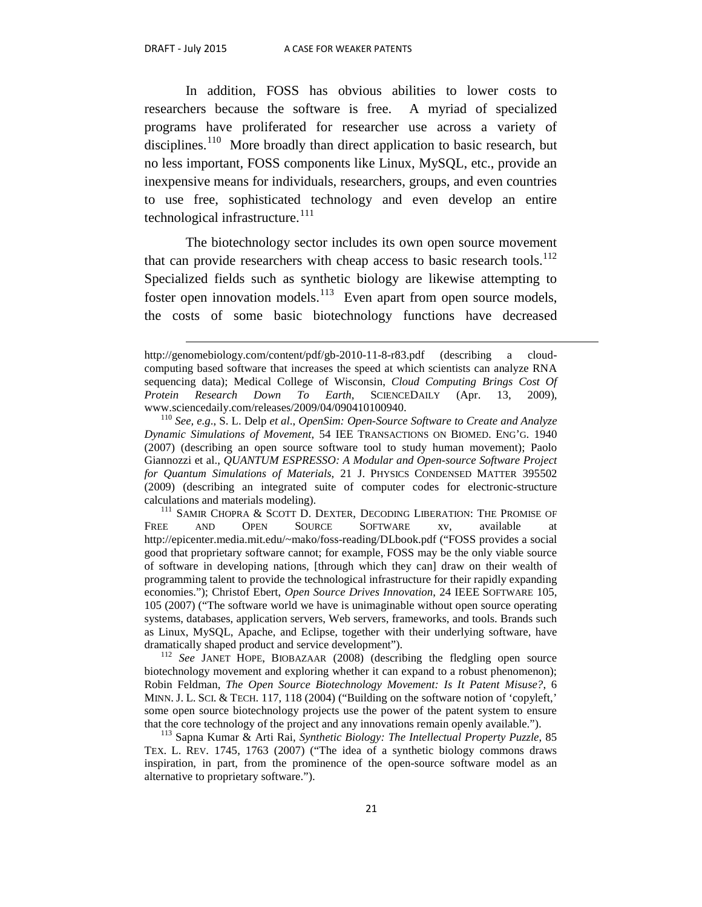In addition, FOSS has obvious abilities to lower costs to researchers because the software is free. A myriad of specialized programs have proliferated for researcher use across a variety of disciplines.[110] More broadly than direct application to basic research, but no less important, FOSS components like Linux, MySQL, etc., provide an inexpensive means for individuals, researchers, groups, and even countries to use free, sophisticated technology and even develop an entire technological infrastructure.[111]

The biotechnology sector includes its own open source movement that can provide researchers with cheap access to basic research tools.[112] Specialized fields such as synthetic biology are likewise attempting to foster open innovation models.[113] Even apart from open source models, the costs of some basic biotechnology functions have decreased

---

http://genomebiology.com/content/pdf/gb-2010-11-8-r83.pdf (describing a cloud-computing based software that increases the speed at which scientists can analyze RNA sequencing data); Medical College of Wisconsin, *Cloud Computing Brings Cost Of Protein Research Down To Earth*, SCIENCEDAILY (Apr. 13, 2009), www.sciencedaily.com/releases/2009/04/090410100940.

[110] *See, e.g*., S. L. Delp *et al*., *OpenSim: Open-Source Software to Create and Analyze Dynamic Simulations of Movement*, 54 IEE TRANSACTIONS ON BIOMED. ENG'G. 1940 (2007) (describing an open source software tool to study human movement); Paolo Giannozzi et al., *QUANTUM ESPRESSO: A Modular and Open-source Software Project for Quantum Simulations of Materials*, 21 J. PHYSICS CONDENSED MATTER 395502 (2009) (describing an integrated suite of computer codes for electronic-structure calculations and materials modeling).

[111] SAMIR CHOPRA & SCOTT D. DEXTER, DECODING LIBERATION: THE PROMISE OF FREE AND OPEN SOURCE SOFTWARE xv, available at http://epicenter.media.mit.edu/~mako/foss-reading/DLbook.pdf ("FOSS provides a social good that proprietary software cannot; for example, FOSS may be the only viable source of software in developing nations, [through which they can] draw on their wealth of programming talent to provide the technological infrastructure for their rapidly expanding economies."); Christof Ebert, *Open Source Drives Innovation*, 24 IEEE SOFTWARE 105, 105 (2007) ("The software world we have is unimaginable without open source operating systems, databases, application servers, Web servers, frameworks, and tools. Brands such as Linux, MySQL, Apache, and Eclipse, together with their underlying software, have dramatically shaped product and service development").

[112] *See* JANET HOPE, BIOBAZAAR (2008) (describing the fledgling open source biotechnology movement and exploring whether it can expand to a robust phenomenon); Robin Feldman, *The Open Source Biotechnology Movement: Is It Patent Misuse?*, 6 MINN. J. L. SCI. & TECH. 117, 118 (2004) ("Building on the software notion of 'copyleft,' some open source biotechnology projects use the power of the patent system to ensure that the core technology of the project and any innovations remain openly available.").

[113] Sapna Kumar & Arti Rai, *Synthetic Biology: The Intellectual Property Puzzle*, 85 TEX. L. REV. 1745, 1763 (2007) ("The idea of a synthetic biology commons draws inspiration, in part, from the prominence of the open-source software model as an alternative to proprietary software.").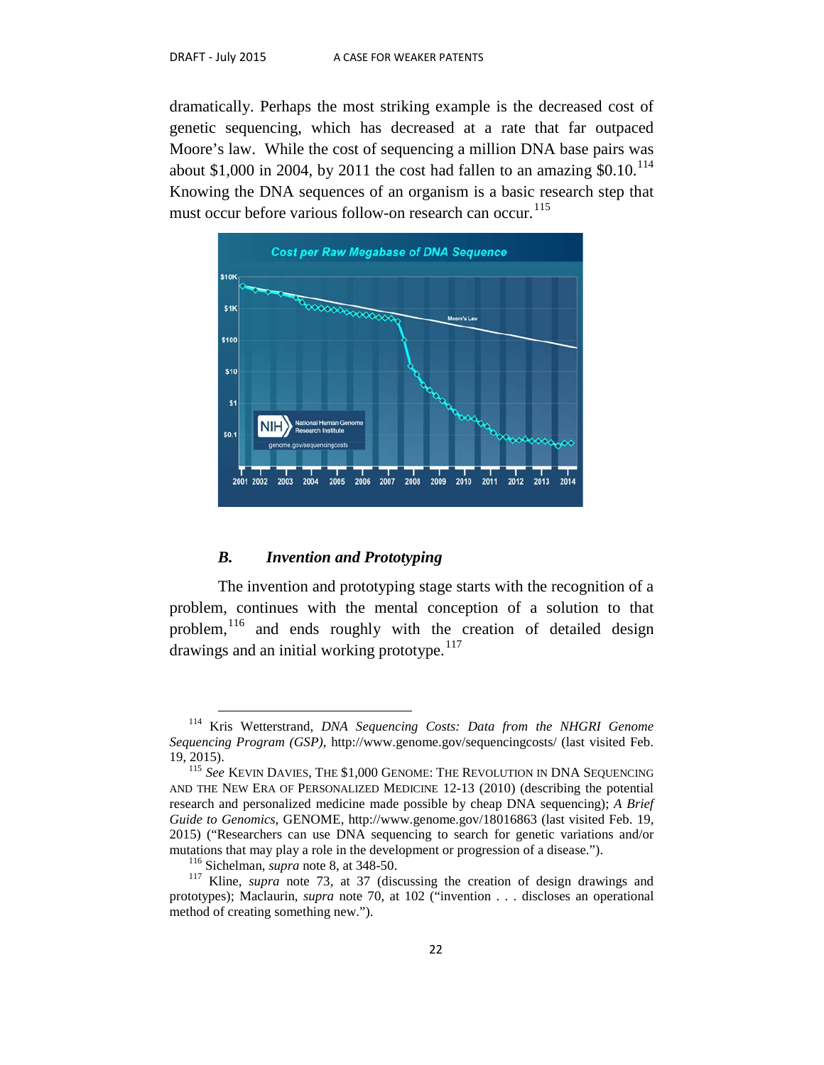dramatically. Perhaps the most striking example is the decreased cost of genetic sequencing, which has decreased at a rate that far outpaced Moore's law. While the cost of sequencing a million DNA base pairs was about $1,000 in 2004, by 2011 the cost had fallen to an amazing $0.10.[114] Knowing the DNA sequences of an organism is a basic research step that must occur before various follow-on research can occur.[115]

### *B. Invention and Prototyping*

The invention and prototyping stage starts with the recognition of a problem, continues with the mental conception of a solution to that problem,[116] and ends roughly with the creation of detailed design drawings and an initial working prototype.[117]

---

[114] Kris Wetterstrand, *DNA Sequencing Costs: Data from the NHGRI Genome Sequencing Program (GSP)*, http://www.genome.gov/sequencingcosts/ (last visited Feb. 19, 2015).

[115] *See* KEVIN DAVIES, THE $1,000 GENOME: THE REVOLUTION IN DNA SEQUENCING AND THE NEW ERA OF PERSONALIZED MEDICINE 12-13 (2010) (describing the potential research and personalized medicine made possible by cheap DNA sequencing); *A Brief Guide to Genomics*, GENOME, http://www.genome.gov/18016863 (last visited Feb. 19, 2015) ("Researchers can use DNA sequencing to search for genetic variations and/or mutations that may play a role in the development or progression of a disease.").

[116] Sichelman, *supra* note 8, at 348-50.

[117] Kline, *supra* note 73, at 37 (discussing the creation of design drawings and prototypes); Maclaurin, *supra* note 70, at 102 ("invention . . . discloses an operational method of creating something new.").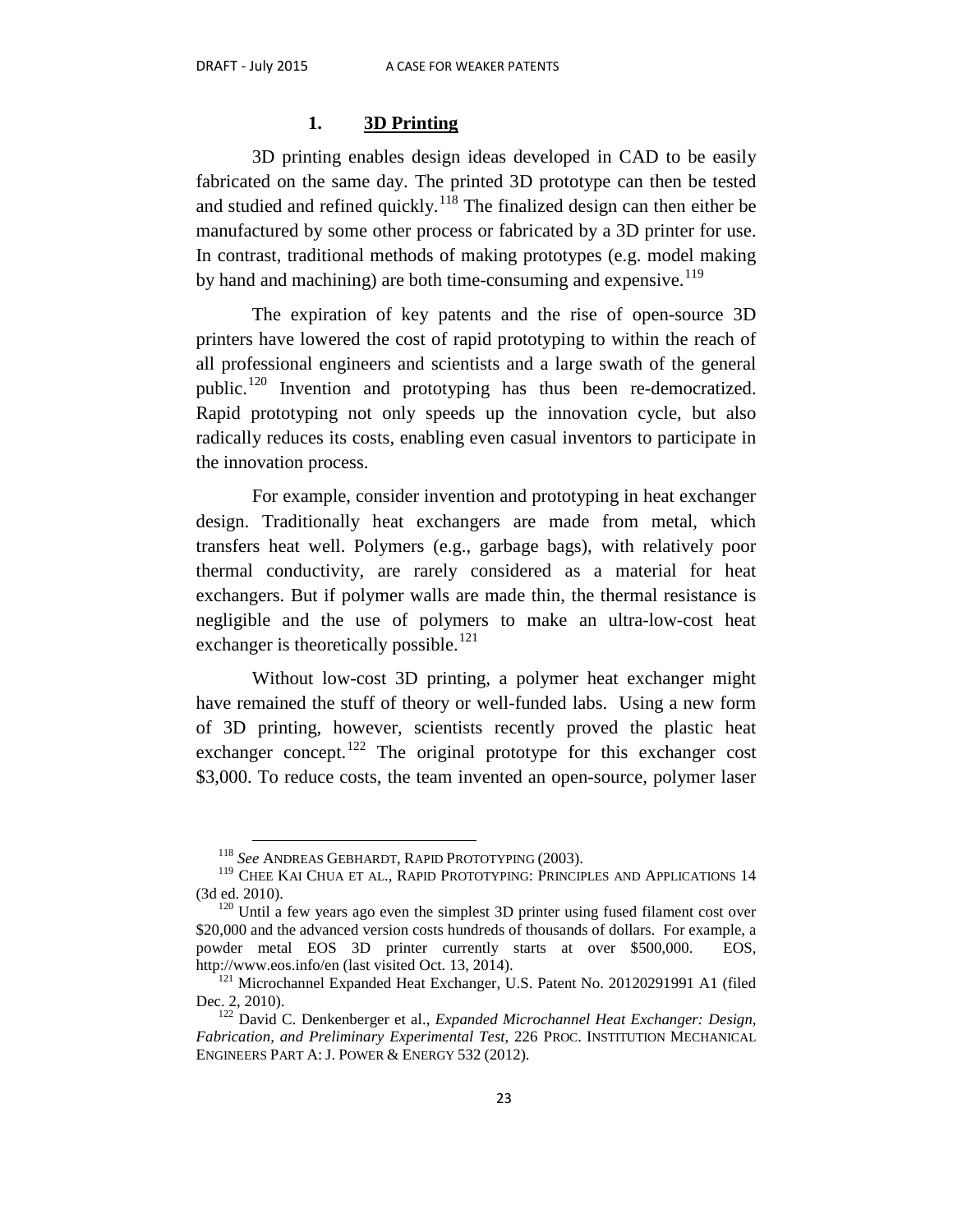### 1. **3D Printing**

3D printing enables design ideas developed in CAD to be easily fabricated on the same day. The printed 3D prototype can then be tested and studied and refined quickly.[118] The finalized design can then either be manufactured by some other process or fabricated by a 3D printer for use. In contrast, traditional methods of making prototypes (e.g. model making by hand and machining) are both time-consuming and expensive.[119]

The expiration of key patents and the rise of open-source 3D printers have lowered the cost of rapid prototyping to within the reach of all professional engineers and scientists and a large swath of the general public.[120] Invention and prototyping has thus been re-democratized. Rapid prototyping not only speeds up the innovation cycle, but also radically reduces its costs, enabling even casual inventors to participate in the innovation process.

For example, consider invention and prototyping in heat exchanger design. Traditionally heat exchangers are made from metal, which transfers heat well. Polymers (e.g., garbage bags), with relatively poor thermal conductivity, are rarely considered as a material for heat exchangers. But if polymer walls are made thin, the thermal resistance is negligible and the use of polymers to make an ultra-low-cost heat exchanger is theoretically possible.[121]

Without low-cost 3D printing, a polymer heat exchanger might have remained the stuff of theory or well-funded labs. Using a new form of 3D printing, however, scientists recently proved the plastic heat exchanger concept.[122] The original prototype for this exchanger cost $3,000. To reduce costs, the team invented an open-source, polymer laser

---

[118] *See* ANDREAS GEBHARDT, RAPID PROTOTYPING (2003).

[119] CHEE KAI CHUA ET AL., RAPID PROTOTYPING: PRINCIPLES AND APPLICATIONS 14 (3d ed. 2010).

[120] Until a few years ago even the simplest 3D printer using fused filament cost over $20,000 and the advanced version costs hundreds of thousands of dollars. For example, a powder metal EOS 3D printer currently starts at over $500,000. EOS, http://www.eos.info/en (last visited Oct. 13, 2014).

[121] Microchannel Expanded Heat Exchanger, U.S. Patent No. 20120291991 A1 (filed Dec. 2, 2010).

[122] David C. Denkenberger et al., *Expanded Microchannel Heat Exchanger: Design, Fabrication, and Preliminary Experimental Test*, 226 PROC. INSTITUTION MECHANICAL ENGINEERS PART A: J. POWER & ENERGY 532 (2012).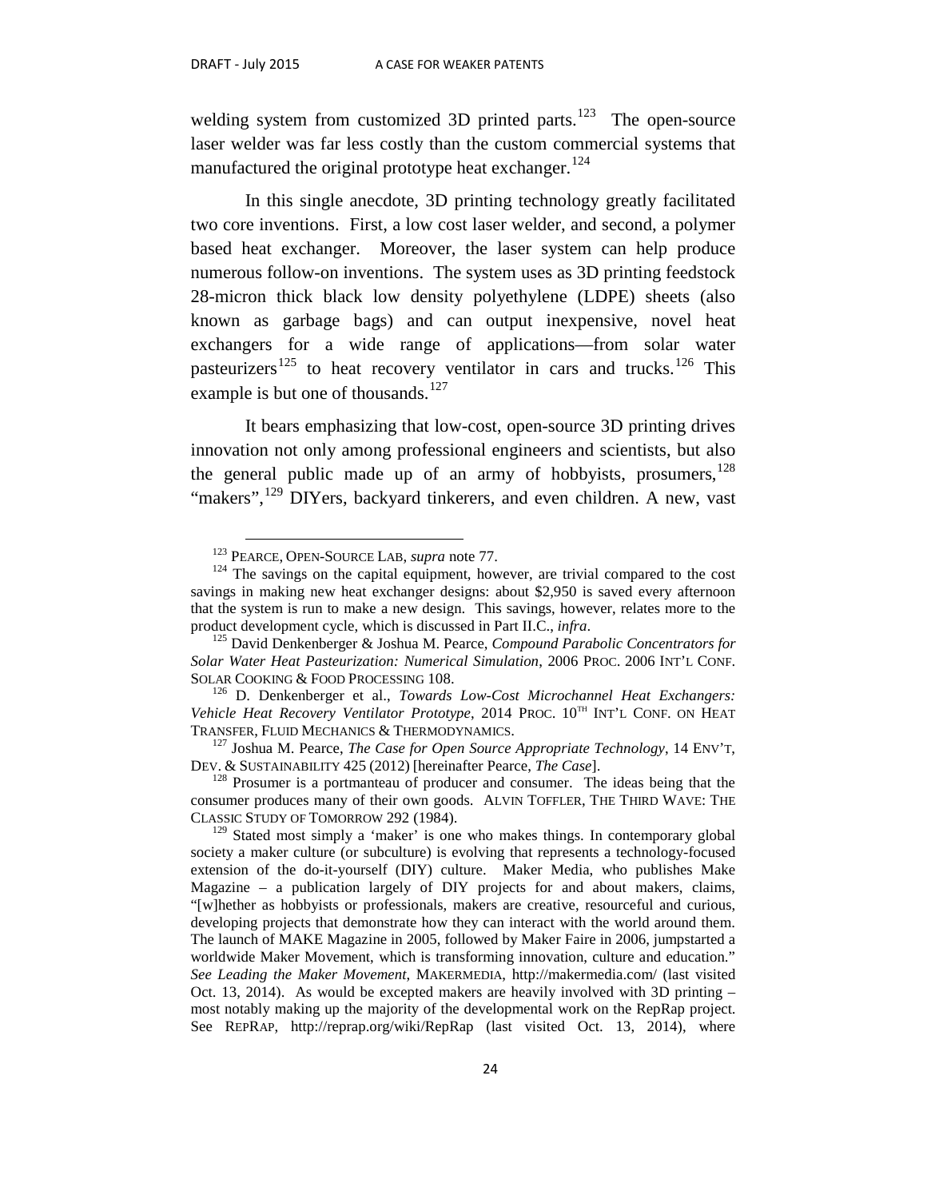welding system from customized 3D printed parts.[123] The open-source laser welder was far less costly than the custom commercial systems that manufactured the original prototype heat exchanger.[124]

In this single anecdote, 3D printing technology greatly facilitated two core inventions. First, a low cost laser welder, and second, a polymer based heat exchanger. Moreover, the laser system can help produce numerous follow-on inventions. The system uses as 3D printing feedstock 28-micron thick black low density polyethylene (LDPE) sheets (also known as garbage bags) and can output inexpensive, novel heat exchangers for a wide range of applications—from solar water pasteurizers[125] to heat recovery ventilator in cars and trucks.[126] This example is but one of thousands.[127]

It bears emphasizing that low-cost, open-source 3D printing drives innovation not only among professional engineers and scientists, but also the general public made up of an army of hobbyists, prosumers,[128] "makers",[129] DIYers, backyard tinkerers, and even children. A new, vast

---

[123] PEARCE, OPEN-SOURCE LAB, *supra* note 77.

[124] The savings on the capital equipment, however, are trivial compared to the cost savings in making new heat exchanger designs: about $2,950 is saved every afternoon that the system is run to make a new design. This savings, however, relates more to the product development cycle, which is discussed in Part II.C., *infra*.

[125] David Denkenberger & Joshua M. Pearce, *Compound Parabolic Concentrators for Solar Water Heat Pasteurization: Numerical Simulation*, 2006 PROC. 2006 INT'L CONF. SOLAR COOKING & FOOD PROCESSING 108.

[126] D. Denkenberger et al., *Towards Low-Cost Microchannel Heat Exchangers: Vehicle Heat Recovery Ventilator Prototype*, 2014 PROC. 10TH INT'L CONF. ON HEAT TRANSFER, FLUID MECHANICS & THERMODYNAMICS.

[127] Joshua M. Pearce, *The Case for Open Source Appropriate Technology*, 14 ENV'T, DEV. & SUSTAINABILITY 425 (2012) [hereinafter Pearce, *The Case*].

[128] Prosumer is a portmanteau of producer and consumer. The ideas being that the consumer produces many of their own goods. ALVIN TOFFLER, THE THIRD WAVE: THE CLASSIC STUDY OF TOMORROW 292 (1984).

[129] Stated most simply a 'maker' is one who makes things. In contemporary global society a maker culture (or subculture) is evolving that represents a technology-focused extension of the do-it-yourself (DIY) culture. Maker Media, who publishes Make Magazine – a publication largely of DIY projects for and about makers, claims, "[w]hether as hobbyists or professionals, makers are creative, resourceful and curious, developing projects that demonstrate how they can interact with the world around them. The launch of MAKE Magazine in 2005, followed by Maker Faire in 2006, jumpstarted a worldwide Maker Movement, which is transforming innovation, culture and education." *See Leading the Maker Movement*, MAKERMEDIA, http://makermedia.com/ (last visited Oct. 13, 2014). As would be excepted makers are heavily involved with 3D printing – most notably making up the majority of the developmental work on the RepRap project. See REPRAP, http://reprap.org/wiki/RepRap (last visited Oct. 13, 2014), where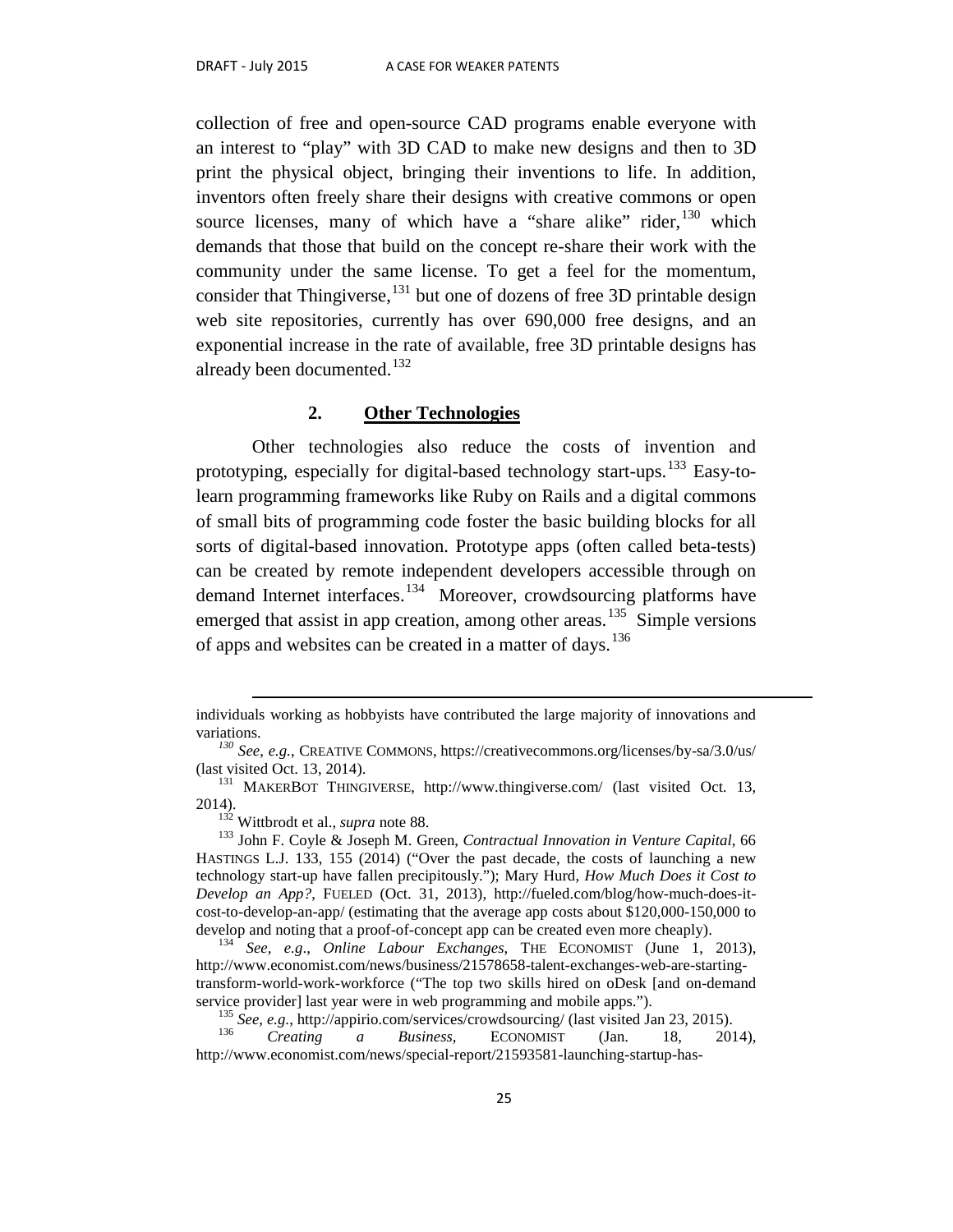collection of free and open-source CAD programs enable everyone with an interest to "play" with 3D CAD to make new designs and then to 3D print the physical object, bringing their inventions to life. In addition, inventors often freely share their designs with creative commons or open source licenses, many of which have a "share alike" rider,[130] which demands that those that build on the concept re-share their work with the community under the same license. To get a feel for the momentum, consider that Thingiverse,[131] but one of dozens of free 3D printable design web site repositories, currently has over 690,000 free designs, and an exponential increase in the rate of available, free 3D printable designs has already been documented.[132]

### 2. Other Technologies

Other technologies also reduce the costs of invention and prototyping, especially for digital-based technology start-ups.[133] Easy-to-learn programming frameworks like Ruby on Rails and a digital commons of small bits of programming code foster the basic building blocks for all sorts of digital-based innovation. Prototype apps (often called beta-tests) can be created by remote independent developers accessible through on demand Internet interfaces.[134] Moreover, crowdsourcing platforms have emerged that assist in app creation, among other areas.[135] Simple versions of apps and websites can be created in a matter of days.[136]

---

individuals working as hobbyists have contributed the large majority of innovations and variations.

[130] *See, e.g.*, CREATIVE COMMONS, https://creativecommons.org/licenses/by-sa/3.0/us/ (last visited Oct. 13, 2014).

[131] MAKERBOT THINGIVERSE, http://www.thingiverse.com/ (last visited Oct. 13, 2014).

[132] Wittbrodt et al., *supra* note 88.

[133] John F. Coyle & Joseph M. Green, *Contractual Innovation in Venture Capital*, 66 HASTINGS L.J. 133, 155 (2014) ("Over the past decade, the costs of launching a new technology start-up have fallen precipitously."); Mary Hurd, *How Much Does it Cost to Develop an App?*, FUELED (Oct. 31, 2013), http://fueled.com/blog/how-much-does-it-cost-to-develop-an-app/ (estimating that the average app costs about $120,000-150,000 to develop and noting that a proof-of-concept app can be created even more cheaply).

[134] *See, e.g*., *Online Labour Exchanges*, THE ECONOMIST (June 1, 2013), http://www.economist.com/news/business/21578658-talent-exchanges-web-are-starting-transform-world-work-workforce ("The top two skills hired on oDesk [and on-demand service provider] last year were in web programming and mobile apps.").

[135] *See, e.g.*, http://appirio.com/services/crowdsourcing/ (last visited Jan 23, 2015).

[136] *Creating a Business*, ECONOMIST (Jan. 18, 2014), http://www.economist.com/news/special-report/21593581-launching-startup-has-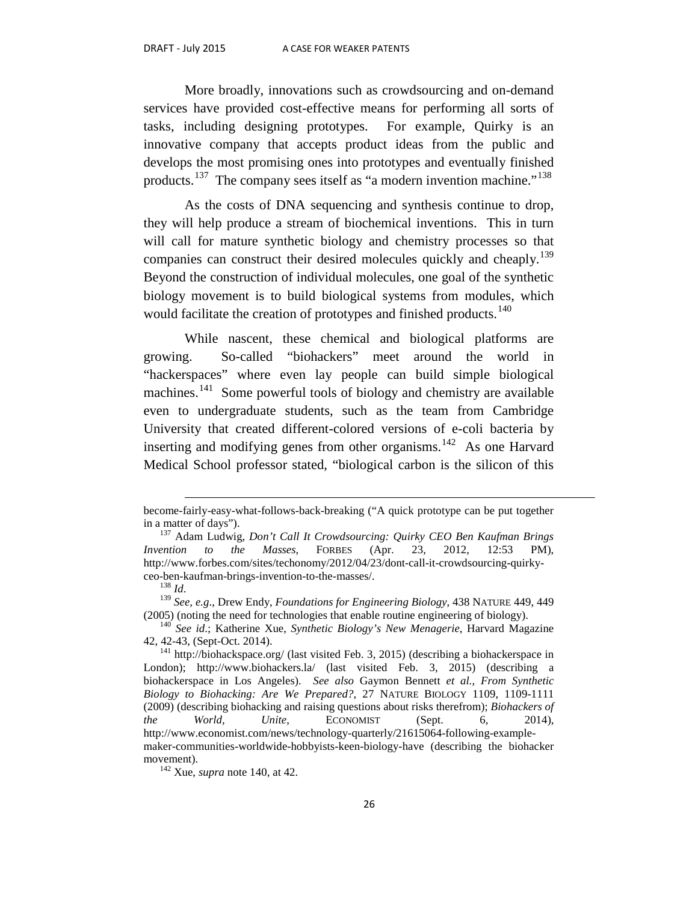More broadly, innovations such as crowdsourcing and on-demand services have provided cost-effective means for performing all sorts of tasks, including designing prototypes. For example, Quirky is an innovative company that accepts product ideas from the public and develops the most promising ones into prototypes and eventually finished products.[137] The company sees itself as "a modern invention machine."[138]

As the costs of DNA sequencing and synthesis continue to drop, they will help produce a stream of biochemical inventions. This in turn will call for mature synthetic biology and chemistry processes so that companies can construct their desired molecules quickly and cheaply.[139] Beyond the construction of individual molecules, one goal of the synthetic biology movement is to build biological systems from modules, which would facilitate the creation of prototypes and finished products.[140]

While nascent, these chemical and biological platforms are growing. So-called "biohackers" meet around the world in "hackerspaces" where even lay people can build simple biological machines.[141] Some powerful tools of biology and chemistry are available even to undergraduate students, such as the team from Cambridge University that created different-colored versions of e-coli bacteria by inserting and modifying genes from other organisms.[142] As one Harvard Medical School professor stated, "biological carbon is the silicon of this

---

become-fairly-easy-what-follows-back-breaking ("A quick prototype can be put together in a matter of days").

[137] Adam Ludwig, *Don't Call It Crowdsourcing: Quirky CEO Ben Kaufman Brings Invention to the Masses*, FORBES (Apr. 23, 2012, 12:53 PM), http://www.forbes.com/sites/techonomy/2012/04/23/dont-call-it-crowdsourcing-quirky-ceo-ben-kaufman-brings-invention-to-the-masses/.

[138] *Id.*

[139] *See, e.g*., Drew Endy, *Foundations for Engineering Biology*, 438 NATURE 449, 449 (2005) (noting the need for technologies that enable routine engineering of biology).

[140] *See id*.; Katherine Xue, *Synthetic Biology's New Menagerie*, Harvard Magazine 42, 42-43, (Sept-Oct. 2014).

[141] http://biohackspace.org/ (last visited Feb. 3, 2015) (describing a biohackerspace in London); http://www.biohackers.la/ (last visited Feb. 3, 2015) (describing a biohackerspace in Los Angeles). *See also* Gaymon Bennett *et al.*, *From Synthetic Biology to Biohacking: Are We Prepared?*, 27 NATURE BIOLOGY 1109, 1109-1111 (2009) (describing biohacking and raising questions about risks therefrom); *Biohackers of the World, Unite*, ECONOMIST (Sept. 6, 2014), http://www.economist.com/news/technology-quarterly/21615064-following-example-maker-communities-worldwide-hobbyists-keen-biology-have (describing the biohacker movement).

[142] Xue, *supra* note 140, at 42.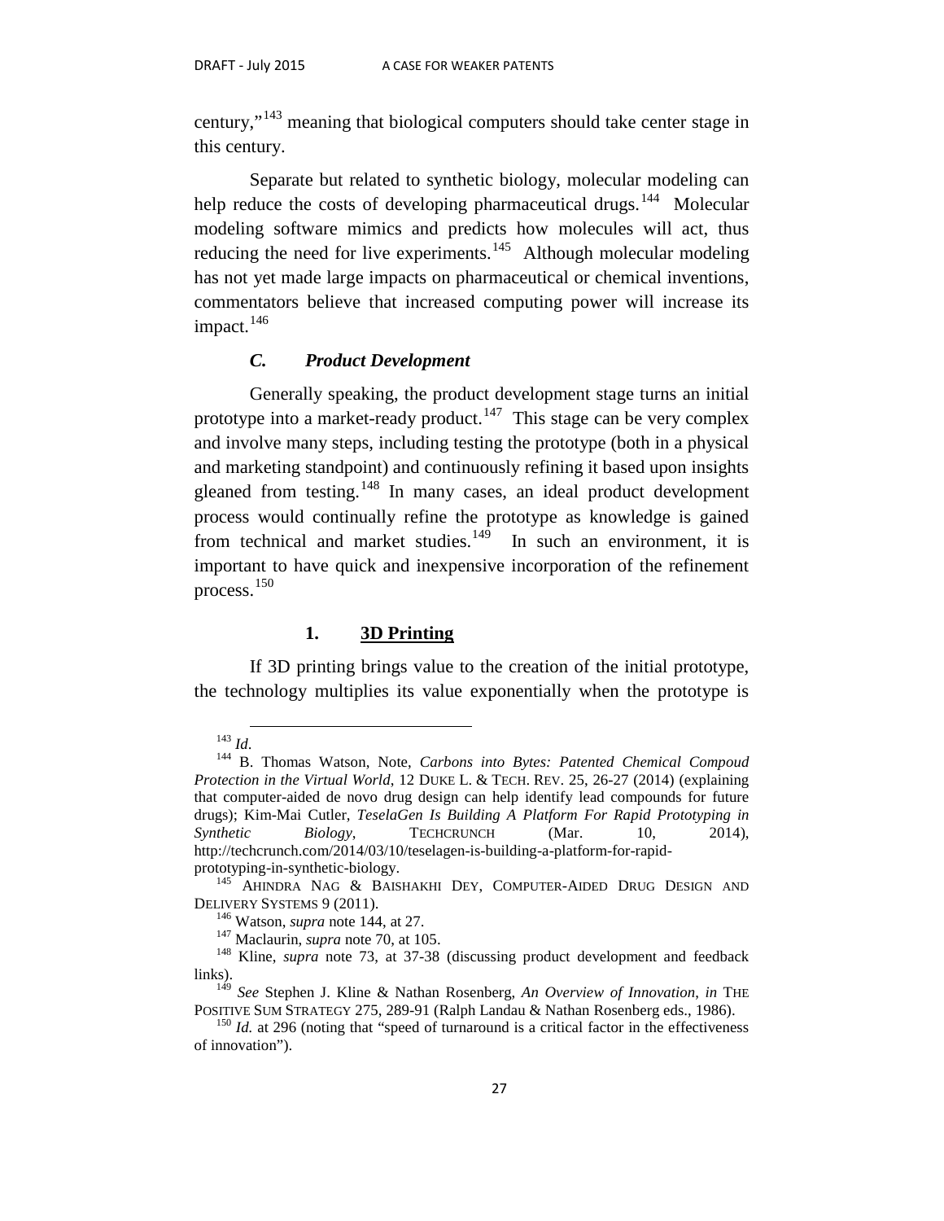century,"[143] meaning that biological computers should take center stage in this century.

Separate but related to synthetic biology, molecular modeling can help reduce the costs of developing pharmaceutical drugs.[144] Molecular modeling software mimics and predicts how molecules will act, thus reducing the need for live experiments.[145] Although molecular modeling has not yet made large impacts on pharmaceutical or chemical inventions, commentators believe that increased computing power will increase its impact.[146]

### *C. Product Development*

Generally speaking, the product development stage turns an initial prototype into a market-ready product.[147] This stage can be very complex and involve many steps, including testing the prototype (both in a physical and marketing standpoint) and continuously refining it based upon insights gleaned from testing.[148] In many cases, an ideal product development process would continually refine the prototype as knowledge is gained from technical and market studies.[149] In such an environment, it is important to have quick and inexpensive incorporation of the refinement process.[150]

#### **1. 3D Printing**

If 3D printing brings value to the creation of the initial prototype, the technology multiplies its value exponentially when the prototype is

---

[143] *Id*.

[144] B. Thomas Watson, Note, *Carbons into Bytes: Patented Chemical Compoud Protection in the Virtual World*, 12 DUKE L. & TECH. REV. 25, 26-27 (2014) (explaining that computer-aided de novo drug design can help identify lead compounds for future drugs); Kim-Mai Cutler, *TeselaGen Is Building A Platform For Rapid Prototyping in Synthetic Biology*, TECHCRUNCH (Mar. 10, 2014), http://techcrunch.com/2014/03/10/teselagen-is-building-a-platform-for-rapid-prototyping-in-synthetic-biology.

[145] AHINDRA NAG & BAISHAKHI DEY, COMPUTER-AIDED DRUG DESIGN AND DELIVERY SYSTEMS 9 (2011).

[146] Watson, *supra* note 144, at 27.

[147] Maclaurin, *supra* note 70, at 105.

[148] Kline, *supra* note 73, at 37-38 (discussing product development and feedback links).

[149] *See* Stephen J. Kline & Nathan Rosenberg, *An Overview of Innovation*, *in* THE POSITIVE SUM STRATEGY 275, 289-91 (Ralph Landau & Nathan Rosenberg eds., 1986).

[150] *Id.* at 296 (noting that "speed of turnaround is a critical factor in the effectiveness of innovation").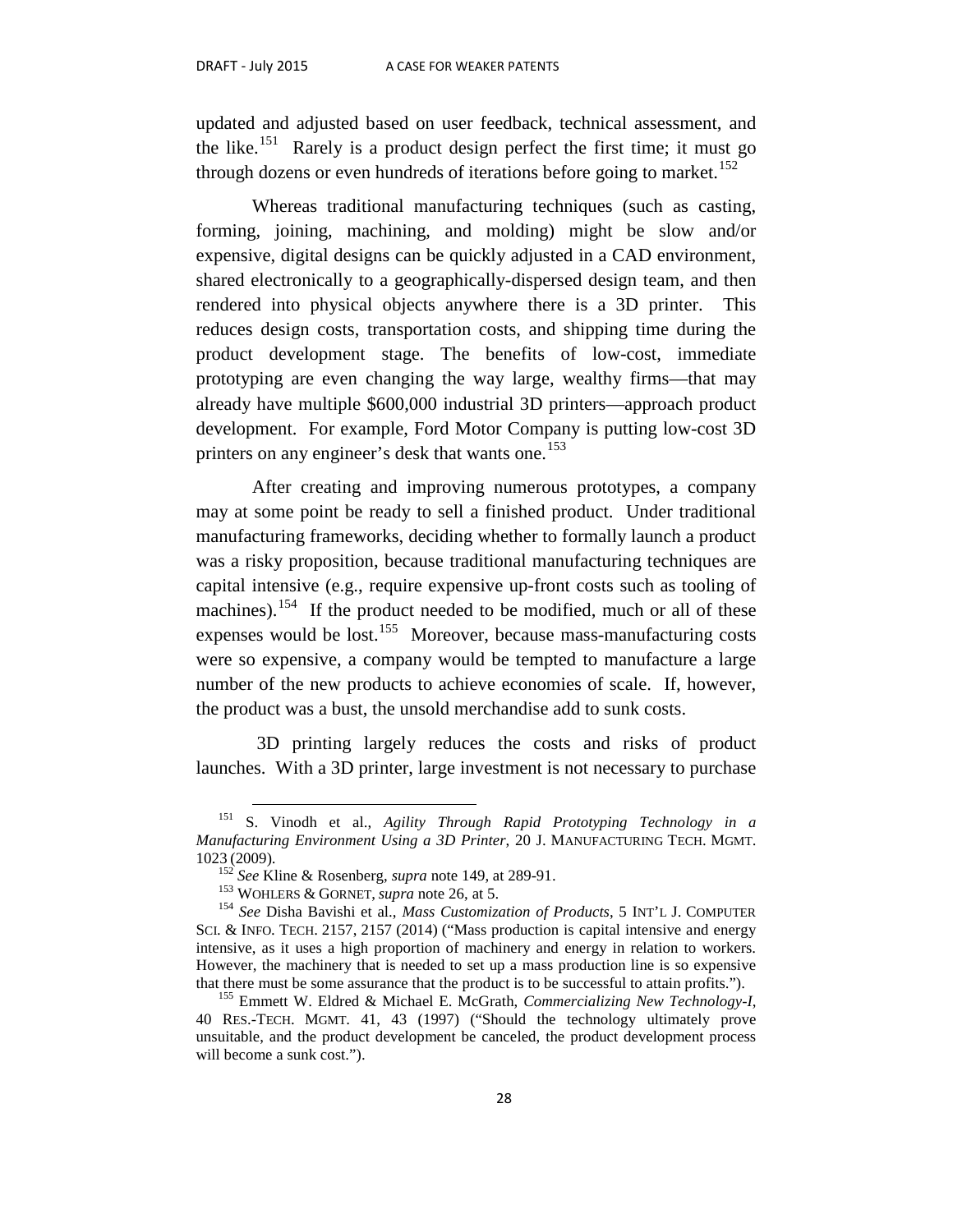updated and adjusted based on user feedback, technical assessment, and the like.[151] Rarely is a product design perfect the first time; it must go through dozens or even hundreds of iterations before going to market.[152]

Whereas traditional manufacturing techniques (such as casting, forming, joining, machining, and molding) might be slow and/or expensive, digital designs can be quickly adjusted in a CAD environment, shared electronically to a geographically-dispersed design team, and then rendered into physical objects anywhere there is a 3D printer. This reduces design costs, transportation costs, and shipping time during the product development stage. The benefits of low-cost, immediate prototyping are even changing the way large, wealthy firms—that may already have multiple $600,000 industrial 3D printers—approach product development. For example, Ford Motor Company is putting low-cost 3D printers on any engineer's desk that wants one.[153]

After creating and improving numerous prototypes, a company may at some point be ready to sell a finished product. Under traditional manufacturing frameworks, deciding whether to formally launch a product was a risky proposition, because traditional manufacturing techniques are capital intensive (e.g., require expensive up-front costs such as tooling of machines).[154] If the product needed to be modified, much or all of these expenses would be lost.[155] Moreover, because mass-manufacturing costs were so expensive, a company would be tempted to manufacture a large number of the new products to achieve economies of scale. If, however, the product was a bust, the unsold merchandise add to sunk costs.

3D printing largely reduces the costs and risks of product launches. With a 3D printer, large investment is not necessary to purchase

---

[151] S. Vinodh et al., *Agility Through Rapid Prototyping Technology in a Manufacturing Environment Using a 3D Printer*, 20 J. MANUFACTURING TECH. MGMT. 1023 (2009).

[152] *See* Kline & Rosenberg, *supra* note 149, at 289-91.

[153] WOHLERS & GORNET, *supra* note 26, at 5.

[154] *See* Disha Bavishi et al., *Mass Customization of Products*, 5 INT'L J. COMPUTER SCI. & INFO. TECH. 2157, 2157 (2014) ("Mass production is capital intensive and energy intensive, as it uses a high proportion of machinery and energy in relation to workers. However, the machinery that is needed to set up a mass production line is so expensive that there must be some assurance that the product is to be successful to attain profits.").

[155] Emmett W. Eldred & Michael E. McGrath, *Commercializing New Technology-I*, 40 RES.-TECH. MGMT. 41, 43 (1997) ("Should the technology ultimately prove unsuitable, and the product development be canceled, the product development process will become a sunk cost.").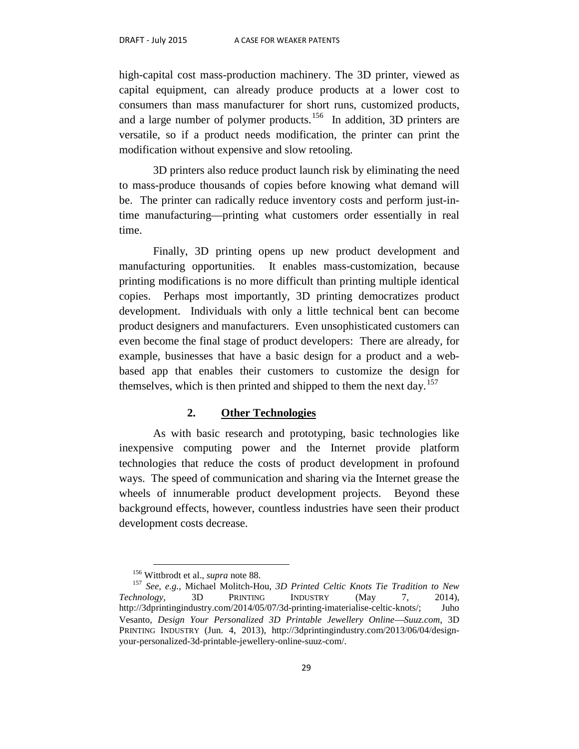high-capital cost mass-production machinery. The 3D printer, viewed as capital equipment, can already produce products at a lower cost to consumers than mass manufacturer for short runs, customized products, and a large number of polymer products.[156] In addition, 3D printers are versatile, so if a product needs modification, the printer can print the modification without expensive and slow retooling.

3D printers also reduce product launch risk by eliminating the need to mass-produce thousands of copies before knowing what demand will be. The printer can radically reduce inventory costs and perform just-in-time manufacturing—printing what customers order essentially in real time.

Finally, 3D printing opens up new product development and manufacturing opportunities. It enables mass-customization, because printing modifications is no more difficult than printing multiple identical copies. Perhaps most importantly, 3D printing democratizes product development. Individuals with only a little technical bent can become product designers and manufacturers. Even unsophisticated customers can even become the final stage of product developers: There are already, for example, businesses that have a basic design for a product and a web-based app that enables their customers to customize the design for themselves, which is then printed and shipped to them the next day.[157]

#### 2. Other Technologies

As with basic research and prototyping, basic technologies like inexpensive computing power and the Internet provide platform technologies that reduce the costs of product development in profound ways. The speed of communication and sharing via the Internet grease the wheels of innumerable product development projects. Beyond these background effects, however, countless industries have seen their product development costs decrease.

---

[156] Wittbrodt et al., *supra* note 88.

[157] *See, e.g.*, Michael Molitch-Hou, *3D Printed Celtic Knots Tie Tradition to New Technology*, 3D PRINTING INDUSTRY (May 7, 2014), http://3dprintingindustry.com/2014/05/07/3d-printing-imaterialise-celtic-knots/; Juho Vesanto, *Design Your Personalized 3D Printable Jewellery Online—Suuz.com*, 3D PRINTING INDUSTRY (Jun. 4, 2013), http://3dprintingindustry.com/2013/06/04/design-your-personalized-3d-printable-jewellery-online-suuz-com/.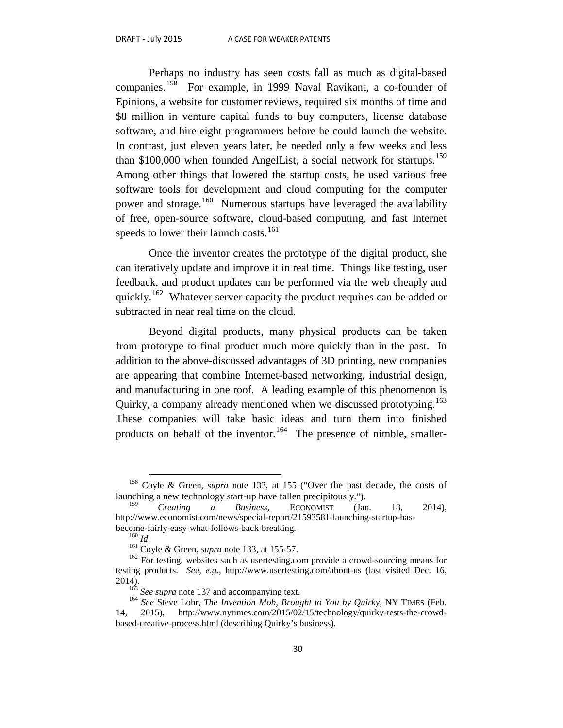Perhaps no industry has seen costs fall as much as digital-based companies.[158] For example, in 1999 Naval Ravikant, a co-founder of Epinions, a website for customer reviews, required six months of time and \$8 million in venture capital funds to buy computers, license database software, and hire eight programmers before he could launch the website. In contrast, just eleven years later, he needed only a few weeks and less than \$100,000 when founded AngelList, a social network for startups.[159] Among other things that lowered the startup costs, he used various free software tools for development and cloud computing for the computer power and storage.[160] Numerous startups have leveraged the availability of free, open-source software, cloud-based computing, and fast Internet speeds to lower their launch costs.[161]

Once the inventor creates the prototype of the digital product, she can iteratively update and improve it in real time. Things like testing, user feedback, and product updates can be performed via the web cheaply and quickly.[162] Whatever server capacity the product requires can be added or subtracted in near real time on the cloud.

Beyond digital products, many physical products can be taken from prototype to final product much more quickly than in the past. In addition to the above-discussed advantages of 3D printing, new companies are appearing that combine Internet-based networking, industrial design, and manufacturing in one roof. A leading example of this phenomenon is Quirky, a company already mentioned when we discussed prototyping.[163] These companies will take basic ideas and turn them into finished products on behalf of the inventor.[164] The presence of nimble, smaller-

---

[158] Coyle & Green, *supra* note 133, at 155 ("Over the past decade, the costs of launching a new technology start-up have fallen precipitously.").

[159] *Creating a Business*, ECONOMIST (Jan. 18, 2014), http://www.economist.com/news/special-report/21593581-launching-startup-has-become-fairly-easy-what-follows-back-breaking.

[160] *Id*.

[161] Coyle & Green, *supra* note 133, at 155-57.

[162] For testing, websites such as usertesting.com provide a crowd-sourcing means for testing products. *See, e.g.,* http://www.usertesting.com/about-us (last visited Dec. 16, 2014).

[163] *See supra* note 137 and accompanying text.

[164] *See* Steve Lohr, *The Invention Mob, Brought to You by Quirky*, NY TIMES (Feb. 14, 2015), http://www.nytimes.com/2015/02/15/technology/quirky-tests-the-crowd-based-creative-process.html (describing Quirky's business).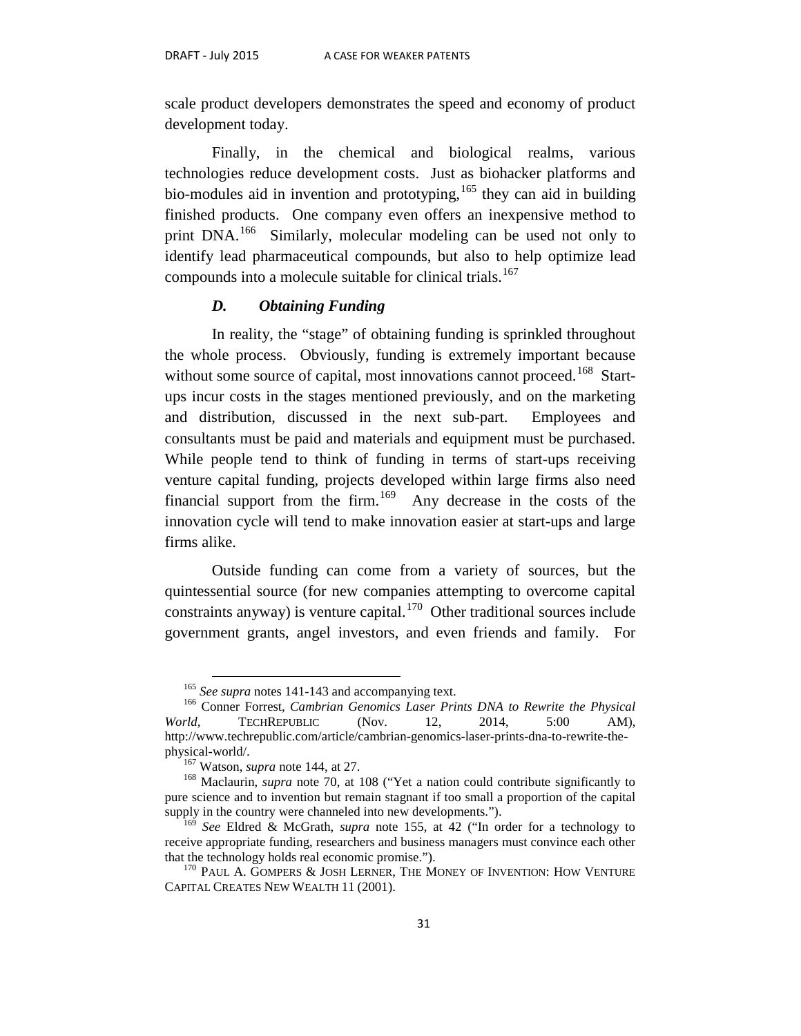scale product developers demonstrates the speed and economy of product development today.

Finally, in the chemical and biological realms, various technologies reduce development costs. Just as biohacker platforms and bio-modules aid in invention and prototyping,[165] they can aid in building finished products. One company even offers an inexpensive method to print DNA.[166] Similarly, molecular modeling can be used not only to identify lead pharmaceutical compounds, but also to help optimize lead compounds into a molecule suitable for clinical trials.[167]

### *D. Obtaining Funding*

In reality, the "stage" of obtaining funding is sprinkled throughout the whole process. Obviously, funding is extremely important because without some source of capital, most innovations cannot proceed.[168] Start-ups incur costs in the stages mentioned previously, and on the marketing and distribution, discussed in the next sub-part. Employees and consultants must be paid and materials and equipment must be purchased. While people tend to think of funding in terms of start-ups receiving venture capital funding, projects developed within large firms also need financial support from the firm.[169] Any decrease in the costs of the innovation cycle will tend to make innovation easier at start-ups and large firms alike.

Outside funding can come from a variety of sources, but the quintessential source (for new companies attempting to overcome capital constraints anyway) is venture capital.[170] Other traditional sources include government grants, angel investors, and even friends and family. For

---

[165] *See supra* notes 141-143 and accompanying text.

[166] Conner Forrest, *Cambrian Genomics Laser Prints DNA to Rewrite the Physical World*, TECHREPUBLIC (Nov. 12, 2014, 5:00 AM), http://www.techrepublic.com/article/cambrian-genomics-laser-prints-dna-to-rewrite-the-physical-world/.

[167] Watson, *supra* note 144, at 27.

[168] Maclaurin, *supra* note 70, at 108 ("Yet a nation could contribute significantly to pure science and to invention but remain stagnant if too small a proportion of the capital supply in the country were channeled into new developments.").

[169] *See* Eldred & McGrath, *supra* note 155, at 42 ("In order for a technology to receive appropriate funding, researchers and business managers must convince each other that the technology holds real economic promise.").

[170] PAUL A. GOMPERS & JOSH LERNER, THE MONEY OF INVENTION: HOW VENTURE CAPITAL CREATES NEW WEALTH 11 (2001).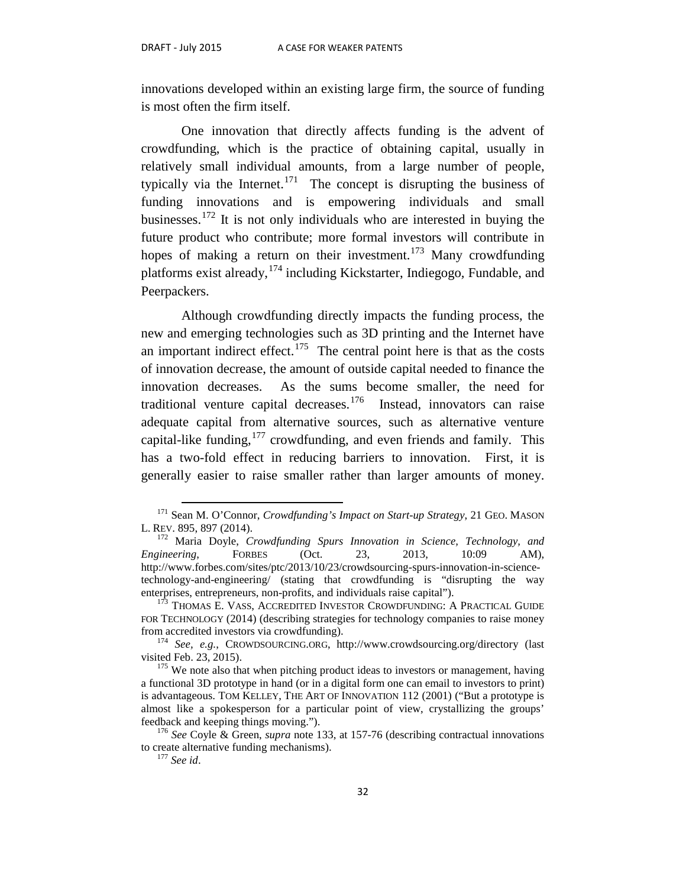innovations developed within an existing large firm, the source of funding is most often the firm itself.

One innovation that directly affects funding is the advent of crowdfunding, which is the practice of obtaining capital, usually in relatively small individual amounts, from a large number of people, typically via the Internet.[171] The concept is disrupting the business of funding innovations and is empowering individuals and small businesses.[172] It is not only individuals who are interested in buying the future product who contribute; more formal investors will contribute in hopes of making a return on their investment.[173] Many crowdfunding platforms exist already,[174] including Kickstarter, Indiegogo, Fundable, and Peerpackers.

Although crowdfunding directly impacts the funding process, the new and emerging technologies such as 3D printing and the Internet have an important indirect effect.[175] The central point here is that as the costs of innovation decrease, the amount of outside capital needed to finance the innovation decreases. As the sums become smaller, the need for traditional venture capital decreases.[176] Instead, innovators can raise adequate capital from alternative sources, such as alternative venture capital-like funding,[177] crowdfunding, and even friends and family. This has a two-fold effect in reducing barriers to innovation. First, it is generally easier to raise smaller rather than larger amounts of money.

---

[171] Sean M. O'Connor, *Crowdfunding's Impact on Start-up Strategy*, 21 GEO. MASON L. REV. 895, 897 (2014).

[172] Maria Doyle, *Crowdfunding Spurs Innovation in Science, Technology, and Engineering*, FORBES (Oct. 23, 2013, 10:09 AM), http://www.forbes.com/sites/ptc/2013/10/23/crowdsourcing-spurs-innovation-in-science-technology-and-engineering/ (stating that crowdfunding is "disrupting the way enterprises, entrepreneurs, non-profits, and individuals raise capital").

[173] THOMAS E. VASS, ACCREDITED INVESTOR CROWDFUNDING: A PRACTICAL GUIDE FOR TECHNOLOGY (2014) (describing strategies for technology companies to raise money from accredited investors via crowdfunding).

[174] *See, e.g.*, CROWDSOURCING.ORG, http://www.crowdsourcing.org/directory (last visited Feb. 23, 2015).

[175] We note also that when pitching product ideas to investors or management, having a functional 3D prototype in hand (or in a digital form one can email to investors to print) is advantageous. TOM KELLEY, THE ART OF INNOVATION 112 (2001) ("But a prototype is almost like a spokesperson for a particular point of view, crystallizing the groups' feedback and keeping things moving.").

[176] *See* Coyle & Green, *supra* note 133, at 157-76 (describing contractual innovations to create alternative funding mechanisms).

[177] *See id*.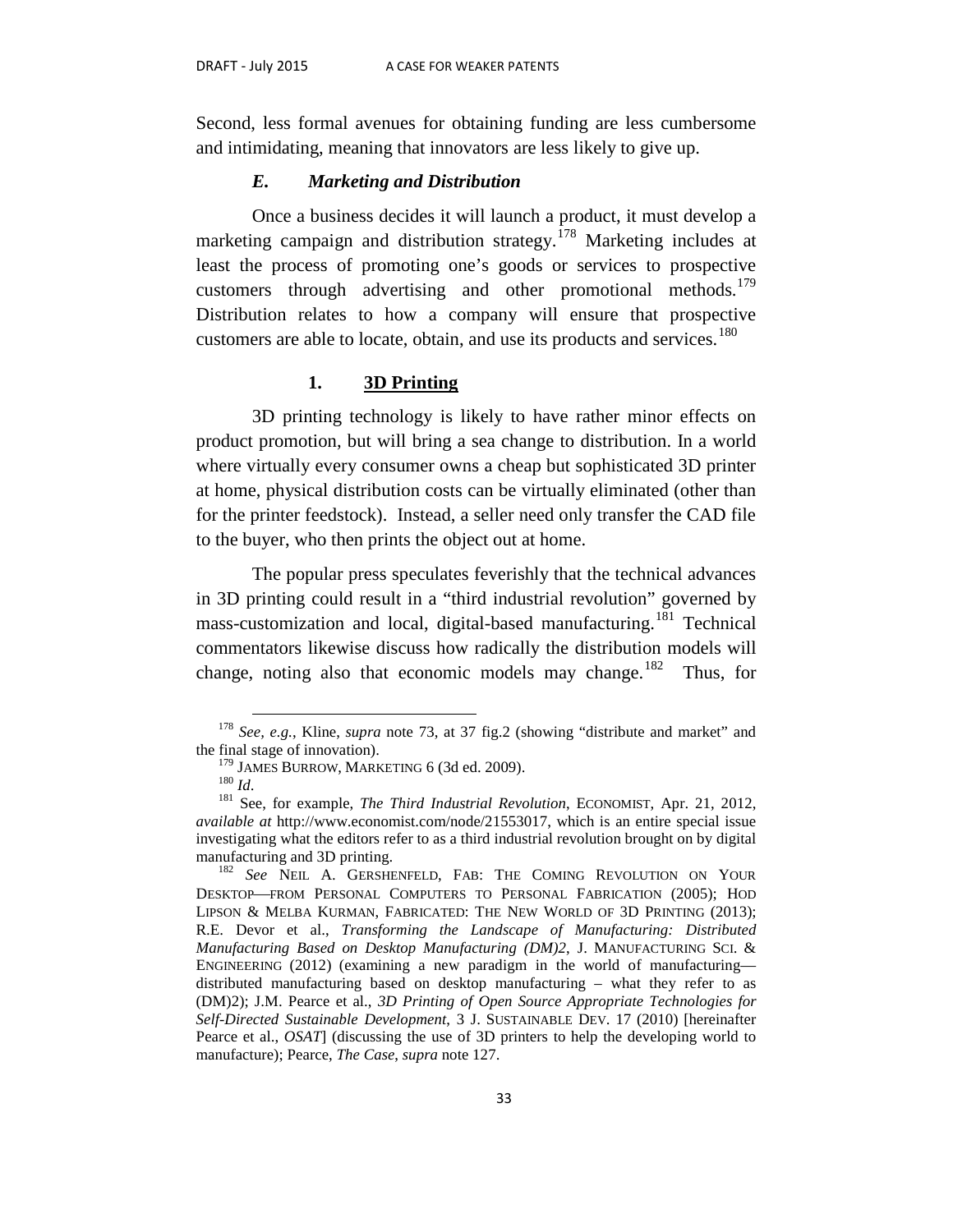Second, less formal avenues for obtaining funding are less cumbersome and intimidating, meaning that innovators are less likely to give up.

### *E. Marketing and Distribution*

Once a business decides it will launch a product, it must develop a marketing campaign and distribution strategy.[178] Marketing includes at least the process of promoting one's goods or services to prospective customers through advertising and other promotional methods.[179] Distribution relates to how a company will ensure that prospective customers are able to locate, obtain, and use its products and services.[180]

#### 1. 3D Printing

3D printing technology is likely to have rather minor effects on product promotion, but will bring a sea change to distribution. In a world where virtually every consumer owns a cheap but sophisticated 3D printer at home, physical distribution costs can be virtually eliminated (other than for the printer feedstock). Instead, a seller need only transfer the CAD file to the buyer, who then prints the object out at home.

The popular press speculates feverishly that the technical advances in 3D printing could result in a "third industrial revolution" governed by mass-customization and local, digital-based manufacturing.[181] Technical commentators likewise discuss how radically the distribution models will change, noting also that economic models may change.[182] Thus, for

---

[178] *See*, *e.g.*, Kline, *supra* note 73, at 37 fig.2 (showing "distribute and market" and the final stage of innovation).

[179] JAMES BURROW, MARKETING 6 (3d ed. 2009).

[180] *Id*.

[181] See, for example, *The Third Industrial Revolution*, ECONOMIST, Apr. 21, 2012, *available at* http://www.economist.com/node/21553017, which is an entire special issue investigating what the editors refer to as a third industrial revolution brought on by digital manufacturing and 3D printing.

[182] *See* NEIL A. GERSHENFELD, FAB: THE COMING REVOLUTION ON YOUR DESKTOP—FROM PERSONAL COMPUTERS TO PERSONAL FABRICATION (2005); HOD LIPSON & MELBA KURMAN, FABRICATED: THE NEW WORLD OF 3D PRINTING (2013); R.E. Devor et al., *Transforming the Landscape of Manufacturing: Distributed Manufacturing Based on Desktop Manufacturing (DM)2*, J. MANUFACTURING SCI. & ENGINEERING (2012) (examining a new paradigm in the world of manufacturing—distributed manufacturing based on desktop manufacturing – what they refer to as (DM)2); J.M. Pearce et al., *3D Printing of Open Source Appropriate Technologies for Self-Directed Sustainable Development*, 3 J. SUSTAINABLE DEV. 17 (2010) [hereinafter Pearce et al., *OSAT*] (discussing the use of 3D printers to help the developing world to manufacture); Pearce, *The Case*, *supra* note 127.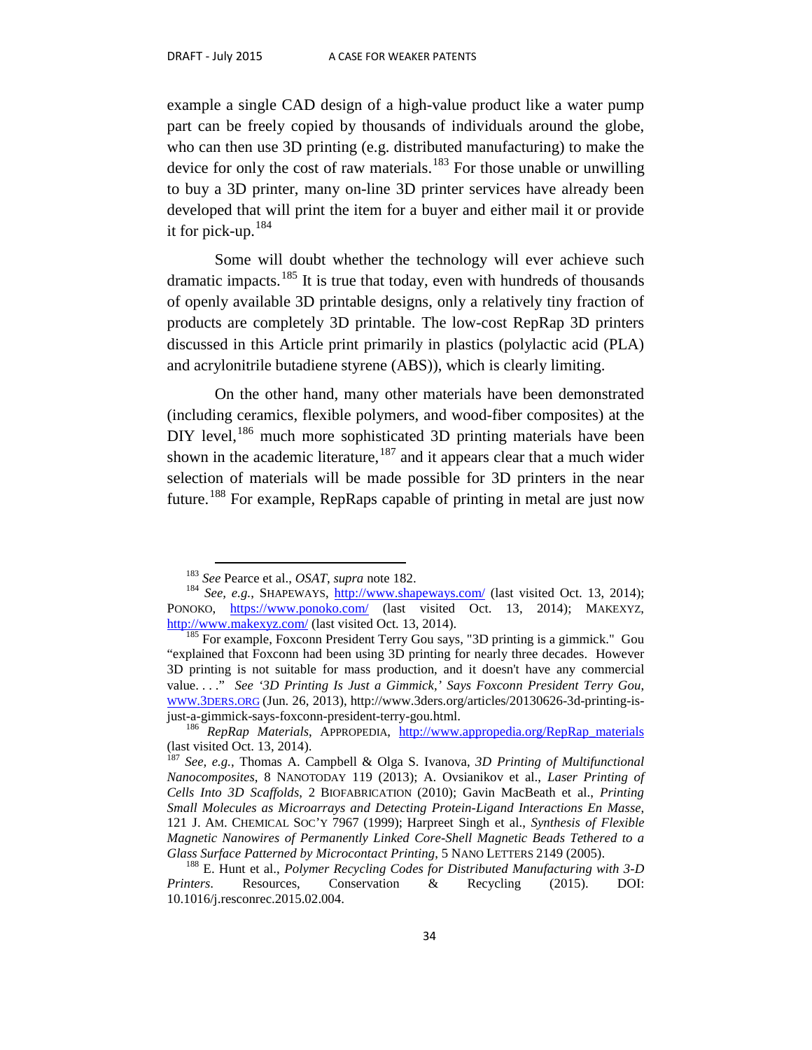example a single CAD design of a high-value product like a water pump part can be freely copied by thousands of individuals around the globe, who can then use 3D printing (e.g. distributed manufacturing) to make the device for only the cost of raw materials.[183] For those unable or unwilling to buy a 3D printer, many on-line 3D printer services have already been developed that will print the item for a buyer and either mail it or provide it for pick-up.[184]

Some will doubt whether the technology will ever achieve such dramatic impacts.[185] It is true that today, even with hundreds of thousands of openly available 3D printable designs, only a relatively tiny fraction of products are completely 3D printable. The low-cost RepRap 3D printers discussed in this Article print primarily in plastics (polylactic acid (PLA) and acrylonitrile butadiene styrene (ABS)), which is clearly limiting.

On the other hand, many other materials have been demonstrated (including ceramics, flexible polymers, and wood-fiber composites) at the DIY level,[186] much more sophisticated 3D printing materials have been shown in the academic literature,[187] and it appears clear that a much wider selection of materials will be made possible for 3D printers in the near future.[188] For example, RepRaps capable of printing in metal are just now

---

[183] *See* Pearce et al., *OSAT*, *supra* note 182.

[184] *See, e.g.*, SHAPEWAYS, http://www.shapeways.com/ (last visited Oct. 13, 2014); PONOKO, https://www.ponoko.com/ (last visited Oct. 13, 2014); MAKEXYZ, http://www.makexyz.com/ (last visited Oct. 13, 2014).

[185] For example, Foxconn President Terry Gou says, "3D printing is a gimmick." Gou "explained that Foxconn had been using 3D printing for nearly three decades. However 3D printing is not suitable for mass production, and it doesn't have any commercial value. . . ." *See '3D Printing Is Just a Gimmick,' Says Foxconn President Terry Gou*, WWW.3DERS.ORG (Jun. 26, 2013), http://www.3ders.org/articles/20130626-3d-printing-is-just-a-gimmick-says-foxconn-president-terry-gou.html.

[186] *RepRap Materials*, APPROPEDIA, http://www.appropedia.org/RepRap_materials (last visited Oct. 13, 2014).

[187] *See, e.g.*, Thomas A. Campbell & Olga S. Ivanova, *3D Printing of Multifunctional Nanocomposites*, 8 NANOTODAY 119 (2013); A. Ovsianikov et al., *Laser Printing of Cells Into 3D Scaffolds*, 2 BIOFABRICATION (2010); Gavin MacBeath et al., *Printing Small Molecules as Microarrays and Detecting Protein-Ligand Interactions En Masse*, 121 J. AM. CHEMICAL SOC'Y 7967 (1999); Harpreet Singh et al., *Synthesis of Flexible Magnetic Nanowires of Permanently Linked Core-Shell Magnetic Beads Tethered to a Glass Surface Patterned by Microcontact Printing*, 5 NANO LETTERS 2149 (2005).

[188] E. Hunt et al., *Polymer Recycling Codes for Distributed Manufacturing with 3-D Printers*. Resources, Conservation & Recycling (2015). DOI: 10.1016/j.resconrec.2015.02.004.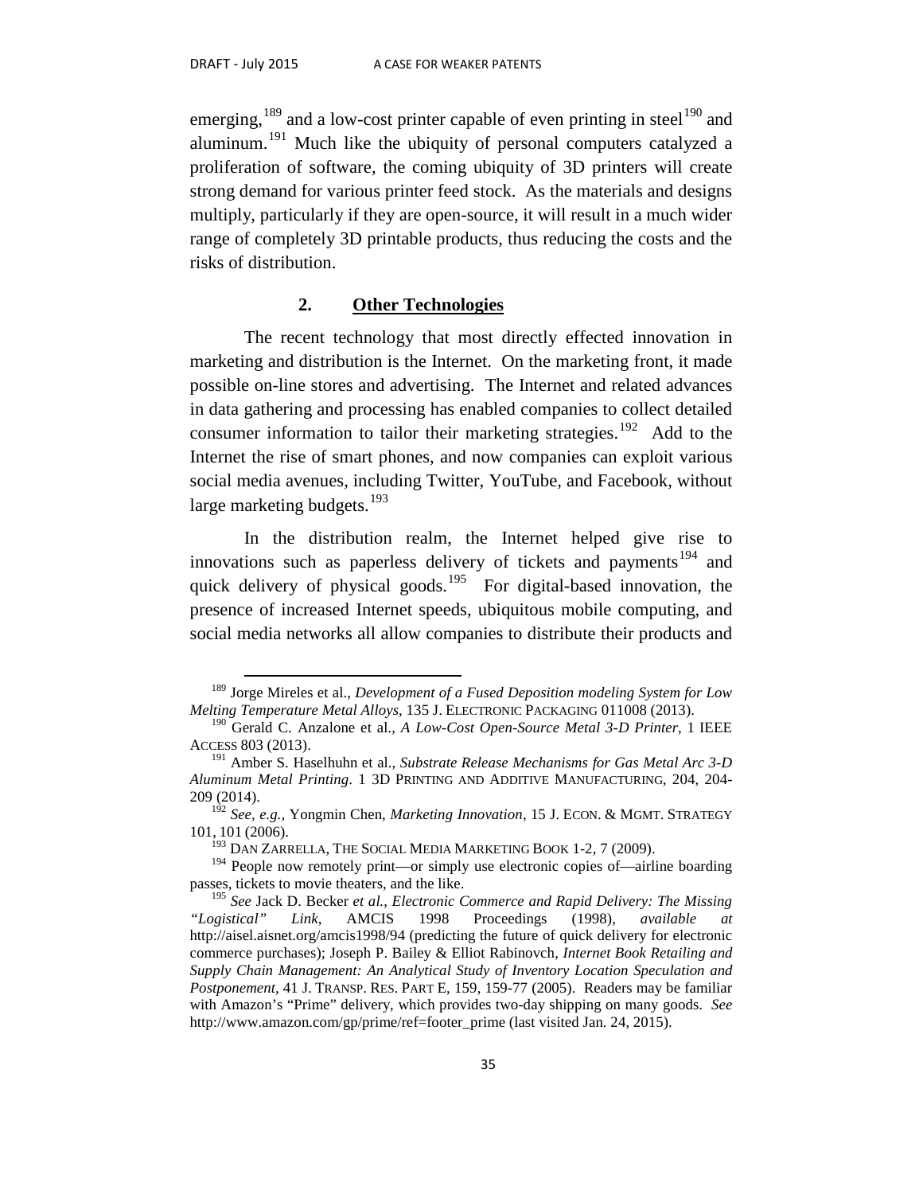emerging,[189] and a low-cost printer capable of even printing in steel[190] and aluminum.[191] Much like the ubiquity of personal computers catalyzed a proliferation of software, the coming ubiquity of 3D printers will create strong demand for various printer feed stock. As the materials and designs multiply, particularly if they are open-source, it will result in a much wider range of completely 3D printable products, thus reducing the costs and the risks of distribution.

### 2. **Other Technologies**

The recent technology that most directly effected innovation in marketing and distribution is the Internet. On the marketing front, it made possible on-line stores and advertising. The Internet and related advances in data gathering and processing has enabled companies to collect detailed consumer information to tailor their marketing strategies.[192] Add to the Internet the rise of smart phones, and now companies can exploit various social media avenues, including Twitter, YouTube, and Facebook, without large marketing budgets.[193]

In the distribution realm, the Internet helped give rise to innovations such as paperless delivery of tickets and payments[194] and quick delivery of physical goods.[195] For digital-based innovation, the presence of increased Internet speeds, ubiquitous mobile computing, and social media networks all allow companies to distribute their products and

---

[189] Jorge Mireles et al., *Development of a Fused Deposition modeling System for Low Melting Temperature Metal Alloys*, 135 J. ELECTRONIC PACKAGING 011008 (2013).

[190] Gerald C. Anzalone et al., *A Low-Cost Open-Source Metal 3-D Printer*, 1 IEEE ACCESS 803 (2013).

[191] Amber S. Haselhuhn et al., *Substrate Release Mechanisms for Gas Metal Arc 3-D Aluminum Metal Printing*. 1 3D PRINTING AND ADDITIVE MANUFACTURING, 204, 204-209 (2014).

[192] *See, e.g.*, Yongmin Chen, *Marketing Innovation*, 15 J. ECON. & MGMT. STRATEGY 101, 101 (2006).

[193] DAN ZARRELLA, THE SOCIAL MEDIA MARKETING BOOK 1-2, 7 (2009).

[194] People now remotely print—or simply use electronic copies of—airline boarding passes, tickets to movie theaters, and the like.

[195] *See* Jack D. Becker *et al.*, *Electronic Commerce and Rapid Delivery: The Missing "Logistical" Link*, AMCIS 1998 Proceedings (1998), *available at* http://aisel.aisnet.org/amcis1998/94 (predicting the future of quick delivery for electronic commerce purchases); Joseph P. Bailey & Elliot Rabinovch, *Internet Book Retailing and Supply Chain Management: An Analytical Study of Inventory Location Speculation and Postponement*, 41 J. TRANSP. RES. PART E, 159, 159-77 (2005). Readers may be familiar with Amazon's "Prime" delivery, which provides two-day shipping on many goods. *See* http://www.amazon.com/gp/prime/ref=footer_prime (last visited Jan. 24, 2015).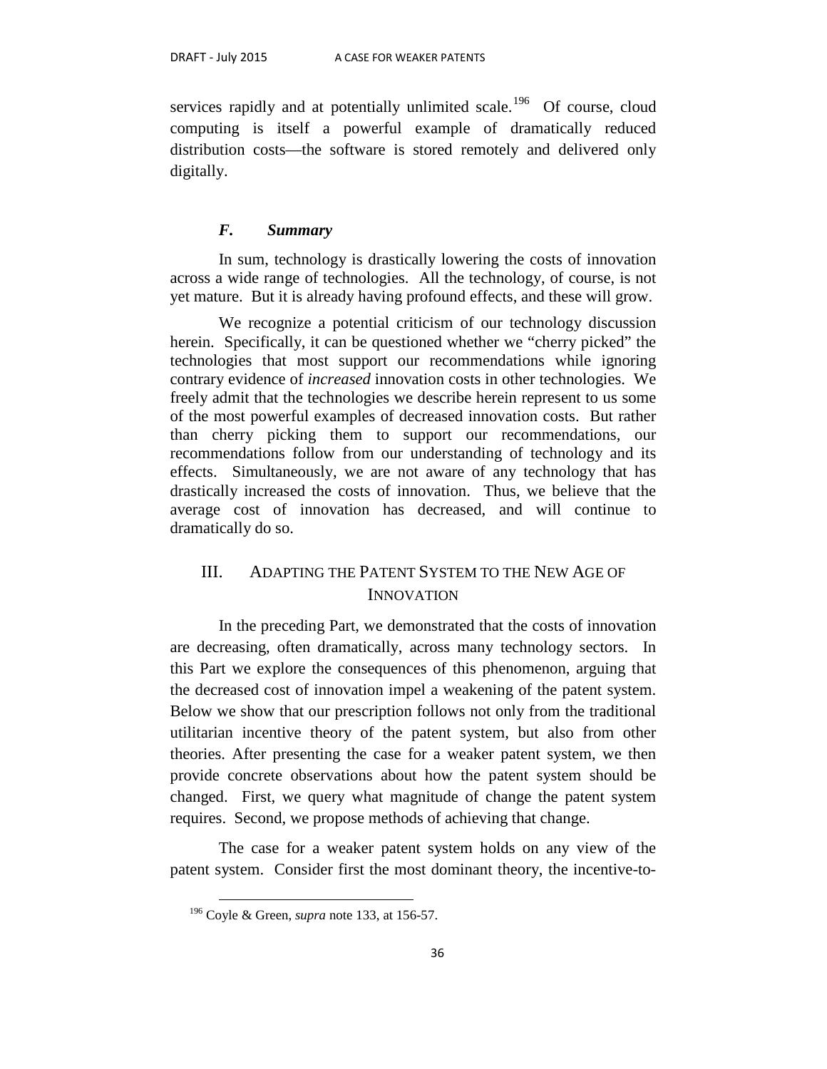services rapidly and at potentially unlimited scale.[196] Of course, cloud computing is itself a powerful example of dramatically reduced distribution costs—the software is stored remotely and delivered only digitally.

### *F. Summary*

In sum, technology is drastically lowering the costs of innovation across a wide range of technologies. All the technology, of course, is not yet mature. But it is already having profound effects, and these will grow.

We recognize a potential criticism of our technology discussion herein. Specifically, it can be questioned whether we "cherry picked" the technologies that most support our recommendations while ignoring contrary evidence of *increased* innovation costs in other technologies. We freely admit that the technologies we describe herein represent to us some of the most powerful examples of decreased innovation costs. But rather than cherry picking them to support our recommendations, our recommendations follow from our understanding of technology and its effects. Simultaneously, we are not aware of any technology that has drastically increased the costs of innovation. Thus, we believe that the average cost of innovation has decreased, and will continue to dramatically do so.

## III. ADAPTING THE PATENT SYSTEM TO THE NEW AGE OF INNOVATION

In the preceding Part, we demonstrated that the costs of innovation are decreasing, often dramatically, across many technology sectors. In this Part we explore the consequences of this phenomenon, arguing that the decreased cost of innovation impel a weakening of the patent system. Below we show that our prescription follows not only from the traditional utilitarian incentive theory of the patent system, but also from other theories. After presenting the case for a weaker patent system, we then provide concrete observations about how the patent system should be changed. First, we query what magnitude of change the patent system requires. Second, we propose methods of achieving that change.

The case for a weaker patent system holds on any view of the patent system. Consider first the most dominant theory, the incentive-to-

[196] Coyle & Green, *supra* note 133, at 156-57.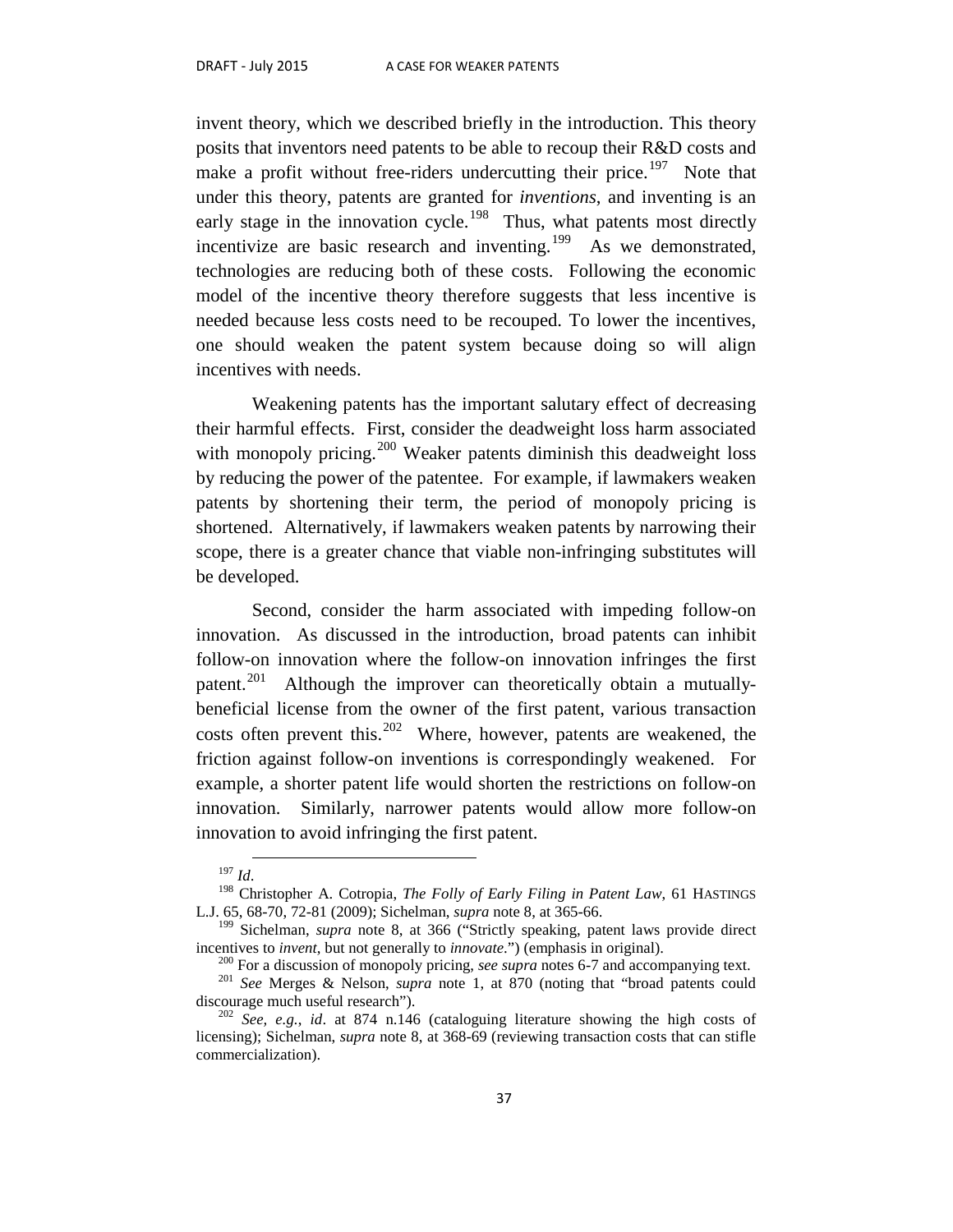invent theory, which we described briefly in the introduction. This theory posits that inventors need patents to be able to recoup their R&D costs and make a profit without free-riders undercutting their price.[197] Note that under this theory, patents are granted for *inventions*, and inventing is an early stage in the innovation cycle.[198] Thus, what patents most directly incentivize are basic research and inventing.[199] As we demonstrated, technologies are reducing both of these costs. Following the economic model of the incentive theory therefore suggests that less incentive is needed because less costs need to be recouped. To lower the incentives, one should weaken the patent system because doing so will align incentives with needs.

Weakening patents has the important salutary effect of decreasing their harmful effects. First, consider the deadweight loss harm associated with monopoly pricing.[200] Weaker patents diminish this deadweight loss by reducing the power of the patentee. For example, if lawmakers weaken patents by shortening their term, the period of monopoly pricing is shortened. Alternatively, if lawmakers weaken patents by narrowing their scope, there is a greater chance that viable non-infringing substitutes will be developed.

Second, consider the harm associated with impeding follow-on innovation. As discussed in the introduction, broad patents can inhibit follow-on innovation where the follow-on innovation infringes the first patent.[201] Although the improver can theoretically obtain a mutually-beneficial license from the owner of the first patent, various transaction costs often prevent this.[202] Where, however, patents are weakened, the friction against follow-on inventions is correspondingly weakened. For example, a shorter patent life would shorten the restrictions on follow-on innovation. Similarly, narrower patents would allow more follow-on innovation to avoid infringing the first patent.

---

[197] *Id*.

[198] Christopher A. Cotropia, *The Folly of Early Filing in Patent Law*, 61 HASTINGS L.J. 65, 68-70, 72-81 (2009); Sichelman, *supra* note 8, at 365-66.

[199] Sichelman, *supra* note 8, at 366 ("Strictly speaking, patent laws provide direct incentives to *invent*, but not generally to *innovate*.") (emphasis in original).

[200] For a discussion of monopoly pricing, *see supra* notes 6-7 and accompanying text.

[201] *See* Merges & Nelson, *supra* note 1, at 870 (noting that "broad patents could discourage much useful research").

[202] *See, e.g.*, *id*. at 874 n.146 (cataloguing literature showing the high costs of licensing); Sichelman, *supra* note 8, at 368-69 (reviewing transaction costs that can stifle commercialization).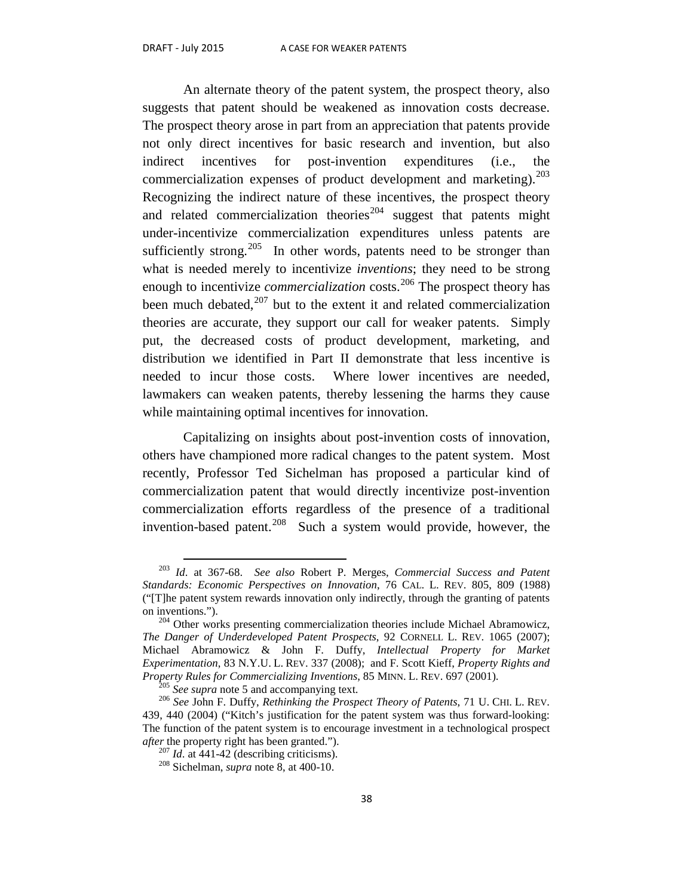An alternate theory of the patent system, the prospect theory, also suggests that patent should be weakened as innovation costs decrease. The prospect theory arose in part from an appreciation that patents provide not only direct incentives for basic research and invention, but also indirect incentives for post-invention expenditures (i.e., the commercialization expenses of product development and marketing).[203] Recognizing the indirect nature of these incentives, the prospect theory and related commercialization theories[204] suggest that patents might under-incentivize commercialization expenditures unless patents are sufficiently strong.[205] In other words, patents need to be stronger than what is needed merely to incentivize *inventions*; they need to be strong enough to incentivize *commercialization* costs.[206] The prospect theory has been much debated,[207] but to the extent it and related commercialization theories are accurate, they support our call for weaker patents. Simply put, the decreased costs of product development, marketing, and distribution we identified in Part II demonstrate that less incentive is needed to incur those costs. Where lower incentives are needed, lawmakers can weaken patents, thereby lessening the harms they cause while maintaining optimal incentives for innovation.

Capitalizing on insights about post-invention costs of innovation, others have championed more radical changes to the patent system. Most recently, Professor Ted Sichelman has proposed a particular kind of commercialization patent that would directly incentivize post-invention commercialization efforts regardless of the presence of a traditional invention-based patent.[208] Such a system would provide, however, the

---

[203] *Id*. at 367-68. *See also* Robert P. Merges, *Commercial Success and Patent Standards: Economic Perspectives on Innovation*, 76 CAL. L. REV. 805, 809 (1988) ("[T]he patent system rewards innovation only indirectly, through the granting of patents on inventions.").

[204] Other works presenting commercialization theories include Michael Abramowicz, *The Danger of Underdeveloped Patent Prospects*, 92 CORNELL L. REV. 1065 (2007); Michael Abramowicz & John F. Duffy, *Intellectual Property for Market Experimentation*, 83 N.Y.U. L. REV. 337 (2008); and F. Scott Kieff, *Property Rights and Property Rules for Commercializing Inventions*, 85 MINN. L. REV. 697 (2001).

[205] *See supra* note 5 and accompanying text.

[206] *See* John F. Duffy, *Rethinking the Prospect Theory of Patents*, 71 U. CHI. L. REV. 439, 440 (2004) ("Kitch's justification for the patent system was thus forward-looking: The function of the patent system is to encourage investment in a technological prospect *after* the property right has been granted.").

[207] *Id*. at 441-42 (describing criticisms).

[208] Sichelman, *supra* note 8, at 400-10.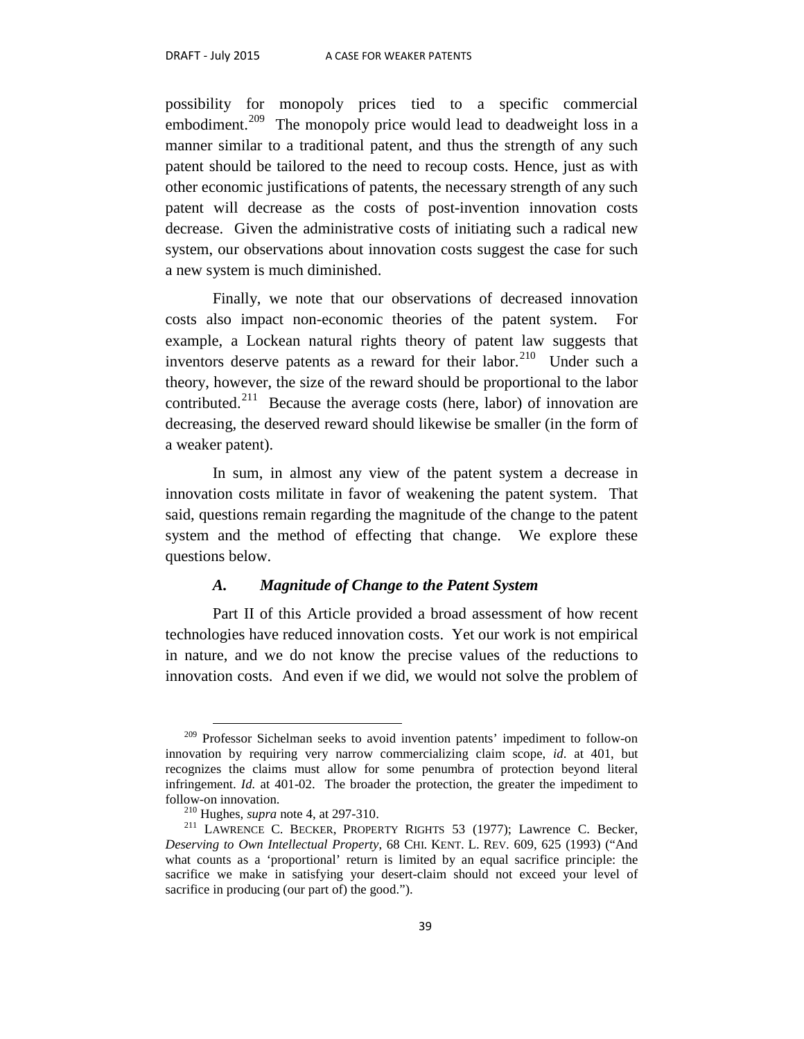possibility for monopoly prices tied to a specific commercial embodiment.[209] The monopoly price would lead to deadweight loss in a manner similar to a traditional patent, and thus the strength of any such patent should be tailored to the need to recoup costs. Hence, just as with other economic justifications of patents, the necessary strength of any such patent will decrease as the costs of post-invention innovation costs decrease. Given the administrative costs of initiating such a radical new system, our observations about innovation costs suggest the case for such a new system is much diminished.

Finally, we note that our observations of decreased innovation costs also impact non-economic theories of the patent system. For example, a Lockean natural rights theory of patent law suggests that inventors deserve patents as a reward for their labor.[210] Under such a theory, however, the size of the reward should be proportional to the labor contributed.[211] Because the average costs (here, labor) of innovation are decreasing, the deserved reward should likewise be smaller (in the form of a weaker patent).

In sum, in almost any view of the patent system a decrease in innovation costs militate in favor of weakening the patent system. That said, questions remain regarding the magnitude of the change to the patent system and the method of effecting that change. We explore these questions below.

### *A. Magnitude of Change to the Patent System*

Part II of this Article provided a broad assessment of how recent technologies have reduced innovation costs. Yet our work is not empirical in nature, and we do not know the precise values of the reductions to innovation costs. And even if we did, we would not solve the problem of

---

[209] Professor Sichelman seeks to avoid invention patents' impediment to follow-on innovation by requiring very narrow commercializing claim scope, *id*. at 401, but recognizes the claims must allow for some penumbra of protection beyond literal infringement. *Id.* at 401-02. The broader the protection, the greater the impediment to follow-on innovation.

[210] Hughes, *supra* note 4, at 297-310.

[211] LAWRENCE C. BECKER, PROPERTY RIGHTS 53 (1977); Lawrence C. Becker, *Deserving to Own Intellectual Property*, 68 CHI. KENT. L. REV. 609, 625 (1993) ("And what counts as a 'proportional' return is limited by an equal sacrifice principle: the sacrifice we make in satisfying your desert-claim should not exceed your level of sacrifice in producing (our part of) the good.").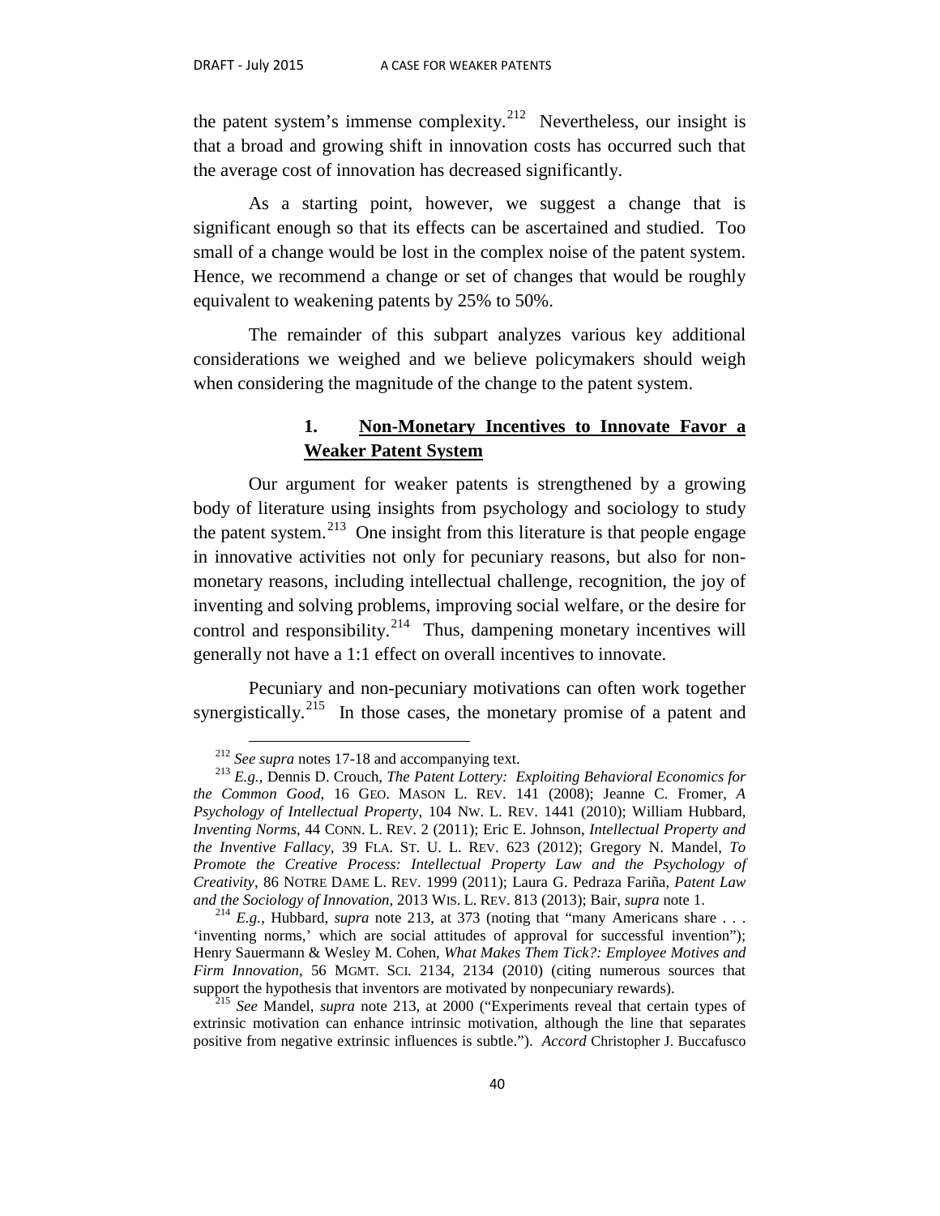the patent system's immense complexity.[212] Nevertheless, our insight is that a broad and growing shift in innovation costs has occurred such that the average cost of innovation has decreased significantly.

As a starting point, however, we suggest a change that is significant enough so that its effects can be ascertained and studied. Too small of a change would be lost in the complex noise of the patent system. Hence, we recommend a change or set of changes that would be roughly equivalent to weakening patents by 25% to 50%.

The remainder of this subpart analyzes various key additional considerations we weighed and we believe policymakers should weigh when considering the magnitude of the change to the patent system.

#### 1. Non-Monetary Incentives to Innovate Favor a Weaker Patent System

Our argument for weaker patents is strengthened by a growing body of literature using insights from psychology and sociology to study the patent system.[213] One insight from this literature is that people engage in innovative activities not only for pecuniary reasons, but also for non-monetary reasons, including intellectual challenge, recognition, the joy of inventing and solving problems, improving social welfare, or the desire for control and responsibility.[214] Thus, dampening monetary incentives will generally not have a 1:1 effect on overall incentives to innovate.

Pecuniary and non-pecuniary motivations can often work together synergistically.[215] In those cases, the monetary promise of a patent and

---

[212] *See supra* notes 17-18 and accompanying text.

[213] *E.g.*, Dennis D. Crouch, *The Patent Lottery: Exploiting Behavioral Economics for the Common Good*, 16 GEO. MASON L. REV. 141 (2008); Jeanne C. Fromer, *A Psychology of Intellectual Property*, 104 NW. L. REV. 1441 (2010); William Hubbard, *Inventing Norms*, 44 CONN. L. REV. 2 (2011); Eric E. Johnson, *Intellectual Property and the Inventive Fallacy*, 39 FLA. ST. U. L. REV. 623 (2012); Gregory N. Mandel, *To Promote the Creative Process: Intellectual Property Law and the Psychology of Creativity*, 86 NOTRE DAME L. REV. 1999 (2011); Laura G. Pedraza Fariña, *Patent Law and the Sociology of Innovation*, 2013 WIS. L. REV. 813 (2013); Bair, *supra* note 1.

[214] *E.g.*, Hubbard, *supra* note 213, at 373 (noting that "many Americans share . . . 'inventing norms,' which are social attitudes of approval for successful invention"); Henry Sauermann & Wesley M. Cohen, *What Makes Them Tick?: Employee Motives and Firm Innovation*, 56 MGMT. SCI. 2134, 2134 (2010) (citing numerous sources that support the hypothesis that inventors are motivated by nonpecuniary rewards).

[215] *See* Mandel, *supra* note 213, at 2000 ("Experiments reveal that certain types of extrinsic motivation can enhance intrinsic motivation, although the line that separates positive from negative extrinsic influences is subtle."). *Accord* Christopher J. Buccafusco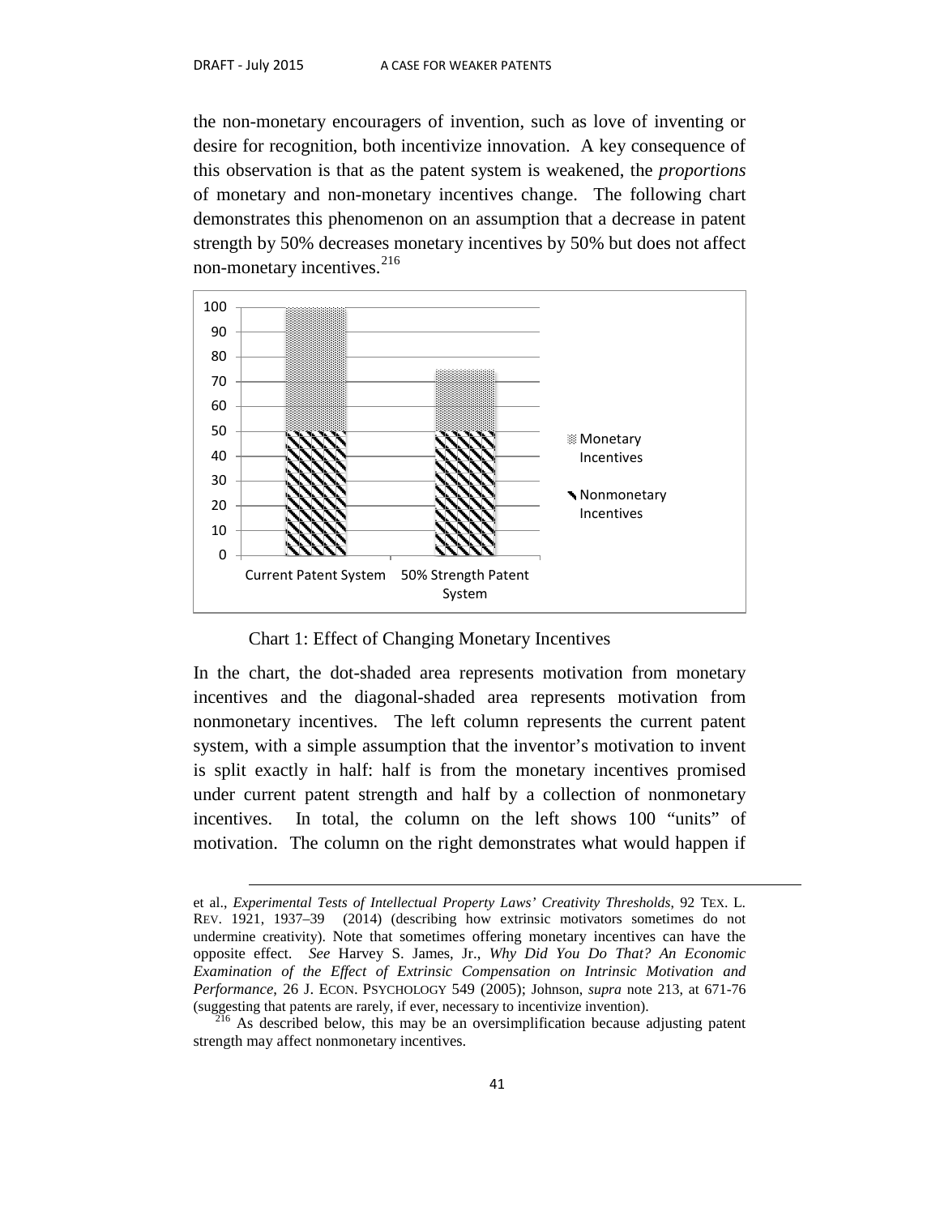the non-monetary encouragers of invention, such as love of inventing or desire for recognition, both incentivize innovation. A key consequence of this observation is that as the patent system is weakened, the *proportions* of monetary and non-monetary incentives change. The following chart demonstrates this phenomenon on an assumption that a decrease in patent strength by 50% decreases monetary incentives by 50% but does not affect non-monetary incentives.[216]

Chart 1: Effect of Changing Monetary Incentives

In the chart, the dot-shaded area represents motivation from monetary incentives and the diagonal-shaded area represents motivation from nonmonetary incentives. The left column represents the current patent system, with a simple assumption that the inventor's motivation to invent is split exactly in half: half is from the monetary incentives promised under current patent strength and half by a collection of nonmonetary incentives. In total, the column on the left shows 100 "units" of motivation. The column on the right demonstrates what would happen if

---

et al., *Experimental Tests of Intellectual Property Laws' Creativity Thresholds*, 92 TEX. L. REV. 1921, 1937–39 (2014) (describing how extrinsic motivators sometimes do not undermine creativity). Note that sometimes offering monetary incentives can have the opposite effect. *See* Harvey S. James, Jr., *Why Did You Do That? An Economic Examination of the Effect of Extrinsic Compensation on Intrinsic Motivation and Performance*, 26 J. ECON. PSYCHOLOGY 549 (2005); Johnson, *supra* note 213, at 671-76 (suggesting that patents are rarely, if ever, necessary to incentivize invention).

[216] As described below, this may be an oversimplification because adjusting patent strength may affect nonmonetary incentives.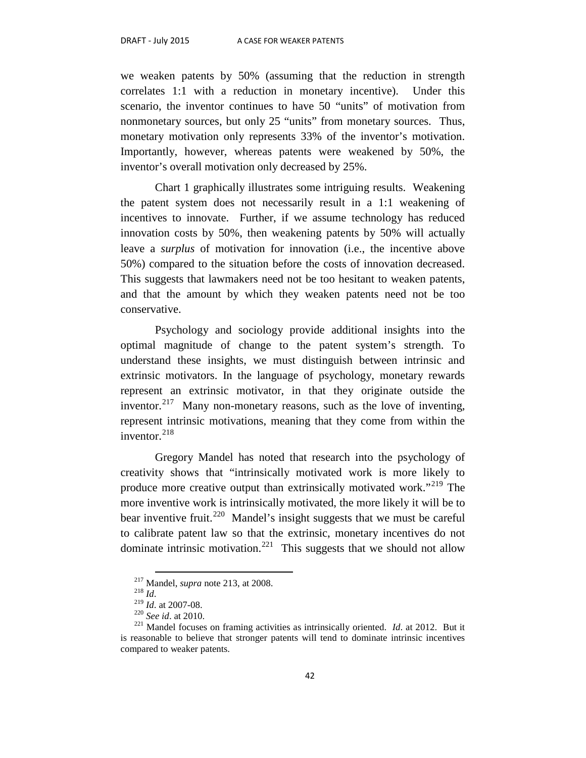we weaken patents by 50% (assuming that the reduction in strength correlates 1:1 with a reduction in monetary incentive). Under this scenario, the inventor continues to have 50 "units" of motivation from nonmonetary sources, but only 25 "units" from monetary sources. Thus, monetary motivation only represents 33% of the inventor's motivation. Importantly, however, whereas patents were weakened by 50%, the inventor's overall motivation only decreased by 25%.

Chart 1 graphically illustrates some intriguing results. Weakening the patent system does not necessarily result in a 1:1 weakening of incentives to innovate. Further, if we assume technology has reduced innovation costs by 50%, then weakening patents by 50% will actually leave a *surplus* of motivation for innovation (i.e., the incentive above 50%) compared to the situation before the costs of innovation decreased. This suggests that lawmakers need not be too hesitant to weaken patents, and that the amount by which they weaken patents need not be too conservative.

Psychology and sociology provide additional insights into the optimal magnitude of change to the patent system's strength. To understand these insights, we must distinguish between intrinsic and extrinsic motivators. In the language of psychology, monetary rewards represent an extrinsic motivator, in that they originate outside the inventor.[217] Many non-monetary reasons, such as the love of inventing, represent intrinsic motivations, meaning that they come from within the inventor.[218]

Gregory Mandel has noted that research into the psychology of creativity shows that "intrinsically motivated work is more likely to produce more creative output than extrinsically motivated work."[219] The more inventive work is intrinsically motivated, the more likely it will be to bear inventive fruit.[220] Mandel's insight suggests that we must be careful to calibrate patent law so that the extrinsic, monetary incentives do not dominate intrinsic motivation.[221] This suggests that we should not allow

---

[217] Mandel, *supra* note 213, at 2008.

[218] *Id*.

[219] *Id*. at 2007-08.

[220] *See id*. at 2010.

[221] Mandel focuses on framing activities as intrinsically oriented. *Id*. at 2012. But it is reasonable to believe that stronger patents will tend to dominate intrinsic incentives compared to weaker patents.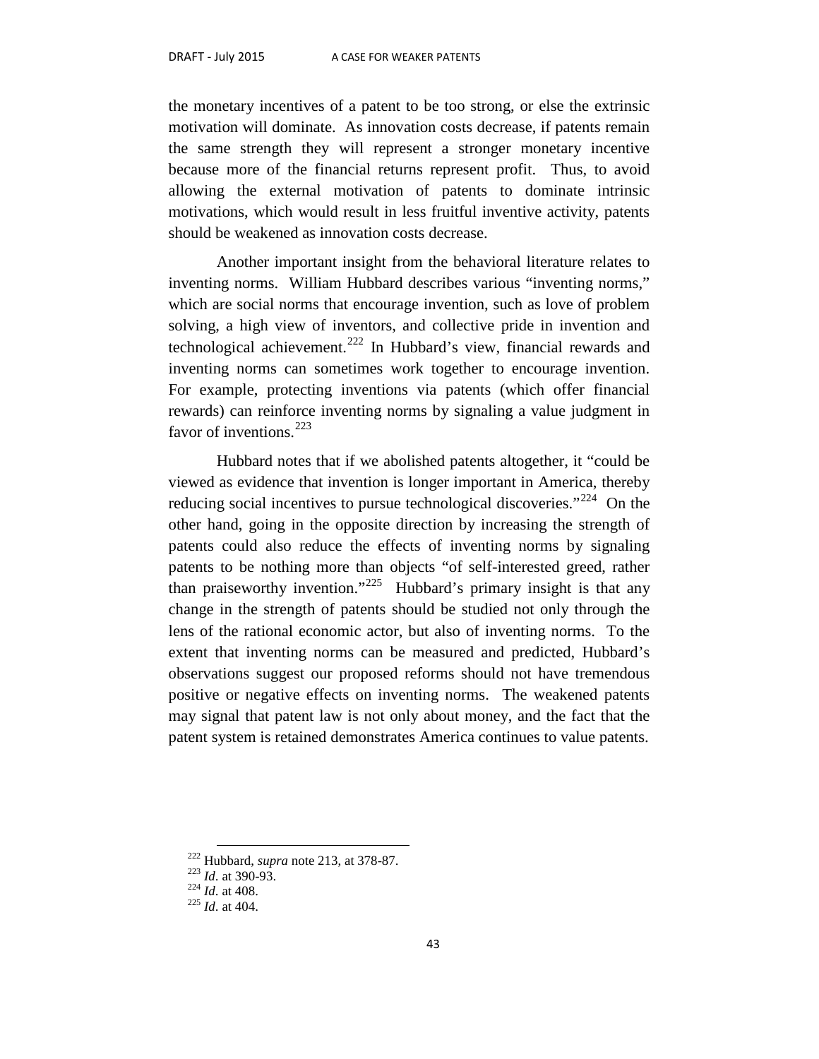the monetary incentives of a patent to be too strong, or else the extrinsic motivation will dominate. As innovation costs decrease, if patents remain the same strength they will represent a stronger monetary incentive because more of the financial returns represent profit. Thus, to avoid allowing the external motivation of patents to dominate intrinsic motivations, which would result in less fruitful inventive activity, patents should be weakened as innovation costs decrease.

Another important insight from the behavioral literature relates to inventing norms. William Hubbard describes various "inventing norms," which are social norms that encourage invention, such as love of problem solving, a high view of inventors, and collective pride in invention and technological achievement.[222] In Hubbard's view, financial rewards and inventing norms can sometimes work together to encourage invention. For example, protecting inventions via patents (which offer financial rewards) can reinforce inventing norms by signaling a value judgment in favor of inventions.[223]

Hubbard notes that if we abolished patents altogether, it "could be viewed as evidence that invention is longer important in America, thereby reducing social incentives to pursue technological discoveries."[224] On the other hand, going in the opposite direction by increasing the strength of patents could also reduce the effects of inventing norms by signaling patents to be nothing more than objects "of self-interested greed, rather than praiseworthy invention."[225] Hubbard's primary insight is that any change in the strength of patents should be studied not only through the lens of the rational economic actor, but also of inventing norms. To the extent that inventing norms can be measured and predicted, Hubbard's observations suggest our proposed reforms should not have tremendous positive or negative effects on inventing norms. The weakened patents may signal that patent law is not only about money, and the fact that the patent system is retained demonstrates America continues to value patents.

---

[222] Hubbard, *supra* note 213, at 378-87.
[223] *Id*. at 390-93.
[224] *Id*. at 408.
[225] *Id*. at 404.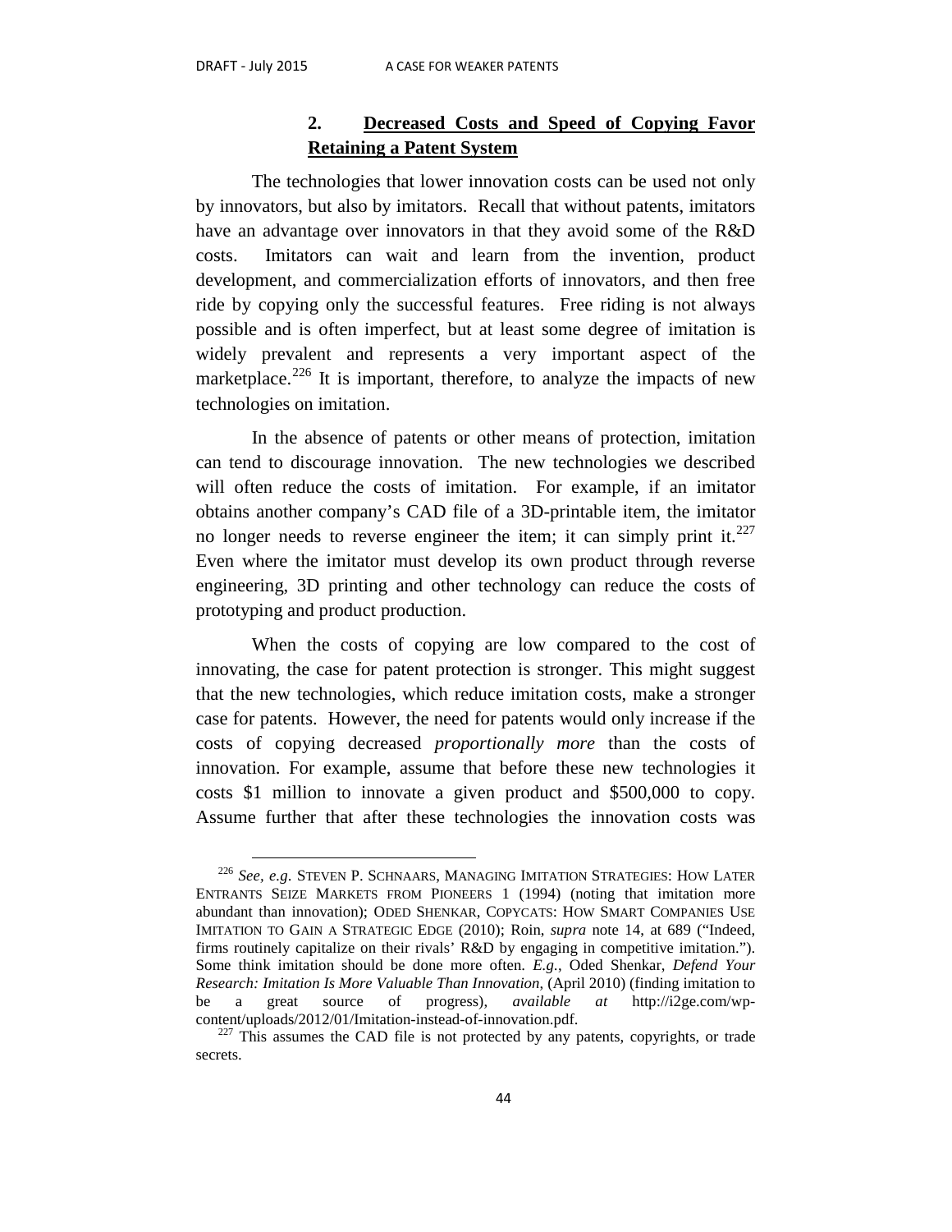### 2. **Decreased Costs and Speed of Copying Favor Retaining a Patent System**

The technologies that lower innovation costs can be used not only by innovators, but also by imitators. Recall that without patents, imitators have an advantage over innovators in that they avoid some of the R&D costs. Imitators can wait and learn from the invention, product development, and commercialization efforts of innovators, and then free ride by copying only the successful features. Free riding is not always possible and is often imperfect, but at least some degree of imitation is widely prevalent and represents a very important aspect of the marketplace.[226] It is important, therefore, to analyze the impacts of new technologies on imitation.

In the absence of patents or other means of protection, imitation can tend to discourage innovation. The new technologies we described will often reduce the costs of imitation. For example, if an imitator obtains another company's CAD file of a 3D-printable item, the imitator no longer needs to reverse engineer the item; it can simply print it.[227] Even where the imitator must develop its own product through reverse engineering, 3D printing and other technology can reduce the costs of prototyping and product production.

When the costs of copying are low compared to the cost of innovating, the case for patent protection is stronger. This might suggest that the new technologies, which reduce imitation costs, make a stronger case for patents. However, the need for patents would only increase if the costs of copying decreased *proportionally more* than the costs of innovation. For example, assume that before these new technologies it costs $1 million to innovate a given product and $500,000 to copy. Assume further that after these technologies the innovation costs was

---

[226] *See, e.g.* STEVEN P. SCHNAARS, MANAGING IMITATION STRATEGIES: HOW LATER ENTRANTS SEIZE MARKETS FROM PIONEERS 1 (1994) (noting that imitation more abundant than innovation); ODED SHENKAR, COPYCATS: HOW SMART COMPANIES USE IMITATION TO GAIN A STRATEGIC EDGE (2010); Roin, *supra* note 14, at 689 ("Indeed, firms routinely capitalize on their rivals' R&D by engaging in competitive imitation."). Some think imitation should be done more often. *E.g.*, Oded Shenkar, *Defend Your Research: Imitation Is More Valuable Than Innovation*, (April 2010) (finding imitation to be a great source of progress), *available at* http://i2ge.com/wp-content/uploads/2012/01/Imitation-instead-of-innovation.pdf.

[227] This assumes the CAD file is not protected by any patents, copyrights, or trade secrets.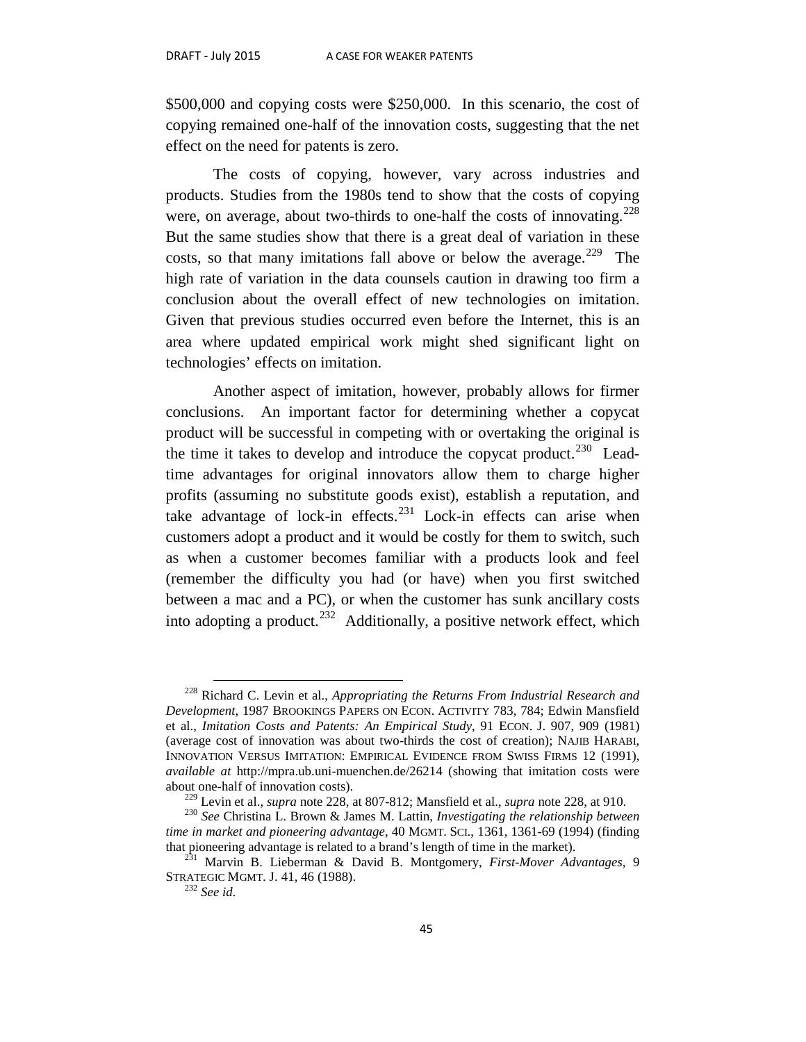$500,000 and copying costs were $250,000. In this scenario, the cost of copying remained one-half of the innovation costs, suggesting that the net effect on the need for patents is zero.

The costs of copying, however, vary across industries and products. Studies from the 1980s tend to show that the costs of copying were, on average, about two-thirds to one-half the costs of innovating.[228] But the same studies show that there is a great deal of variation in these costs, so that many imitations fall above or below the average.[229] The high rate of variation in the data counsels caution in drawing too firm a conclusion about the overall effect of new technologies on imitation. Given that previous studies occurred even before the Internet, this is an area where updated empirical work might shed significant light on technologies' effects on imitation.

Another aspect of imitation, however, probably allows for firmer conclusions. An important factor for determining whether a copycat product will be successful in competing with or overtaking the original is the time it takes to develop and introduce the copycat product.[230] Lead-time advantages for original innovators allow them to charge higher profits (assuming no substitute goods exist), establish a reputation, and take advantage of lock-in effects.[231] Lock-in effects can arise when customers adopt a product and it would be costly for them to switch, such as when a customer becomes familiar with a products look and feel (remember the difficulty you had (or have) when you first switched between a mac and a PC), or when the customer has sunk ancillary costs into adopting a product.[232] Additionally, a positive network effect, which

---

[228] Richard C. Levin et al., *Appropriating the Returns From Industrial Research and Development*, 1987 BROOKINGS PAPERS ON ECON. ACTIVITY 783, 784; Edwin Mansfield et al., *Imitation Costs and Patents: An Empirical Study*, 91 ECON. J. 907, 909 (1981) (average cost of innovation was about two-thirds the cost of creation); NAJIB HARABI, INNOVATION VERSUS IMITATION: EMPIRICAL EVIDENCE FROM SWISS FIRMS 12 (1991), *available at* http://mpra.ub.uni-muenchen.de/26214 (showing that imitation costs were about one-half of innovation costs).

[229] Levin et al., *supra* note 228, at 807-812; Mansfield et al., *supra* note 228, at 910.

[230] *See* Christina L. Brown & James M. Lattin, *Investigating the relationship between time in market and pioneering advantage*, 40 MGMT. SCI., 1361, 1361-69 (1994) (finding that pioneering advantage is related to a brand's length of time in the market).

[231] Marvin B. Lieberman & David B. Montgomery, *First-Mover Advantages*, 9 STRATEGIC MGMT. J. 41, 46 (1988).

[232] *See id.*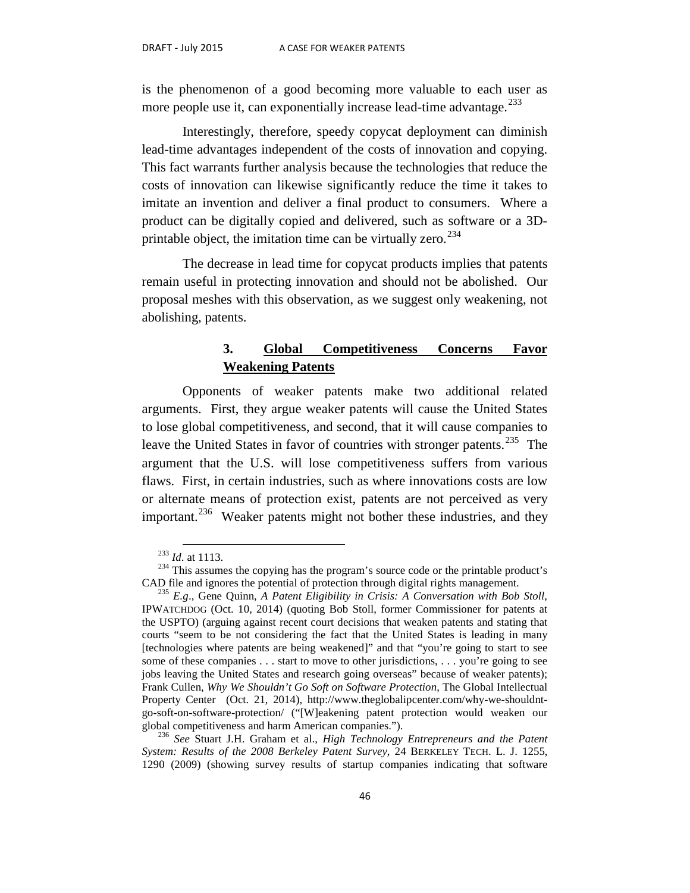is the phenomenon of a good becoming more valuable to each user as more people use it, can exponentially increase lead-time advantage.[233]

Interestingly, therefore, speedy copycat deployment can diminish lead-time advantages independent of the costs of innovation and copying. This fact warrants further analysis because the technologies that reduce the costs of innovation can likewise significantly reduce the time it takes to imitate an invention and deliver a final product to consumers. Where a product can be digitally copied and delivered, such as software or a 3D-printable object, the imitation time can be virtually zero.[234]

The decrease in lead time for copycat products implies that patents remain useful in protecting innovation and should not be abolished. Our proposal meshes with this observation, as we suggest only weakening, not abolishing, patents.

### 3. <u>Global Competitiveness Concerns Favor Weakening Patents</u>

Opponents of weaker patents make two additional related arguments. First, they argue weaker patents will cause the United States to lose global competitiveness, and second, that it will cause companies to leave the United States in favor of countries with stronger patents.[235] The argument that the U.S. will lose competitiveness suffers from various flaws. First, in certain industries, such as where innovations costs are low or alternate means of protection exist, patents are not perceived as very important.[236] Weaker patents might not bother these industries, and they

---

[233] *Id.* at 1113.

[234] This assumes the copying has the program's source code or the printable product's CAD file and ignores the potential of protection through digital rights management.

[235] *E.g*., Gene Quinn, *A Patent Eligibility in Crisis: A Conversation with Bob Stoll*, IPWATCHDOG (Oct. 10, 2014) (quoting Bob Stoll, former Commissioner for patents at the USPTO) (arguing against recent court decisions that weaken patents and stating that courts "seem to be not considering the fact that the United States is leading in many [technologies where patents are being weakened]" and that "you're going to start to see some of these companies . . . start to move to other jurisdictions, . . . you're going to see jobs leaving the United States and research going overseas" because of weaker patents); Frank Cullen, *Why We Shouldn't Go Soft on Software Protection*, The Global Intellectual Property Center (Oct. 21, 2014), http://www.theglobalipcenter.com/why-we-shouldnt-go-soft-on-software-protection/ ("[W]eakening patent protection would weaken our global competitiveness and harm American companies.").

[236] *See* Stuart J.H. Graham et al., *High Technology Entrepreneurs and the Patent System: Results of the 2008 Berkeley Patent Survey*, 24 BERKELEY TECH. L. J. 1255, 1290 (2009) (showing survey results of startup companies indicating that software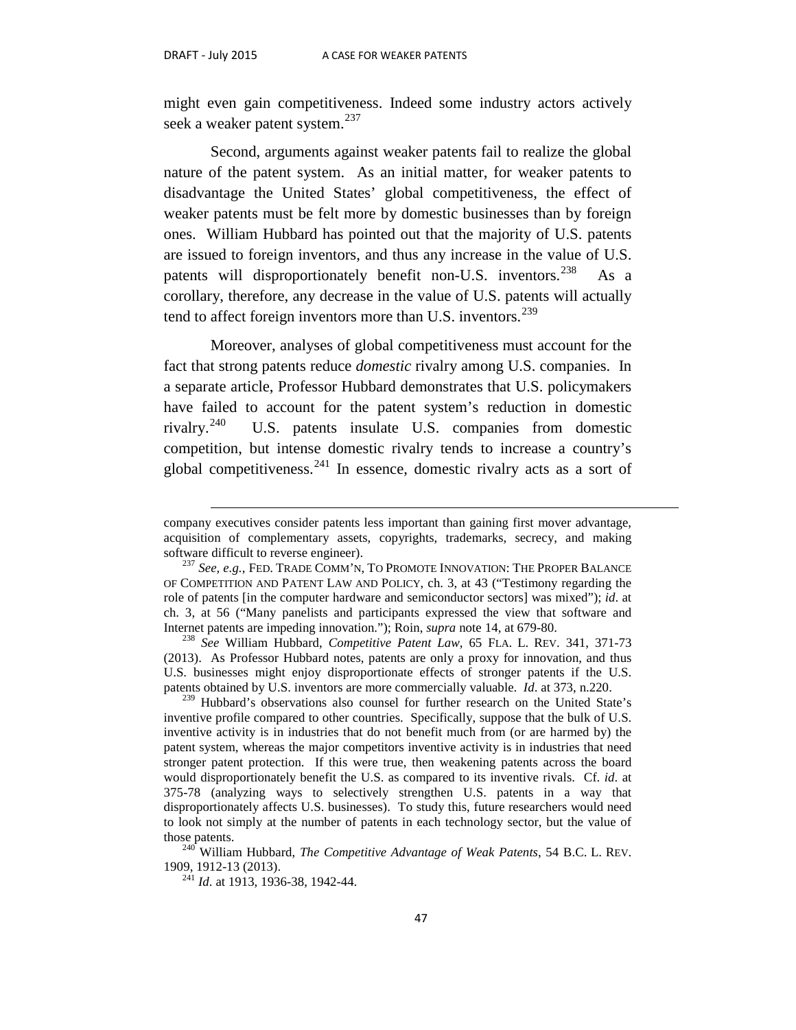might even gain competitiveness. Indeed some industry actors actively seek a weaker patent system.[237]

Second, arguments against weaker patents fail to realize the global nature of the patent system. As an initial matter, for weaker patents to disadvantage the United States' global competitiveness, the effect of weaker patents must be felt more by domestic businesses than by foreign ones. William Hubbard has pointed out that the majority of U.S. patents are issued to foreign inventors, and thus any increase in the value of U.S. patents will disproportionately benefit non-U.S. inventors.[238] As a corollary, therefore, any decrease in the value of U.S. patents will actually tend to affect foreign inventors more than U.S. inventors.[239]

Moreover, analyses of global competitiveness must account for the fact that strong patents reduce *domestic* rivalry among U.S. companies. In a separate article, Professor Hubbard demonstrates that U.S. policymakers have failed to account for the patent system's reduction in domestic rivalry.[240] U.S. patents insulate U.S. companies from domestic competition, but intense domestic rivalry tends to increase a country's global competitiveness.[241] In essence, domestic rivalry acts as a sort of

---

company executives consider patents less important than gaining first mover advantage, acquisition of complementary assets, copyrights, trademarks, secrecy, and making software difficult to reverse engineer).

[237] *See, e.g.*, FED. TRADE COMM'N, TO PROMOTE INNOVATION: THE PROPER BALANCE OF COMPETITION AND PATENT LAW AND POLICY, ch. 3, at 43 ("Testimony regarding the role of patents [in the computer hardware and semiconductor sectors] was mixed"); *id*. at ch. 3, at 56 ("Many panelists and participants expressed the view that software and Internet patents are impeding innovation."); Roin, *supra* note 14, at 679-80.

[238] *See* William Hubbard, *Competitive Patent Law*, 65 FLA. L. REV. 341, 371-73 (2013). As Professor Hubbard notes, patents are only a proxy for innovation, and thus U.S. businesses might enjoy disproportionate effects of stronger patents if the U.S. patents obtained by U.S. inventors are more commercially valuable. *Id*. at 373, n.220.

[239] Hubbard's observations also counsel for further research on the United State's inventive profile compared to other countries. Specifically, suppose that the bulk of U.S. inventive activity is in industries that do not benefit much from (or are harmed by) the patent system, whereas the major competitors inventive activity is in industries that need stronger patent protection. If this were true, then weakening patents across the board would disproportionately benefit the U.S. as compared to its inventive rivals. Cf. *id*. at 375-78 (analyzing ways to selectively strengthen U.S. patents in a way that disproportionately affects U.S. businesses). To study this, future researchers would need to look not simply at the number of patents in each technology sector, but the value of those patents.

[240] William Hubbard, *The Competitive Advantage of Weak Patents*, 54 B.C. L. REV. 1909, 1912-13 (2013).

[241] *Id*. at 1913, 1936-38, 1942-44.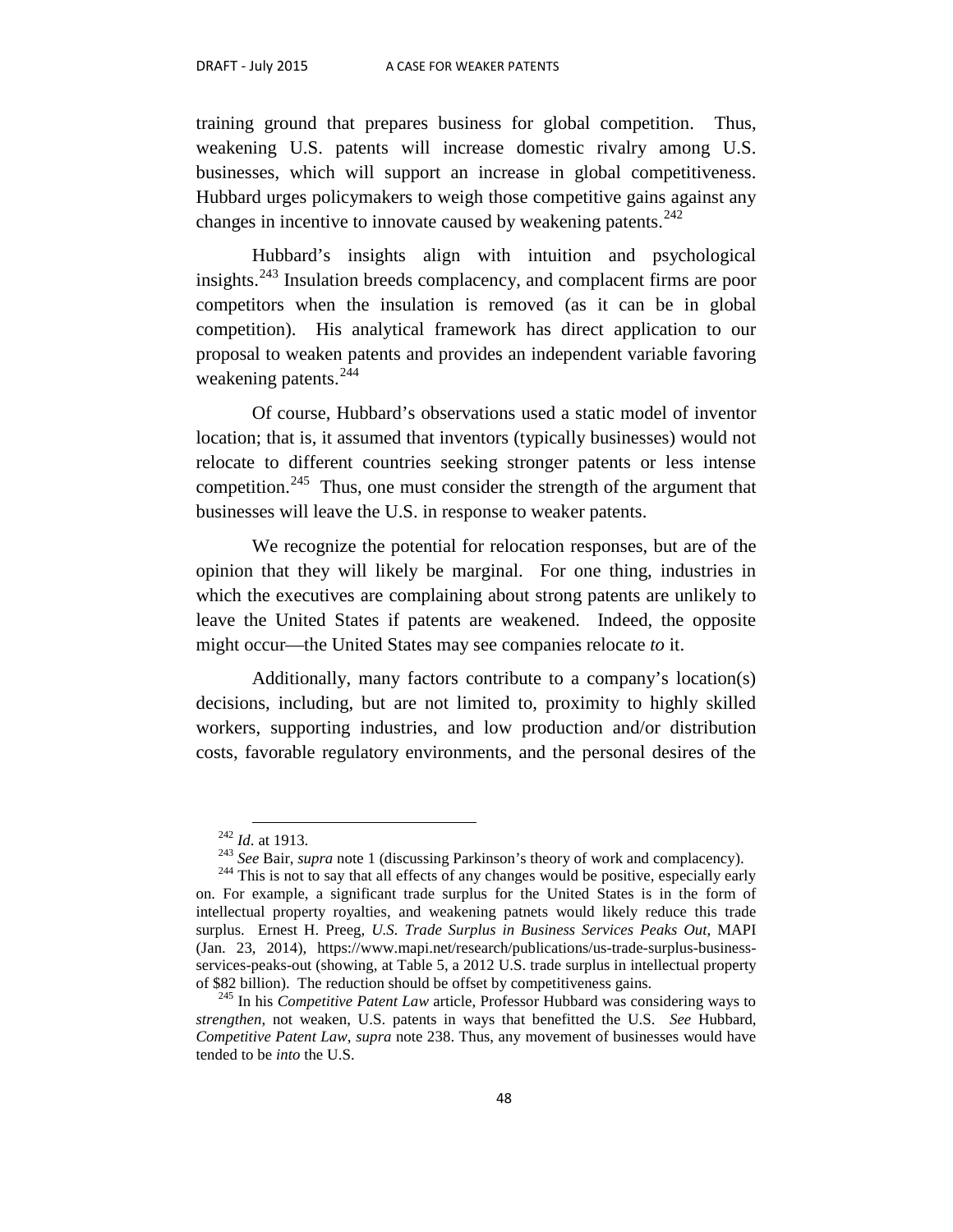training ground that prepares business for global competition. Thus, weakening U.S. patents will increase domestic rivalry among U.S. businesses, which will support an increase in global competitiveness. Hubbard urges policymakers to weigh those competitive gains against any changes in incentive to innovate caused by weakening patents.[242]

Hubbard's insights align with intuition and psychological insights.[243] Insulation breeds complacency, and complacent firms are poor competitors when the insulation is removed (as it can be in global competition). His analytical framework has direct application to our proposal to weaken patents and provides an independent variable favoring weakening patents.[244]

Of course, Hubbard's observations used a static model of inventor location; that is, it assumed that inventors (typically businesses) would not relocate to different countries seeking stronger patents or less intense competition.[245] Thus, one must consider the strength of the argument that businesses will leave the U.S. in response to weaker patents.

We recognize the potential for relocation responses, but are of the opinion that they will likely be marginal. For one thing, industries in which the executives are complaining about strong patents are unlikely to leave the United States if patents are weakened. Indeed, the opposite might occur—the United States may see companies relocate *to* it.

Additionally, many factors contribute to a company's location(s) decisions, including, but are not limited to, proximity to highly skilled workers, supporting industries, and low production and/or distribution costs, favorable regulatory environments, and the personal desires of the

---

[242] *Id.* at 1913.

[243] *See* Bair, *supra* note 1 (discussing Parkinson's theory of work and complacency).

[244] This is not to say that all effects of any changes would be positive, especially early on. For example, a significant trade surplus for the United States is in the form of intellectual property royalties, and weakening patnets would likely reduce this trade surplus. Ernest H. Preeg, *U.S. Trade Surplus in Business Services Peaks Out*, MAPI (Jan. 23, 2014), https://www.mapi.net/research/publications/us-trade-surplus-business-services-peaks-out (showing, at Table 5, a 2012 U.S. trade surplus in intellectual property of $82 billion). The reduction should be offset by competitiveness gains.

[245] In his *Competitive Patent Law* article, Professor Hubbard was considering ways to *strengthen*, not weaken, U.S. patents in ways that benefitted the U.S. *See* Hubbard, *Competitive Patent Law*, *supra* note 238. Thus, any movement of businesses would have tended to be *into* the U.S.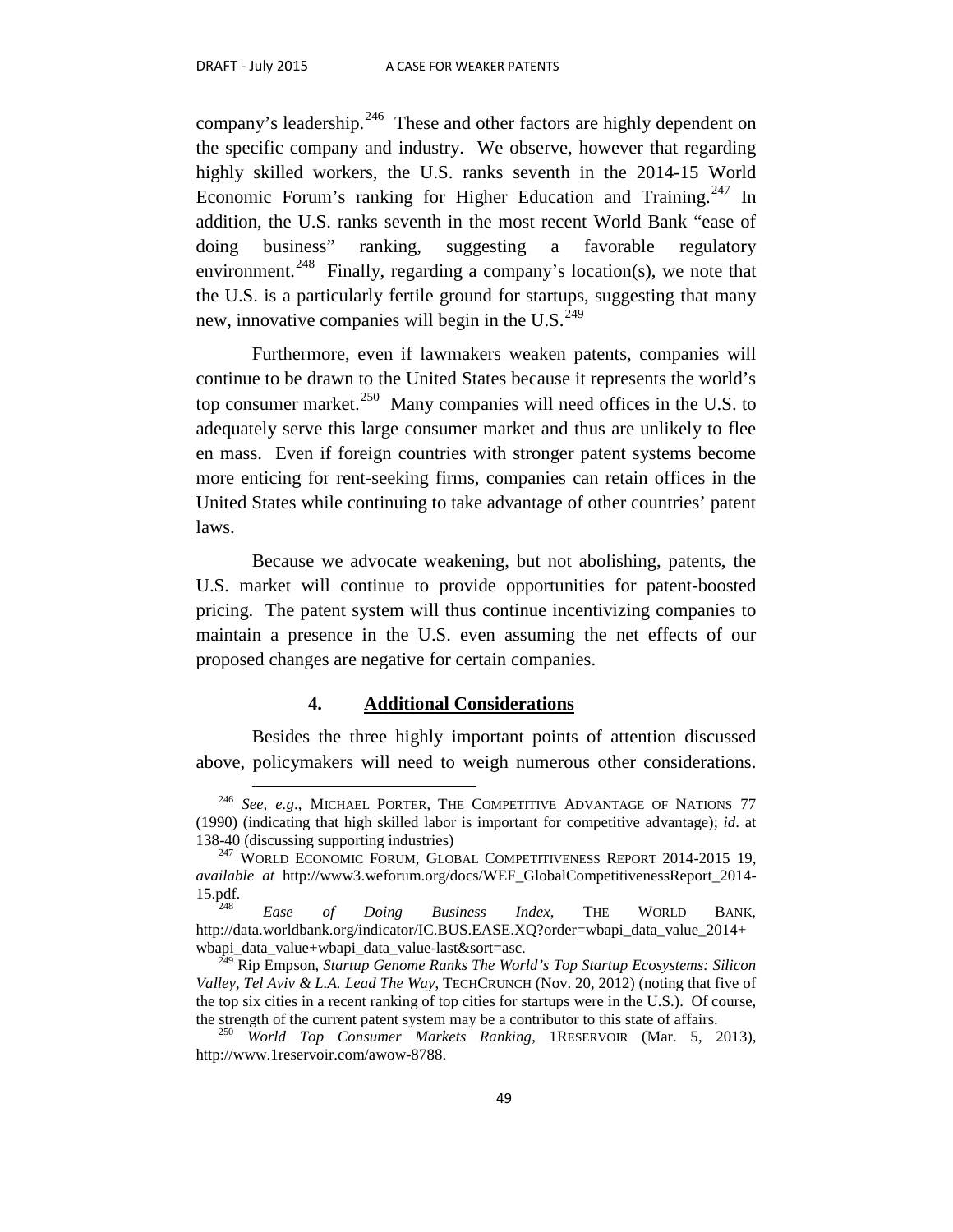company's leadership.[246] These and other factors are highly dependent on the specific company and industry. We observe, however that regarding highly skilled workers, the U.S. ranks seventh in the 2014-15 World Economic Forum's ranking for Higher Education and Training.[247] In addition, the U.S. ranks seventh in the most recent World Bank "ease of doing business" ranking, suggesting a favorable regulatory environment.[248] Finally, regarding a company's location(s), we note that the U.S. is a particularly fertile ground for startups, suggesting that many new, innovative companies will begin in the U.S.[249]

Furthermore, even if lawmakers weaken patents, companies will continue to be drawn to the United States because it represents the world's top consumer market.[250] Many companies will need offices in the U.S. to adequately serve this large consumer market and thus are unlikely to flee en mass. Even if foreign countries with stronger patent systems become more enticing for rent-seeking firms, companies can retain offices in the United States while continuing to take advantage of other countries' patent laws.

Because we advocate weakening, but not abolishing, patents, the U.S. market will continue to provide opportunities for patent-boosted pricing. The patent system will thus continue incentivizing companies to maintain a presence in the U.S. even assuming the net effects of our proposed changes are negative for certain companies.

#### 4. **Additional Considerations**

Besides the three highly important points of attention discussed above, policymakers will need to weigh numerous other considerations.

---

[246] *See, e.g.*, MICHAEL PORTER, THE COMPETITIVE ADVANTAGE OF NATIONS 77 (1990) (indicating that high skilled labor is important for competitive advantage); *id*. at 138-40 (discussing supporting industries)

[247] WORLD ECONOMIC FORUM, GLOBAL COMPETITIVENESS REPORT 2014-2015 19, *available at* http://www3.weforum.org/docs/WEF_GlobalCompetitivenessReport_2014-15.pdf.

[248] *Ease of Doing Business Index*, THE WORLD BANK, http://data.worldbank.org/indicator/IC.BUS.EASE.XQ?order=wbapi_data_value_2014+wbapi_data_value+wbapi_data_value-last&sort=asc.

[249] Rip Empson, *Startup Genome Ranks The World's Top Startup Ecosystems: Silicon Valley, Tel Aviv & L.A. Lead The Way*, TECHCRUNCH (Nov. 20, 2012) (noting that five of the top six cities in a recent ranking of top cities for startups were in the U.S.). Of course, the strength of the current patent system may be a contributor to this state of affairs.

[250] *World Top Consumer Markets Ranking*, 1RESERVOIR (Mar. 5, 2013), http://www.1reservoir.com/awow-8788.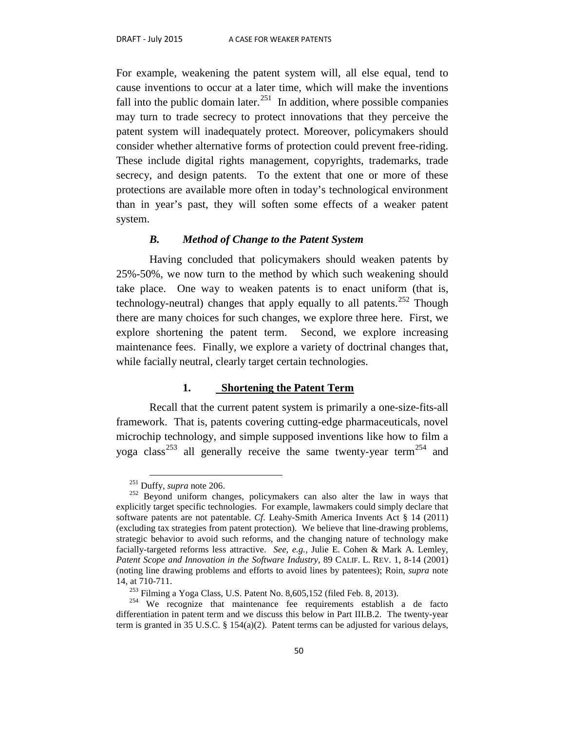For example, weakening the patent system will, all else equal, tend to cause inventions to occur at a later time, which will make the inventions fall into the public domain later.[251] In addition, where possible companies may turn to trade secrecy to protect innovations that they perceive the patent system will inadequately protect. Moreover, policymakers should consider whether alternative forms of protection could prevent free-riding. These include digital rights management, copyrights, trademarks, trade secrecy, and design patents. To the extent that one or more of these protections are available more often in today's technological environment than in year's past, they will soften some effects of a weaker patent system.

### *B. Method of Change to the Patent System*

Having concluded that policymakers should weaken patents by 25%-50%, we now turn to the method by which such weakening should take place. One way to weaken patents is to enact uniform (that is, technology-neutral) changes that apply equally to all patents.[252] Though there are many choices for such changes, we explore three here. First, we explore shortening the patent term. Second, we explore increasing maintenance fees. Finally, we explore a variety of doctrinal changes that, while facially neutral, clearly target certain technologies.

#### 1. <u>Shortening the Patent Term</u>

Recall that the current patent system is primarily a one-size-fits-all framework. That is, patents covering cutting-edge pharmaceuticals, novel microchip technology, and simple supposed inventions like how to film a yoga class[253] all generally receive the same twenty-year term[254] and

---

[251] Duffy, *supra* note 206.

[252] Beyond uniform changes, policymakers can also alter the law in ways that explicitly target specific technologies. For example, lawmakers could simply declare that software patents are not patentable. *Cf*. Leahy-Smith America Invents Act § 14 (2011) (excluding tax strategies from patent protection). We believe that line-drawing problems, strategic behavior to avoid such reforms, and the changing nature of technology make facially-targeted reforms less attractive. *See, e.g.*, Julie E. Cohen & Mark A. Lemley, *Patent Scope and Innovation in the Software Industry*, 89 CALIF. L. REV. 1, 8-14 (2001) (noting line drawing problems and efforts to avoid lines by patentees); Roin, *supra* note 14, at 710-711.

[253] Filming a Yoga Class, U.S. Patent No. 8,605,152 (filed Feb. 8, 2013).

[254] We recognize that maintenance fee requirements establish a de facto differentiation in patent term and we discuss this below in Part III.B.2. The twenty-year term is granted in 35 U.S.C. § 154(a)(2). Patent terms can be adjusted for various delays,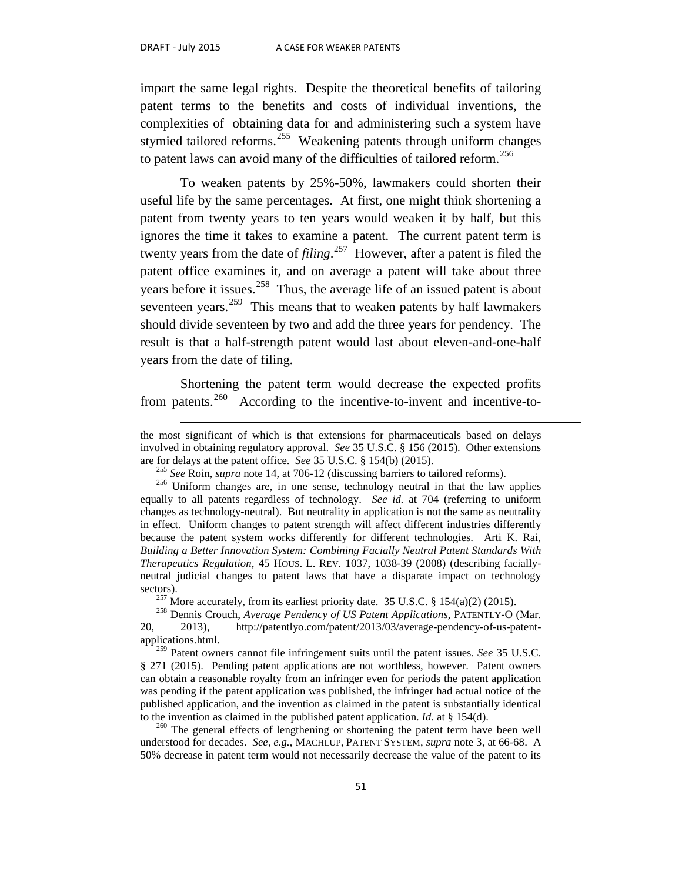impart the same legal rights. Despite the theoretical benefits of tailoring patent terms to the benefits and costs of individual inventions, the complexities of obtaining data for and administering such a system have stymied tailored reforms.[255] Weakening patents through uniform changes to patent laws can avoid many of the difficulties of tailored reform.[256]

To weaken patents by 25%-50%, lawmakers could shorten their useful life by the same percentages. At first, one might think shortening a patent from twenty years to ten years would weaken it by half, but this ignores the time it takes to examine a patent. The current patent term is twenty years from the date of *filing*.[257] However, after a patent is filed the patent office examines it, and on average a patent will take about three years before it issues.[258] Thus, the average life of an issued patent is about seventeen years.[259] This means that to weaken patents by half lawmakers should divide seventeen by two and add the three years for pendency. The result is that a half-strength patent would last about eleven-and-one-half years from the date of filing.

Shortening the patent term would decrease the expected profits from patents.[260] According to the incentive-to-invent and incentive-to-

---

the most significant of which is that extensions for pharmaceuticals based on delays involved in obtaining regulatory approval. *See* 35 U.S.C. § 156 (2015). Other extensions are for delays at the patent office. *See* 35 U.S.C. § 154(b) (2015).

[255] *See* Roin, *supra* note 14, at 706-12 (discussing barriers to tailored reforms).

[256] Uniform changes are, in one sense, technology neutral in that the law applies equally to all patents regardless of technology. *See id.* at 704 (referring to uniform changes as technology-neutral). But neutrality in application is not the same as neutrality in effect. Uniform changes to patent strength will affect different industries differently because the patent system works differently for different technologies. Arti K. Rai, *Building a Better Innovation System: Combining Facially Neutral Patent Standards With Therapeutics Regulation*, 45 HOUS. L. REV. 1037, 1038-39 (2008) (describing facially-neutral judicial changes to patent laws that have a disparate impact on technology sectors).

[257] More accurately, from its earliest priority date. 35 U.S.C. § 154(a)(2) (2015).

[258] Dennis Crouch, *Average Pendency of US Patent Applications*, PATENTLY-O (Mar. 20, 2013), http://patentlyo.com/patent/2013/03/average-pendency-of-us-patent-applications.html.

[259] Patent owners cannot file infringement suits until the patent issues. *See* 35 U.S.C. § 271 (2015). Pending patent applications are not worthless, however. Patent owners can obtain a reasonable royalty from an infringer even for periods the patent application was pending if the patent application was published, the infringer had actual notice of the published application, and the invention as claimed in the patent is substantially identical to the invention as claimed in the published patent application. *Id*. at § 154(d).

[260] The general effects of lengthening or shortening the patent term have been well understood for decades. *See, e.g.*, MACHLUP, PATENT SYSTEM, *supra* note 3, at 66-68. A 50% decrease in patent term would not necessarily decrease the value of the patent to its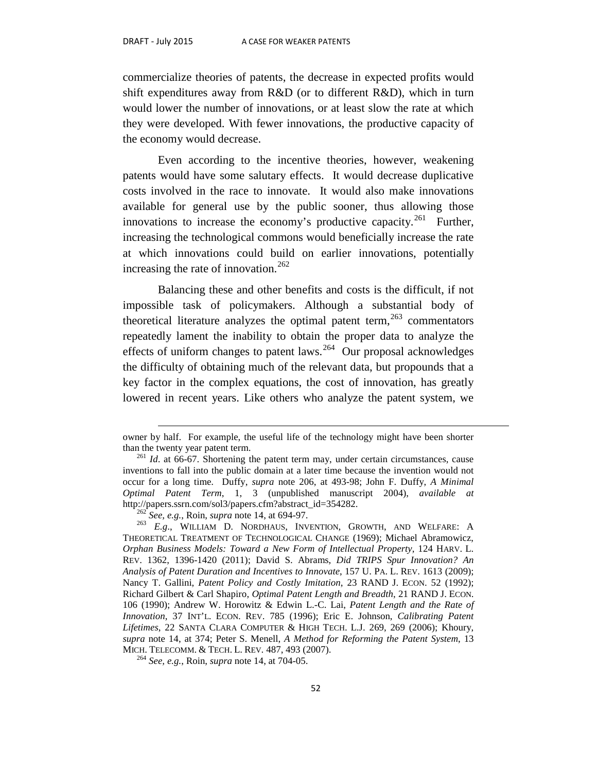commercialize theories of patents, the decrease in expected profits would shift expenditures away from R&D (or to different R&D), which in turn would lower the number of innovations, or at least slow the rate at which they were developed. With fewer innovations, the productive capacity of the economy would decrease.

Even according to the incentive theories, however, weakening patents would have some salutary effects. It would decrease duplicative costs involved in the race to innovate. It would also make innovations available for general use by the public sooner, thus allowing those innovations to increase the economy's productive capacity.[261] Further, increasing the technological commons would beneficially increase the rate at which innovations could build on earlier innovations, potentially increasing the rate of innovation.[262]

Balancing these and other benefits and costs is the difficult, if not impossible task of policymakers. Although a substantial body of theoretical literature analyzes the optimal patent term,[263] commentators repeatedly lament the inability to obtain the proper data to analyze the effects of uniform changes to patent laws.[264] Our proposal acknowledges the difficulty of obtaining much of the relevant data, but propounds that a key factor in the complex equations, the cost of innovation, has greatly lowered in recent years. Like others who analyze the patent system, we

---

owner by half. For example, the useful life of the technology might have been shorter than the twenty year patent term.

[261] *Id*. at 66-67. Shortening the patent term may, under certain circumstances, cause inventions to fall into the public domain at a later time because the invention would not occur for a long time. Duffy, *supra* note 206, at 493-98; John F. Duffy, *A Minimal Optimal Patent Term*, 1, 3 (unpublished manuscript 2004), *available at* http://papers.ssrn.com/sol3/papers.cfm?abstract_id=354282.

[262] *See, e.g.*, Roin, *supra* note 14, at 694-97.

[263] *E.g.*, WILLIAM D. NORDHAUS, INVENTION, GROWTH, AND WELFARE: A THEORETICAL TREATMENT OF TECHNOLOGICAL CHANGE (1969); Michael Abramowicz, *Orphan Business Models: Toward a New Form of Intellectual Property*, 124 HARV. L. REV. 1362, 1396-1420 (2011); David S. Abrams, *Did TRIPS Spur Innovation? An Analysis of Patent Duration and Incentives to Innovate*, 157 U. PA. L. REV. 1613 (2009); Nancy T. Gallini, *Patent Policy and Costly Imitation*, 23 RAND J. ECON. 52 (1992); Richard Gilbert & Carl Shapiro, *Optimal Patent Length and Breadth*, 21 RAND J. ECON. 106 (1990); Andrew W. Horowitz & Edwin L.-C. Lai, *Patent Length and the Rate of Innovation*, 37 INT'L. ECON. REV. 785 (1996); Eric E. Johnson, *Calibrating Patent Lifetimes*, 22 SANTA CLARA COMPUTER & HIGH TECH. L.J. 269, 269 (2006); Khoury, *supra* note 14, at 374; Peter S. Menell, *A Method for Reforming the Patent System*, 13 MICH. TELECOMM. & TECH. L. REV. 487, 493 (2007).

[264] *See, e.g.*, Roin, *supra* note 14, at 704-05.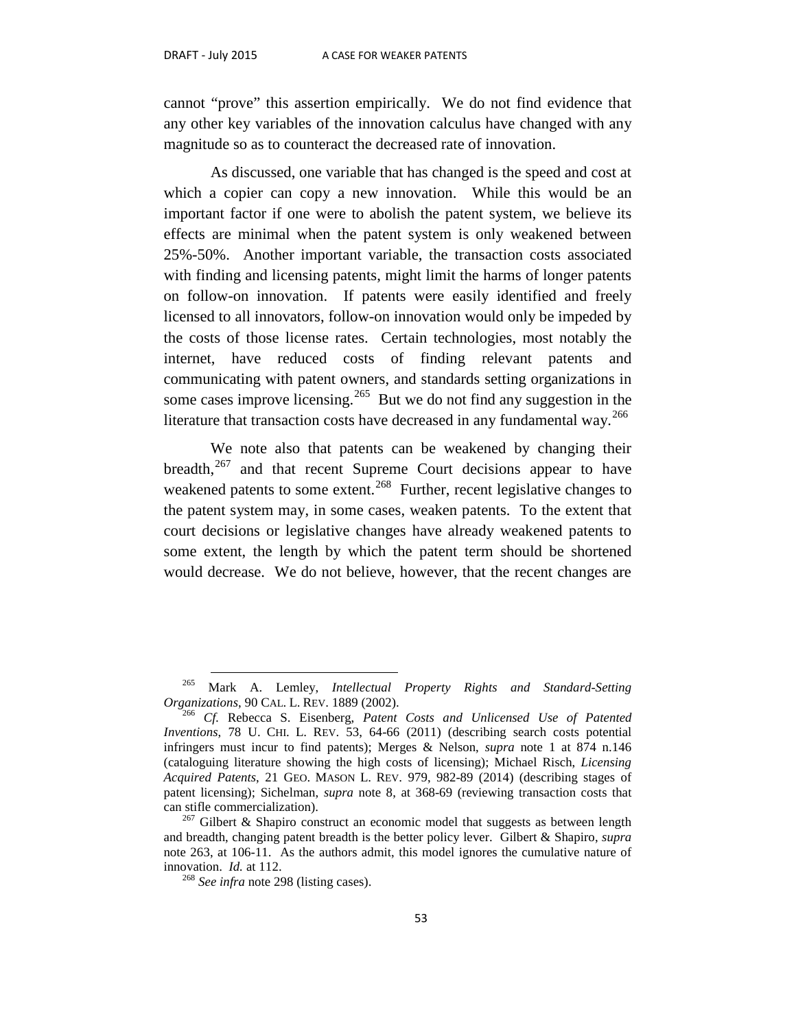cannot "prove" this assertion empirically. We do not find evidence that any other key variables of the innovation calculus have changed with any magnitude so as to counteract the decreased rate of innovation.

As discussed, one variable that has changed is the speed and cost at which a copier can copy a new innovation. While this would be an important factor if one were to abolish the patent system, we believe its effects are minimal when the patent system is only weakened between 25%-50%. Another important variable, the transaction costs associated with finding and licensing patents, might limit the harms of longer patents on follow-on innovation. If patents were easily identified and freely licensed to all innovators, follow-on innovation would only be impeded by the costs of those license rates. Certain technologies, most notably the internet, have reduced costs of finding relevant patents and communicating with patent owners, and standards setting organizations in some cases improve licensing.[265] But we do not find any suggestion in the literature that transaction costs have decreased in any fundamental way.[266]

We note also that patents can be weakened by changing their breadth,[267] and that recent Supreme Court decisions appear to have weakened patents to some extent.[268] Further, recent legislative changes to the patent system may, in some cases, weaken patents. To the extent that court decisions or legislative changes have already weakened patents to some extent, the length by which the patent term should be shortened would decrease. We do not believe, however, that the recent changes are

---

[265] Mark A. Lemley, *Intellectual Property Rights and Standard-Setting Organizations*, 90 CAL. L. REV. 1889 (2002).

[266] *Cf.* Rebecca S. Eisenberg, *Patent Costs and Unlicensed Use of Patented Inventions*, 78 U. CHI. L. REV. 53, 64-66 (2011) (describing search costs potential infringers must incur to find patents); Merges & Nelson, *supra* note 1 at 874 n.146 (cataloguing literature showing the high costs of licensing); Michael Risch, *Licensing Acquired Patents*, 21 GEO. MASON L. REV. 979, 982-89 (2014) (describing stages of patent licensing); Sichelman, *supra* note 8, at 368-69 (reviewing transaction costs that can stifle commercialization).

[267] Gilbert & Shapiro construct an economic model that suggests as between length and breadth, changing patent breadth is the better policy lever. Gilbert & Shapiro, *supra* note 263, at 106-11. As the authors admit, this model ignores the cumulative nature of innovation. *Id.* at 112.

[268] *See infra* note 298 (listing cases).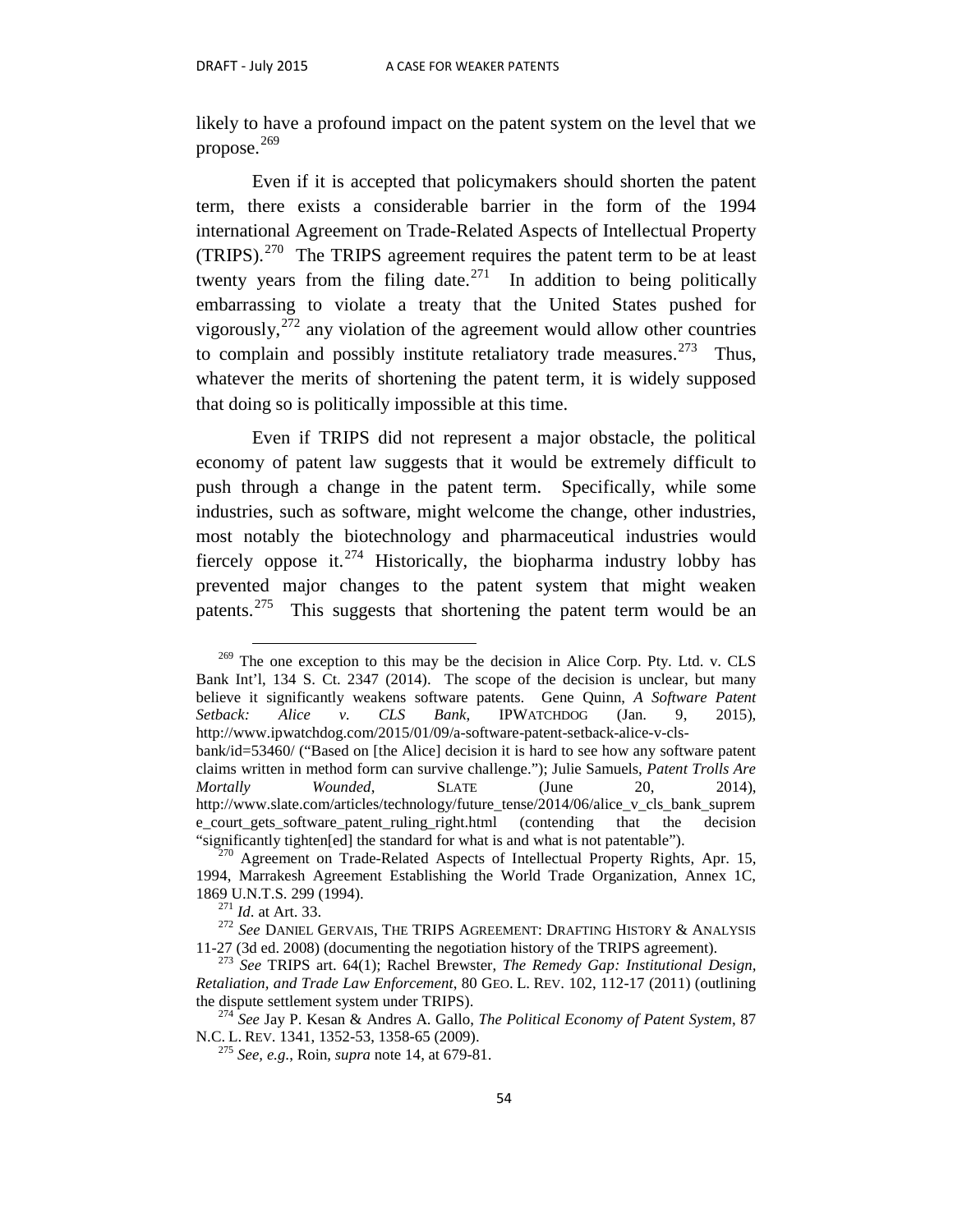likely to have a profound impact on the patent system on the level that we propose.[269]

Even if it is accepted that policymakers should shorten the patent term, there exists a considerable barrier in the form of the 1994 international Agreement on Trade-Related Aspects of Intellectual Property (TRIPS).[270] The TRIPS agreement requires the patent term to be at least twenty years from the filing date.[271] In addition to being politically embarrassing to violate a treaty that the United States pushed for vigorously,[272] any violation of the agreement would allow other countries to complain and possibly institute retaliatory trade measures.[273] Thus, whatever the merits of shortening the patent term, it is widely supposed that doing so is politically impossible at this time.

Even if TRIPS did not represent a major obstacle, the political economy of patent law suggests that it would be extremely difficult to push through a change in the patent term. Specifically, while some industries, such as software, might welcome the change, other industries, most notably the biotechnology and pharmaceutical industries would fiercely oppose it.[274] Historically, the biopharma industry lobby has prevented major changes to the patent system that might weaken patents.[275] This suggests that shortening the patent term would be an

---

[269] The one exception to this may be the decision in Alice Corp. Pty. Ltd. v. CLS Bank Int'l, 134 S. Ct. 2347 (2014). The scope of the decision is unclear, but many believe it significantly weakens software patents. Gene Quinn, *A Software Patent Setback: Alice v. CLS Bank*, IPWATCHDOG (Jan. 9, 2015), http://www.ipwatchdog.com/2015/01/09/a-software-patent-setback-alice-v-cls-bank/id=53460/ ("Based on [the Alice] decision it is hard to see how any software patent claims written in method form can survive challenge."); Julie Samuels, *Patent Trolls Are Mortally Wounded*, SLATE (June 20, 2014), http://www.slate.com/articles/technology/future_tense/2014/06/alice_v_cls_bank_supreme_court_gets_software_patent_ruling_right.html (contending that the decision "significantly tighten[ed] the standard for what is and what is not patentable").

[270] Agreement on Trade-Related Aspects of Intellectual Property Rights, Apr. 15, 1994, Marrakesh Agreement Establishing the World Trade Organization, Annex 1C, 1869 U.N.T.S. 299 (1994).

[271] *Id*. at Art. 33.

[272] *See* DANIEL GERVAIS, THE TRIPS AGREEMENT: DRAFTING HISTORY & ANALYSIS 11-27 (3d ed. 2008) (documenting the negotiation history of the TRIPS agreement).

[273] *See* TRIPS art. 64(1); Rachel Brewster, *The Remedy Gap: Institutional Design, Retaliation, and Trade Law Enforcement*, 80 GEO. L. REV. 102, 112-17 (2011) (outlining the dispute settlement system under TRIPS).

[274] *See* Jay P. Kesan & Andres A. Gallo, *The Political Economy of Patent System*, 87 N.C. L. REV. 1341, 1352-53, 1358-65 (2009).

[275] *See, e.g.*, Roin, *supra* note 14, at 679-81.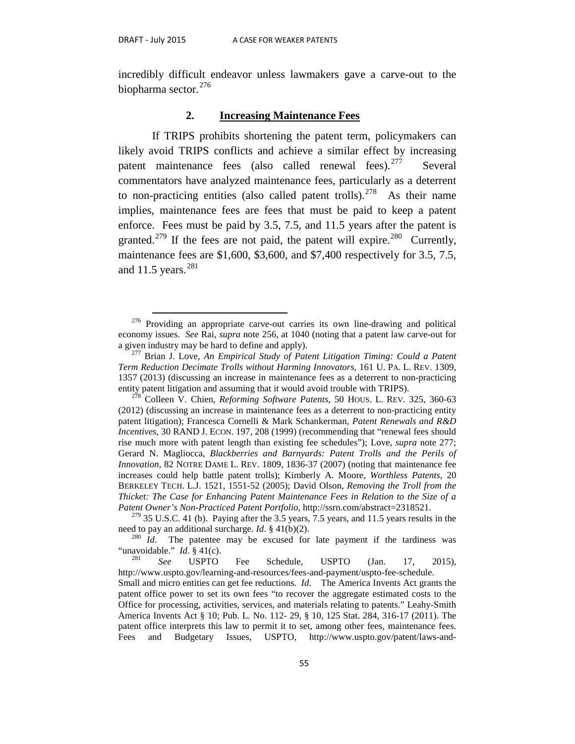incredibly difficult endeavor unless lawmakers gave a carve-out to the biopharma sector.[276]

### 2. **Increasing Maintenance Fees**

If TRIPS prohibits shortening the patent term, policymakers can likely avoid TRIPS conflicts and achieve a similar effect by increasing patent maintenance fees (also called renewal fees).[277] Several commentators have analyzed maintenance fees, particularly as a deterrent to non-practicing entities (also called patent trolls).[278] As their name implies, maintenance fees are fees that must be paid to keep a patent enforce. Fees must be paid by 3.5, 7.5, and 11.5 years after the patent is granted.[279] If the fees are not paid, the patent will expire.[280] Currently, maintenance fees are $1,600, $3,600, and $7,400 respectively for 3.5, 7.5, and 11.5 years.[281]

---

[276] Providing an appropriate carve-out carries its own line-drawing and political economy issues. *See* Rai, *supra* note 256, at 1040 (noting that a patent law carve-out for a given industry may be hard to define and apply).

[277] Brian J. Love, *An Empirical Study of Patent Litigation Timing: Could a Patent Term Reduction Decimate Trolls without Harming Innovators*, 161 U. PA. L. REV. 1309, 1357 (2013) (discussing an increase in maintenance fees as a deterrent to non-practicing entity patent litigation and assuming that it would avoid trouble with TRIPS).

[278] Colleen V. Chien, *Reforming Software Patents*, 50 HOUS. L. REV. 325, 360-63 (2012) (discussing an increase in maintenance fees as a deterrent to non-practicing entity patent litigation); Francesca Cornelli & Mark Schankerman, *Patent Renewals and R&D Incentives*, 30 RAND J. ECON. 197, 208 (1999) (recommending that "renewal fees should rise much more with patent length than existing fee schedules"); Love, *supra* note 277; Gerard N. Magliocca, *Blackberries and Barnyards: Patent Trolls and the Perils of Innovation*, 82 NOTRE DAME L. REV. 1809, 1836-37 (2007) (noting that maintenance fee increases could help battle patent trolls); Kimberly A. Moore, *Worthless Patents*, 20 BERKELEY TECH. L.J. 1521, 1551-52 (2005); David Olson, *Removing the Troll from the Thicket: The Case for Enhancing Patent Maintenance Fees in Relation to the Size of a Patent Owner's Non-Practiced Patent Portfolio*, http://ssrn.com/abstract=2318521.

[279] 35 U.S.C. 41 (b). Paying after the 3.5 years, 7.5 years, and 11.5 years results in the need to pay an additional surcharge. *Id*. § 41(b)(2).

[280] *Id*. The patentee may be excused for late payment if the tardiness was "unavoidable." *Id*. § 41(c).

[281] *See* USPTO Fee Schedule, USPTO (Jan. 17, 2015), http://www.uspto.gov/learning-and-resources/fees-and-payment/uspto-fee-schedule. Small and micro entities can get fee reductions. *Id*. The America Invents Act grants the patent office power to set its own fees "to recover the aggregate estimated costs to the Office for processing, activities, services, and materials relating to patents." Leahy-Smith America Invents Act § 10; Pub. L. No. 112- 29, § 10, 125 Stat. 284, 316-17 (2011). The patent office interprets this law to permit it to set, among other fees, maintenance fees. Fees and Budgetary Issues, USPTO, http://www.uspto.gov/patent/laws-and-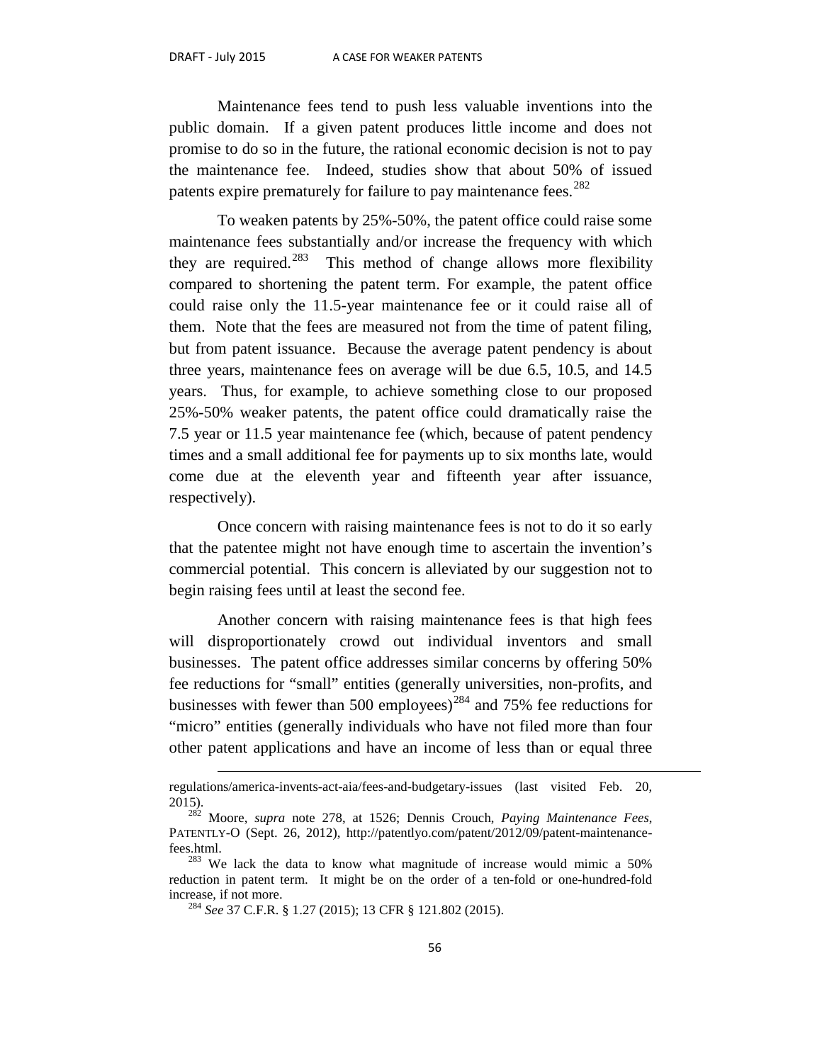Maintenance fees tend to push less valuable inventions into the public domain. If a given patent produces little income and does not promise to do so in the future, the rational economic decision is not to pay the maintenance fee. Indeed, studies show that about 50% of issued patents expire prematurely for failure to pay maintenance fees.[282]

To weaken patents by 25%-50%, the patent office could raise some maintenance fees substantially and/or increase the frequency with which they are required.[283] This method of change allows more flexibility compared to shortening the patent term. For example, the patent office could raise only the 11.5-year maintenance fee or it could raise all of them. Note that the fees are measured not from the time of patent filing, but from patent issuance. Because the average patent pendency is about three years, maintenance fees on average will be due 6.5, 10.5, and 14.5 years. Thus, for example, to achieve something close to our proposed 25%-50% weaker patents, the patent office could dramatically raise the 7.5 year or 11.5 year maintenance fee (which, because of patent pendency times and a small additional fee for payments up to six months late, would come due at the eleventh year and fifteenth year after issuance, respectively).

Once concern with raising maintenance fees is not to do it so early that the patentee might not have enough time to ascertain the invention's commercial potential. This concern is alleviated by our suggestion not to begin raising fees until at least the second fee.

Another concern with raising maintenance fees is that high fees will disproportionately crowd out individual inventors and small businesses. The patent office addresses similar concerns by offering 50% fee reductions for "small" entities (generally universities, non-profits, and businesses with fewer than 500 employees)[284] and 75% fee reductions for "micro" entities (generally individuals who have not filed more than four other patent applications and have an income of less than or equal three

---

regulations/america-invents-act-aia/fees-and-budgetary-issues (last visited Feb. 20, 2015).

[282] Moore, *supra* note 278, at 1526; Dennis Crouch, *Paying Maintenance Fees*, PATENTLY-O (Sept. 26, 2012), http://patentlyo.com/patent/2012/09/patent-maintenance-fees.html.

[283] We lack the data to know what magnitude of increase would mimic a 50% reduction in patent term. It might be on the order of a ten-fold or one-hundred-fold increase, if not more.

[284] *See* 37 C.F.R. § 1.27 (2015); 13 CFR § 121.802 (2015).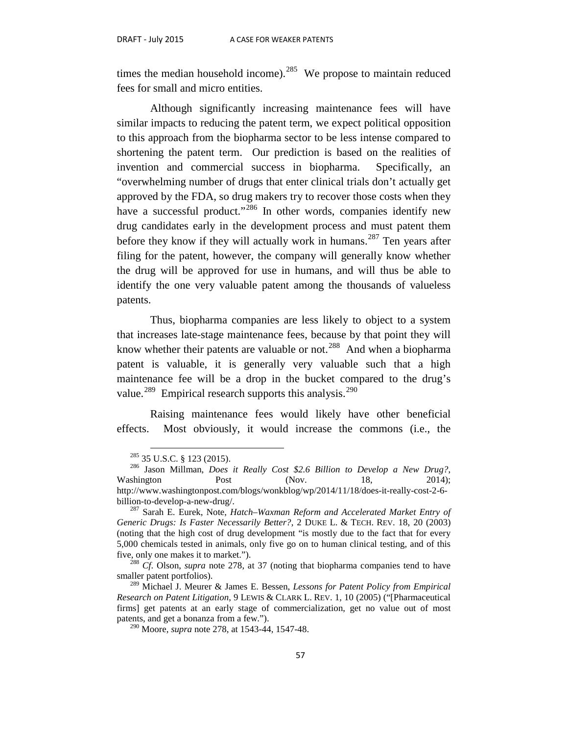times the median household income).[285] We propose to maintain reduced fees for small and micro entities.

Although significantly increasing maintenance fees will have similar impacts to reducing the patent term, we expect political opposition to this approach from the biopharma sector to be less intense compared to shortening the patent term. Our prediction is based on the realities of invention and commercial success in biopharma. Specifically, an "overwhelming number of drugs that enter clinical trials don't actually get approved by the FDA, so drug makers try to recover those costs when they have a successful product."[286] In other words, companies identify new drug candidates early in the development process and must patent them before they know if they will actually work in humans.[287] Ten years after filing for the patent, however, the company will generally know whether the drug will be approved for use in humans, and will thus be able to identify the one very valuable patent among the thousands of valueless patents.

Thus, biopharma companies are less likely to object to a system that increases late-stage maintenance fees, because by that point they will know whether their patents are valuable or not.[288] And when a biopharma patent is valuable, it is generally very valuable such that a high maintenance fee will be a drop in the bucket compared to the drug's value.[289] Empirical research supports this analysis.[290]

Raising maintenance fees would likely have other beneficial effects. Most obviously, it would increase the commons (i.e., the

---

[285] 35 U.S.C. § 123 (2015).

[286] Jason Millman, *Does it Really Cost $2.6 Billion to Develop a New Drug?*, Washington Post (Nov. 18, 2014); http://www.washingtonpost.com/blogs/wonkblog/wp/2014/11/18/does-it-really-cost-2-6-billion-to-develop-a-new-drug/.

[287] Sarah E. Eurek, Note, *Hatch–Waxman Reform and Accelerated Market Entry of Generic Drugs: Is Faster Necessarily Better?*, 2 DUKE L. & TECH. REV. 18, 20 (2003) (noting that the high cost of drug development "is mostly due to the fact that for every 5,000 chemicals tested in animals, only five go on to human clinical testing, and of this five, only one makes it to market.").

[288] *Cf.* Olson, *supra* note 278, at 37 (noting that biopharma companies tend to have smaller patent portfolios).

[289] Michael J. Meurer & James E. Bessen, *Lessons for Patent Policy from Empirical Research on Patent Litigation*, 9 LEWIS & CLARK L. REV. 1, 10 (2005) ("[Pharmaceutical firms] get patents at an early stage of commercialization, get no value out of most patents, and get a bonanza from a few.").

[290] Moore, *supra* note 278, at 1543-44, 1547-48.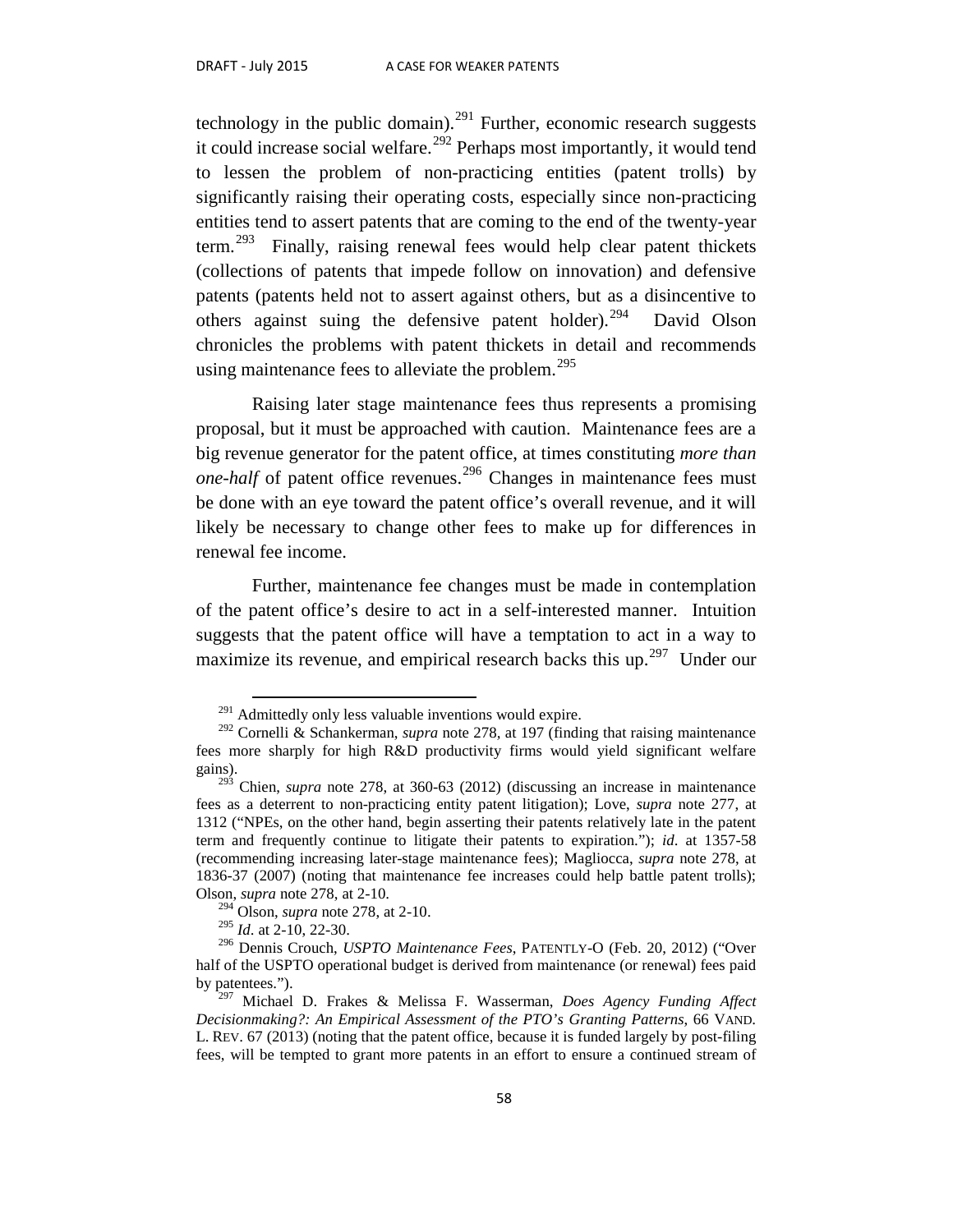technology in the public domain).[291] Further, economic research suggests it could increase social welfare.[292] Perhaps most importantly, it would tend to lessen the problem of non-practicing entities (patent trolls) by significantly raising their operating costs, especially since non-practicing entities tend to assert patents that are coming to the end of the twenty-year term.[293] Finally, raising renewal fees would help clear patent thickets (collections of patents that impede follow on innovation) and defensive patents (patents held not to assert against others, but as a disincentive to others against suing the defensive patent holder).[294] David Olson chronicles the problems with patent thickets in detail and recommends using maintenance fees to alleviate the problem.[295]

Raising later stage maintenance fees thus represents a promising proposal, but it must be approached with caution. Maintenance fees are a big revenue generator for the patent office, at times constituting *more than one-half* of patent office revenues.[296] Changes in maintenance fees must be done with an eye toward the patent office's overall revenue, and it will likely be necessary to change other fees to make up for differences in renewal fee income.

Further, maintenance fee changes must be made in contemplation of the patent office's desire to act in a self-interested manner. Intuition suggests that the patent office will have a temptation to act in a way to maximize its revenue, and empirical research backs this up.[297] Under our

---

[291] Admittedly only less valuable inventions would expire.

[292] Cornelli & Schankerman, *supra* note 278, at 197 (finding that raising maintenance fees more sharply for high R&D productivity firms would yield significant welfare gains).

[293] Chien, *supra* note 278, at 360-63 (2012) (discussing an increase in maintenance fees as a deterrent to non-practicing entity patent litigation); Love, *supra* note 277, at 1312 ("NPEs, on the other hand, begin asserting their patents relatively late in the patent term and frequently continue to litigate their patents to expiration."); *id*. at 1357-58 (recommending increasing later-stage maintenance fees); Magliocca, *supra* note 278, at 1836-37 (2007) (noting that maintenance fee increases could help battle patent trolls); Olson, *supra* note 278, at 2-10.

[294] Olson, *supra* note 278, at 2-10.

[295] *Id*. at 2-10, 22-30.

[296] Dennis Crouch, *USPTO Maintenance Fees*, PATENTLY-O (Feb. 20, 2012) ("Over half of the USPTO operational budget is derived from maintenance (or renewal) fees paid by patentees.").

[297] Michael D. Frakes & Melissa F. Wasserman, *Does Agency Funding Affect Decisionmaking?: An Empirical Assessment of the PTO's Granting Patterns*, 66 VAND. L. REV. 67 (2013) (noting that the patent office, because it is funded largely by post-filing fees, will be tempted to grant more patents in an effort to ensure a continued stream of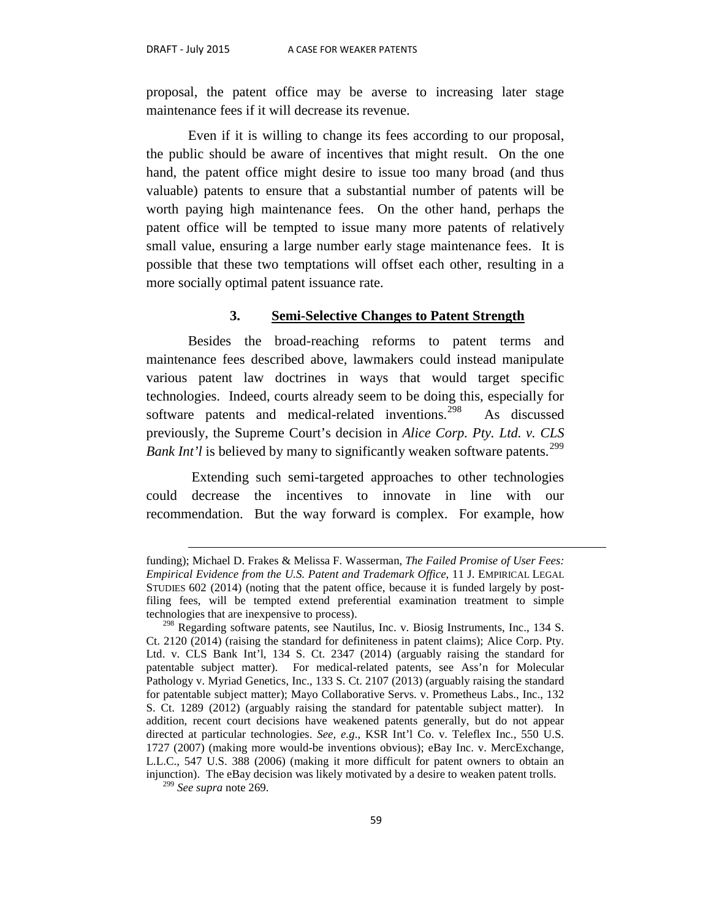proposal, the patent office may be averse to increasing later stage maintenance fees if it will decrease its revenue.

Even if it is willing to change its fees according to our proposal, the public should be aware of incentives that might result. On the one hand, the patent office might desire to issue too many broad (and thus valuable) patents to ensure that a substantial number of patents will be worth paying high maintenance fees. On the other hand, perhaps the patent office will be tempted to issue many more patents of relatively small value, ensuring a large number early stage maintenance fees. It is possible that these two temptations will offset each other, resulting in a more socially optimal patent issuance rate.

### 3. Semi-Selective Changes to Patent Strength

Besides the broad-reaching reforms to patent terms and maintenance fees described above, lawmakers could instead manipulate various patent law doctrines in ways that would target specific technologies. Indeed, courts already seem to be doing this, especially for software patents and medical-related inventions.[298] As discussed previously, the Supreme Court's decision in *Alice Corp. Pty. Ltd. v. CLS Bank Int'l* is believed by many to significantly weaken software patents.[299]

Extending such semi-targeted approaches to other technologies could decrease the incentives to innovate in line with our recommendation. But the way forward is complex. For example, how

---

funding); Michael D. Frakes & Melissa F. Wasserman, *The Failed Promise of User Fees: Empirical Evidence from the U.S. Patent and Trademark Office*, 11 J. EMPIRICAL LEGAL STUDIES 602 (2014) (noting that the patent office, because it is funded largely by post-filing fees, will be tempted extend preferential examination treatment to simple technologies that are inexpensive to process).

[298] Regarding software patents, see Nautilus, Inc. v. Biosig Instruments, Inc., 134 S. Ct. 2120 (2014) (raising the standard for definiteness in patent claims); Alice Corp. Pty. Ltd. v. CLS Bank Int'l, 134 S. Ct. 2347 (2014) (arguably raising the standard for patentable subject matter). For medical-related patents, see Ass'n for Molecular Pathology v. Myriad Genetics, Inc., 133 S. Ct. 2107 (2013) (arguably raising the standard for patentable subject matter); Mayo Collaborative Servs. v. Prometheus Labs., Inc., 132 S. Ct. 1289 (2012) (arguably raising the standard for patentable subject matter). In addition, recent court decisions have weakened patents generally, but do not appear directed at particular technologies. *See, e.g.*, KSR Int'l Co. v. Teleflex Inc., 550 U.S. 1727 (2007) (making more would-be inventions obvious); eBay Inc. v. MercExchange, L.L.C., 547 U.S. 388 (2006) (making it more difficult for patent owners to obtain an injunction). The eBay decision was likely motivated by a desire to weaken patent trolls.

[299] *See supra* note 269.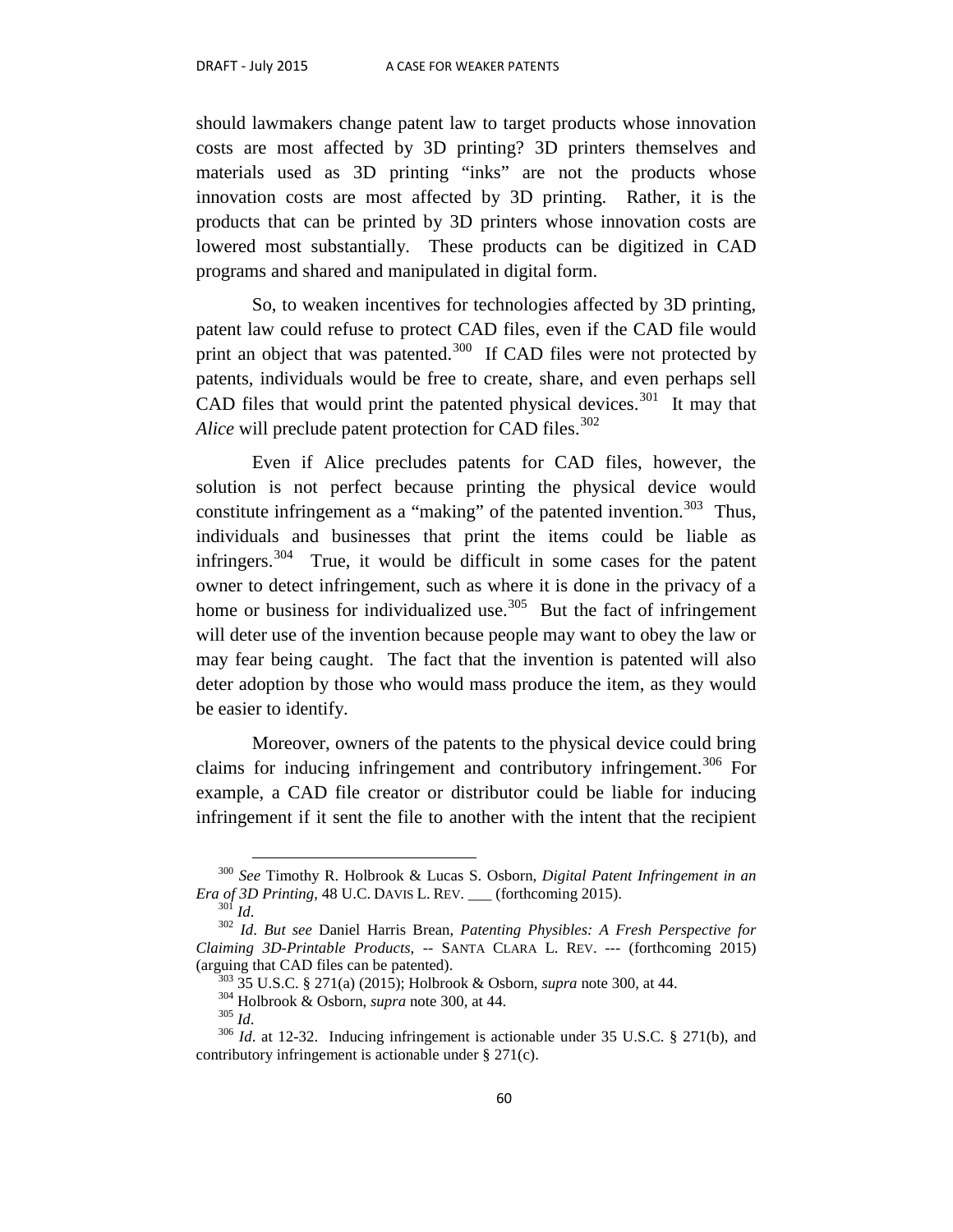should lawmakers change patent law to target products whose innovation costs are most affected by 3D printing? 3D printers themselves and materials used as 3D printing "inks" are not the products whose innovation costs are most affected by 3D printing. Rather, it is the products that can be printed by 3D printers whose innovation costs are lowered most substantially. These products can be digitized in CAD programs and shared and manipulated in digital form.

So, to weaken incentives for technologies affected by 3D printing, patent law could refuse to protect CAD files, even if the CAD file would print an object that was patented.[300] If CAD files were not protected by patents, individuals would be free to create, share, and even perhaps sell CAD files that would print the patented physical devices.[301] It may that *Alice* will preclude patent protection for CAD files.[302]

Even if Alice precludes patents for CAD files, however, the solution is not perfect because printing the physical device would constitute infringement as a "making" of the patented invention.[303] Thus, individuals and businesses that print the items could be liable as infringers.[304] True, it would be difficult in some cases for the patent owner to detect infringement, such as where it is done in the privacy of a home or business for individualized use.[305] But the fact of infringement will deter use of the invention because people may want to obey the law or may fear being caught. The fact that the invention is patented will also deter adoption by those who would mass produce the item, as they would be easier to identify.

Moreover, owners of the patents to the physical device could bring claims for inducing infringement and contributory infringement.[306] For example, a CAD file creator or distributor could be liable for inducing infringement if it sent the file to another with the intent that the recipient

---

[300] *See* Timothy R. Holbrook & Lucas S. Osborn, *Digital Patent Infringement in an Era of 3D Printing*, 48 U.C. DAVIS L. REV. ___ (forthcoming 2015).

[301] *Id*.

[302] *Id*. *But see* Daniel Harris Brean, *Patenting Physibles: A Fresh Perspective for Claiming 3D-Printable Products*, -- SANTA CLARA L. REV. --- (forthcoming 2015) (arguing that CAD files can be patented).

[303] 35 U.S.C. § 271(a) (2015); Holbrook & Osborn, *supra* note 300, at 44.

[304] Holbrook & Osborn, *supra* note 300, at 44.

[305] *Id*.

[306] *Id*. at 12-32. Inducing infringement is actionable under 35 U.S.C. § 271(b), and contributory infringement is actionable under § 271(c).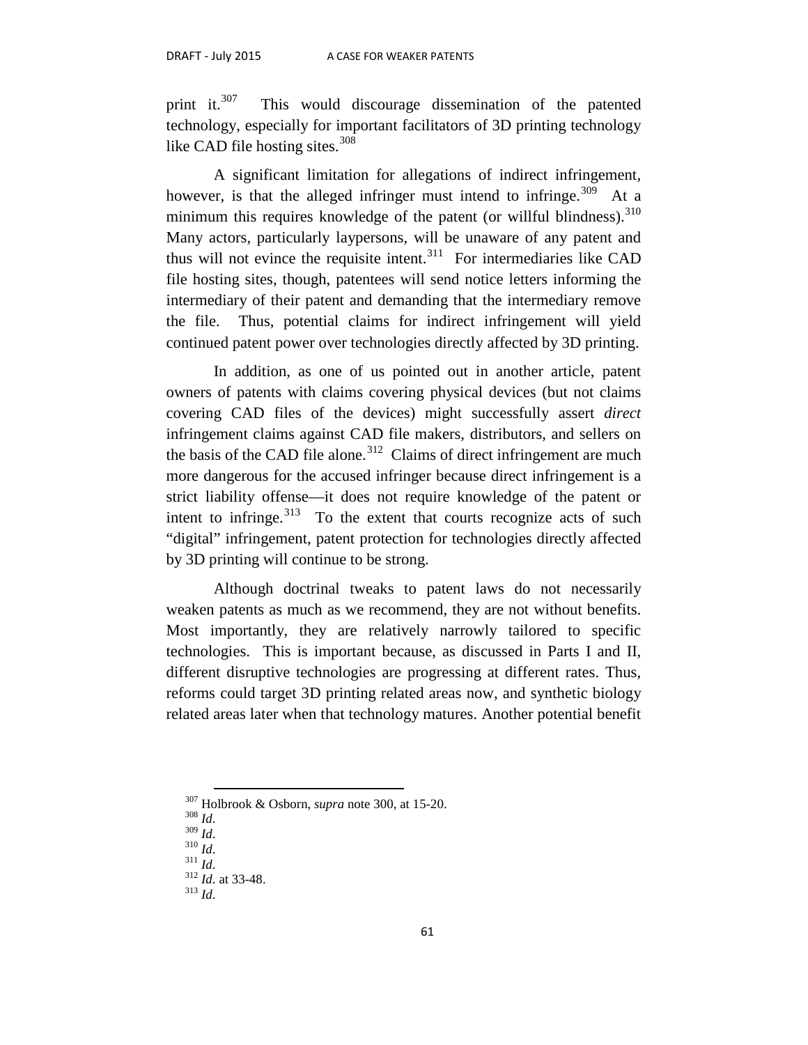print it.[307] This would discourage dissemination of the patented technology, especially for important facilitators of 3D printing technology like CAD file hosting sites.[308]

A significant limitation for allegations of indirect infringement, however, is that the alleged infringer must intend to infringe.[309] At a minimum this requires knowledge of the patent (or willful blindness).[310] Many actors, particularly laypersons, will be unaware of any patent and thus will not evince the requisite intent.[311] For intermediaries like CAD file hosting sites, though, patentees will send notice letters informing the intermediary of their patent and demanding that the intermediary remove the file. Thus, potential claims for indirect infringement will yield continued patent power over technologies directly affected by 3D printing.

In addition, as one of us pointed out in another article, patent owners of patents with claims covering physical devices (but not claims covering CAD files of the devices) might successfully assert *direct* infringement claims against CAD file makers, distributors, and sellers on the basis of the CAD file alone.[312] Claims of direct infringement are much more dangerous for the accused infringer because direct infringement is a strict liability offense—it does not require knowledge of the patent or intent to infringe.[313] To the extent that courts recognize acts of such "digital" infringement, patent protection for technologies directly affected by 3D printing will continue to be strong.

Although doctrinal tweaks to patent laws do not necessarily weaken patents as much as we recommend, they are not without benefits. Most importantly, they are relatively narrowly tailored to specific technologies. This is important because, as discussed in Parts I and II, different disruptive technologies are progressing at different rates. Thus, reforms could target 3D printing related areas now, and synthetic biology related areas later when that technology matures. Another potential benefit

---

[307] Holbrook & Osborn, *supra* note 300, at 15-20.
[308] *Id*.
[309] *Id*.
[310] *Id*.
[311] *Id*.
[312] *Id*. at 33-48.
[313] *Id*.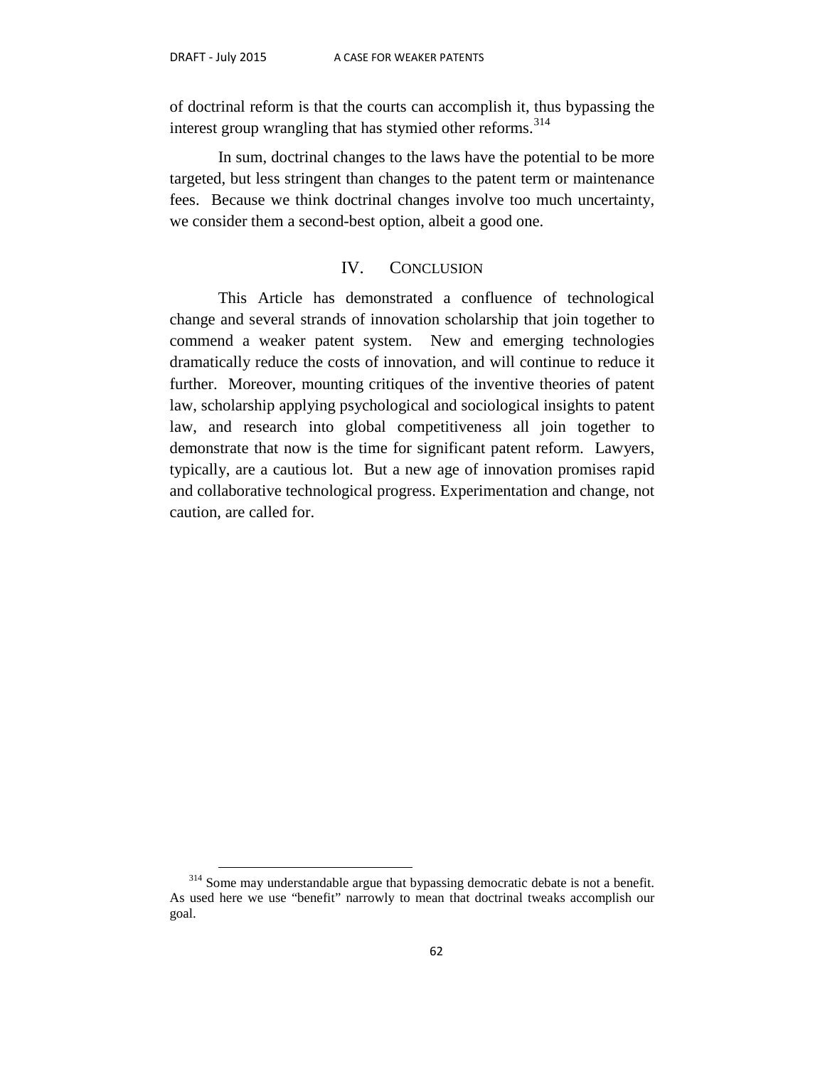of doctrinal reform is that the courts can accomplish it, thus bypassing the interest group wrangling that has stymied other reforms.[314]

In sum, doctrinal changes to the laws have the potential to be more targeted, but less stringent than changes to the patent term or maintenance fees. Because we think doctrinal changes involve too much uncertainty, we consider them a second-best option, albeit a good one.

## IV. CONCLUSION

This Article has demonstrated a confluence of technological change and several strands of innovation scholarship that join together to commend a weaker patent system. New and emerging technologies dramatically reduce the costs of innovation, and will continue to reduce it further. Moreover, mounting critiques of the inventive theories of patent law, scholarship applying psychological and sociological insights to patent law, and research into global competitiveness all join together to demonstrate that now is the time for significant patent reform. Lawyers, typically, are a cautious lot. But a new age of innovation promises rapid and collaborative technological progress. Experimentation and change, not caution, are called for.

---

[314] Some may understandable argue that bypassing democratic debate is not a benefit. As used here we use "benefit" narrowly to mean that doctrinal tweaks accomplish our goal.